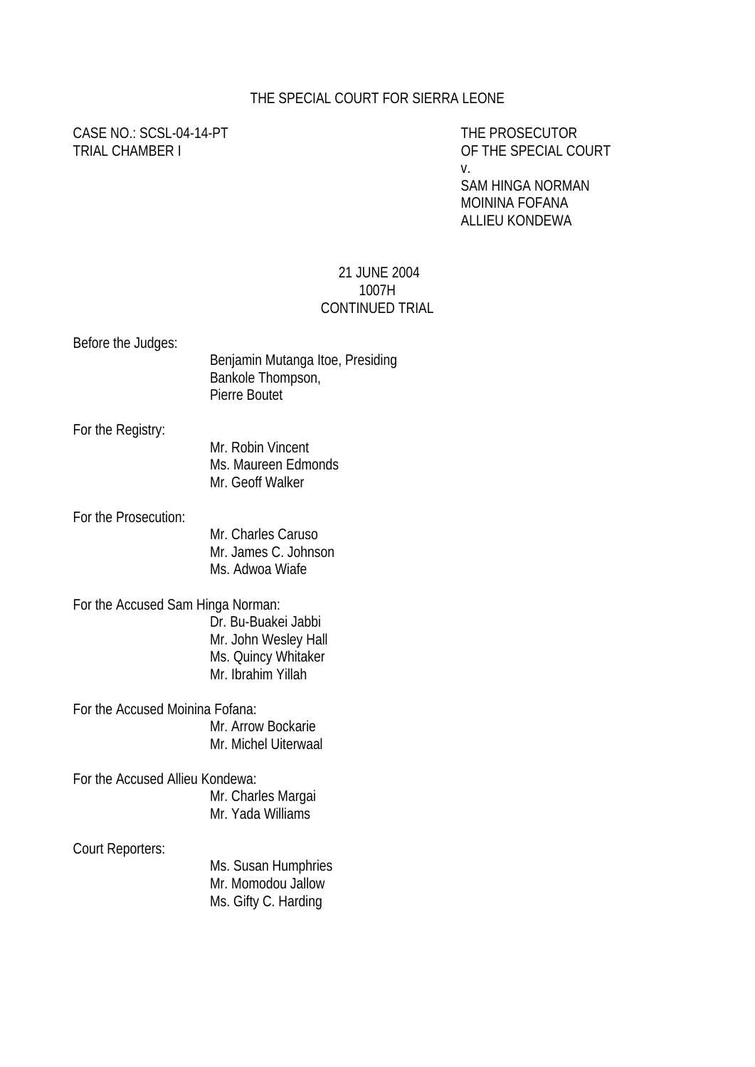THE SPECIAL COURT FOR SIERRA LEONE

CASE NO.: SCSL-04-14-PT
TRIAL CHAMBER I

THE PROSECUTOR
OF THE SPECIAL COURT
v.
SAM HINGA NORMAN
MOININA FOFANA
ALLIEU KONDEWA

21 JUNE 2004
1007H
CONTINUED TRIAL

Before the Judges:
Benjamin Mutanga Itoe, Presiding
Bankole Thompson,
Pierre Boutet

For the Registry:
Mr. Robin Vincent
Ms. Maureen Edmonds
Mr. Geoff Walker

For the Prosecution:
Mr. Charles Caruso
Mr. James C. Johnson
Ms. Adwoa Wiafe

For the Accused Sam Hinga Norman:
Dr. Bu-Buakei Jabbi
Mr. John Wesley Hall
Ms. Quincy Whitaker
Mr. Ibrahim Yillah

For the Accused Moinina Fofana:
Mr. Arrow Bockarie
Mr. Michel Uiterwaal

For the Accused Allieu Kondewa:
Mr. Charles Margai
Mr. Yada Williams

Court Reporters:
Ms. Susan Humphries
Mr. Momodou Jallow
Ms. Gifty C. Harding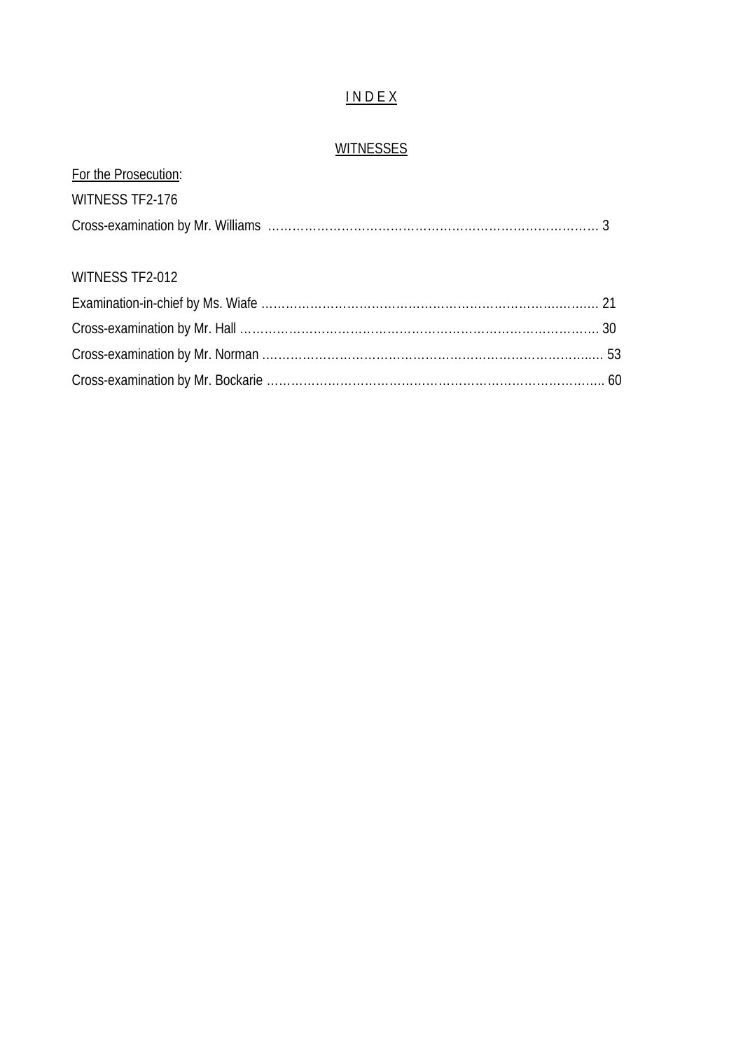# I N D E X

## WITNESSES

For the Prosecution:

WITNESS TF2-176

Cross-examination by Mr. Williams ………………………………………………………………………… 3

WITNESS TF2-012

Examination-in-chief by Ms. Wiafe ……………………………………………………………………… 21

Cross-examination by Mr. Hall ………………………………………………………………………… 30

Cross-examination by Mr. Norman ……………………………………………………………………… 53

Cross-examination by Mr. Bockarie ……………………………………………………………………… 60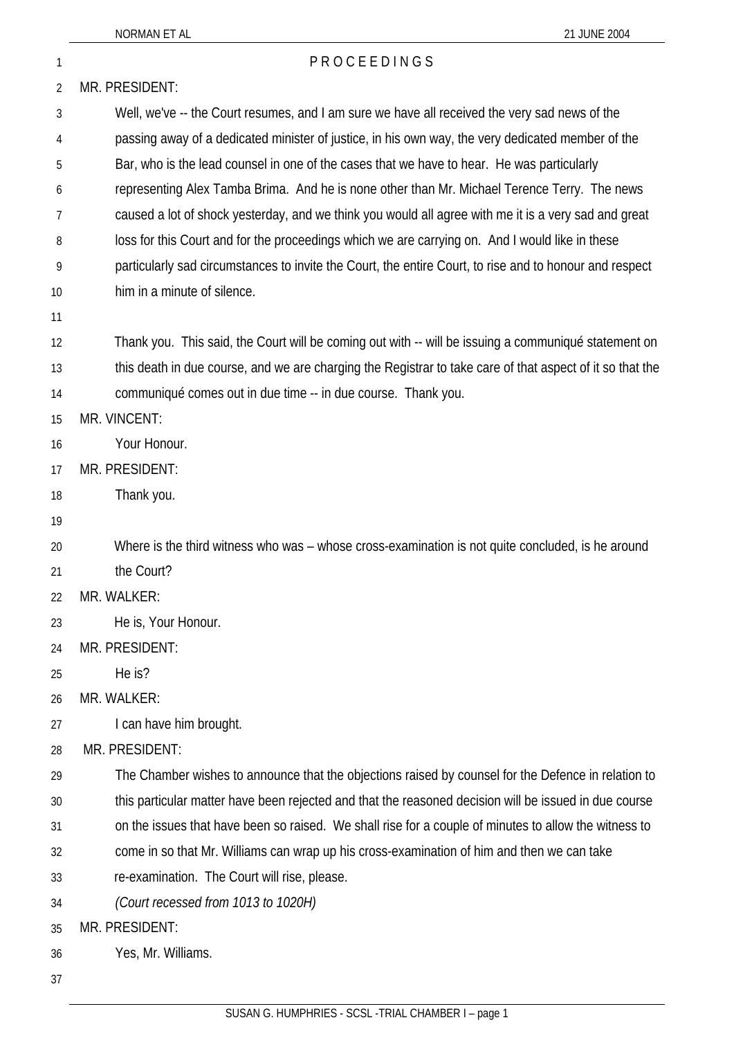# P R O C E E D I N G S

MR. PRESIDENT:

Well, we've -- the Court resumes, and I am sure we have all received the very sad news of the passing away of a dedicated minister of justice, in his own way, the very dedicated member of the Bar, who is the lead counsel in one of the cases that we have to hear. He was particularly representing Alex Tamba Brima. And he is none other than Mr. Michael Terence Terry. The news caused a lot of shock yesterday, and we think you would all agree with me it is a very sad and great loss for this Court and for the proceedings which we are carrying on. And I would like in these particularly sad circumstances to invite the Court, the entire Court, to rise and to honour and respect him in a minute of silence.

Thank you. This said, the Court will be coming out with -- will be issuing a communiqué statement on this death in due course, and we are charging the Registrar to take care of that aspect of it so that the communiqué comes out in due time -- in due course. Thank you.

MR. VINCENT:

Your Honour.

MR. PRESIDENT:

Thank you.

Where is the third witness who was – whose cross-examination is not quite concluded, is he around the Court?

MR. WALKER:

He is, Your Honour.

MR. PRESIDENT:

He is?

MR. WALKER:

I can have him brought.

MR. PRESIDENT:

The Chamber wishes to announce that the objections raised by counsel for the Defence in relation to this particular matter have been rejected and that the reasoned decision will be issued in due course on the issues that have been so raised. We shall rise for a couple of minutes to allow the witness to come in so that Mr. Williams can wrap up his cross-examination of him and then we can take re-examination. The Court will rise, please.

*(Court recessed from 1013 to 1020H)*

MR. PRESIDENT:

Yes, Mr. Williams.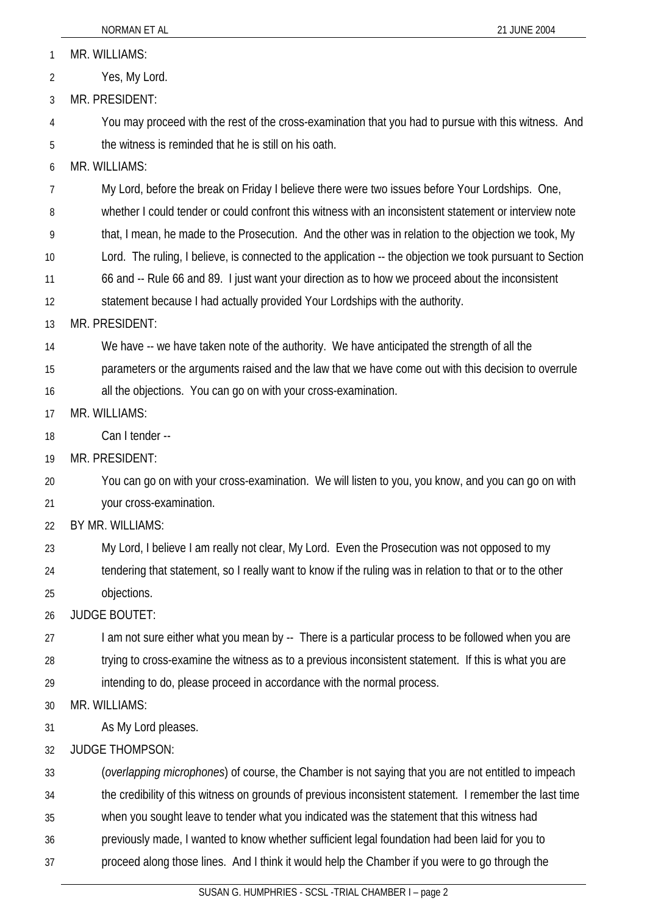MR. WILLIAMS:

Yes, My Lord.

MR. PRESIDENT:

You may proceed with the rest of the cross-examination that you had to pursue with this witness. And the witness is reminded that he is still on his oath.

MR. WILLIAMS:

My Lord, before the break on Friday I believe there were two issues before Your Lordships. One, whether I could tender or could confront this witness with an inconsistent statement or interview note that, I mean, he made to the Prosecution. And the other was in relation to the objection we took, My Lord. The ruling, I believe, is connected to the application -- the objection we took pursuant to Section 66 and -- Rule 66 and 89. I just want your direction as to how we proceed about the inconsistent statement because I had actually provided Your Lordships with the authority.

MR. PRESIDENT:

We have -- we have taken note of the authority. We have anticipated the strength of all the parameters or the arguments raised and the law that we have come out with this decision to overrule all the objections. You can go on with your cross-examination.

MR. WILLIAMS:

Can I tender --

MR. PRESIDENT:

You can go on with your cross-examination. We will listen to you, you know, and you can go on with your cross-examination.

BY MR. WILLIAMS:

My Lord, I believe I am really not clear, My Lord. Even the Prosecution was not opposed to my tendering that statement, so I really want to know if the ruling was in relation to that or to the other objections.

JUDGE BOUTET:

I am not sure either what you mean by -- There is a particular process to be followed when you are trying to cross-examine the witness as to a previous inconsistent statement. If this is what you are intending to do, please proceed in accordance with the normal process.

MR. WILLIAMS:

As My Lord pleases.

JUDGE THOMPSON:

(*overlapping microphones*) of course, the Chamber is not saying that you are not entitled to impeach the credibility of this witness on grounds of previous inconsistent statement. I remember the last time when you sought leave to tender what you indicated was the statement that this witness had previously made, I wanted to know whether sufficient legal foundation had been laid for you to proceed along those lines. And I think it would help the Chamber if you were to go through the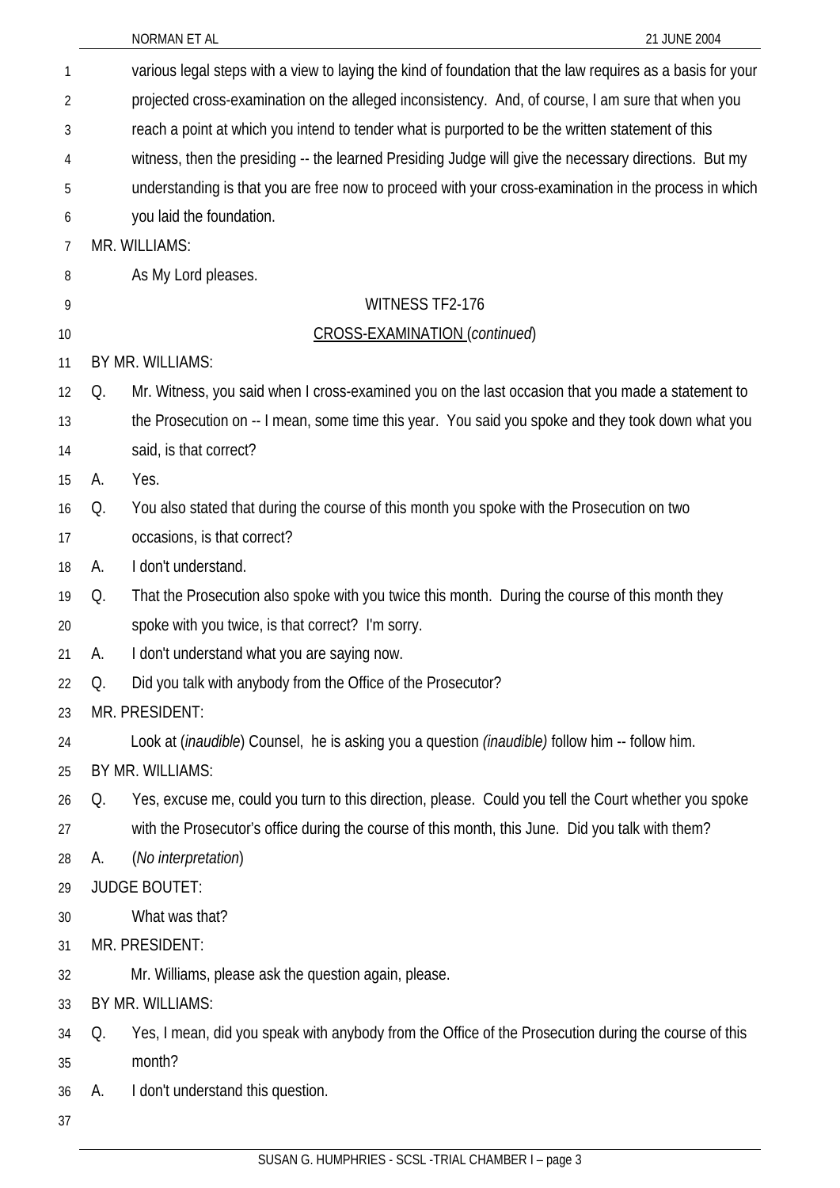various legal steps with a view to laying the kind of foundation that the law requires as a basis for your projected cross-examination on the alleged inconsistency. And, of course, I am sure that when you reach a point at which you intend to tender what is purported to be the written statement of this witness, then the presiding -- the learned Presiding Judge will give the necessary directions. But my understanding is that you are free now to proceed with your cross-examination in the process in which you laid the foundation.

MR. WILLIAMS:

As My Lord pleases.

WITNESS TF2-176

CROSS-EXAMINATION (*continued*)

BY MR. WILLIAMS:

Q. Mr. Witness, you said when I cross-examined you on the last occasion that you made a statement to the Prosecution on -- I mean, some time this year. You said you spoke and they took down what you said, is that correct?

A. Yes.

Q. You also stated that during the course of this month you spoke with the Prosecution on two occasions, is that correct?

A. I don't understand.

Q. That the Prosecution also spoke with you twice this month. During the course of this month they spoke with you twice, is that correct? I'm sorry.

A. I don't understand what you are saying now.

Q. Did you talk with anybody from the Office of the Prosecutor?

MR. PRESIDENT:

Look at (*inaudible*) Counsel, he is asking you a question *(inaudible)* follow him -- follow him.

BY MR. WILLIAMS:

Q. Yes, excuse me, could you turn to this direction, please. Could you tell the Court whether you spoke with the Prosecutor's office during the course of this month, this June. Did you talk with them?

A. (*No interpretation*)

JUDGE BOUTET:

What was that?

MR. PRESIDENT:

Mr. Williams, please ask the question again, please.

BY MR. WILLIAMS:

Q. Yes, I mean, did you speak with anybody from the Office of the Prosecution during the course of this month?

A. I don't understand this question.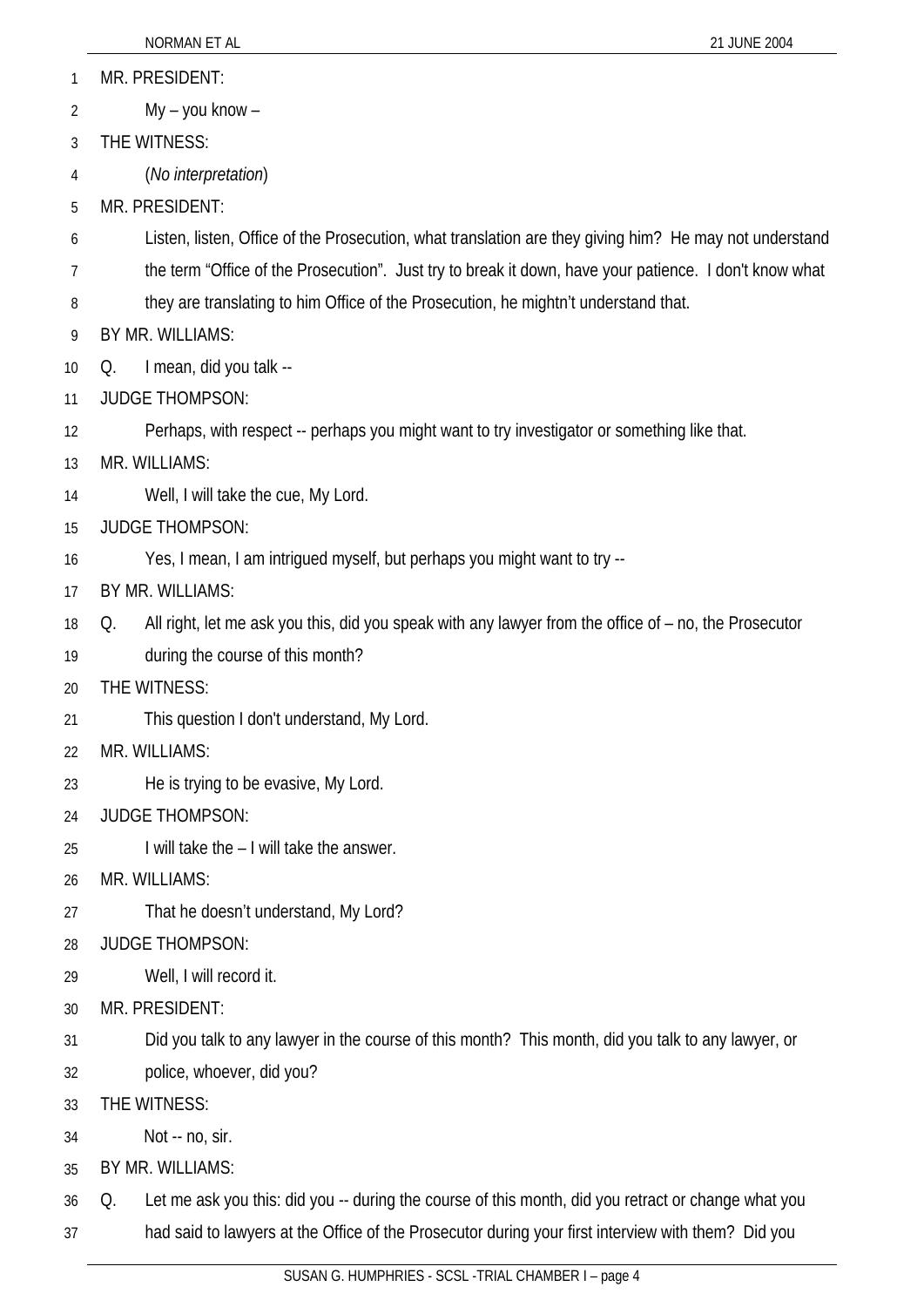MR. PRESIDENT:

My – you know –

THE WITNESS:

(*No interpretation*)

MR. PRESIDENT:

Listen, listen, Office of the Prosecution, what translation are they giving him? He may not understand the term "Office of the Prosecution". Just try to break it down, have your patience. I don't know what they are translating to him Office of the Prosecution, he mightn't understand that.

BY MR. WILLIAMS:

Q. I mean, did you talk --

JUDGE THOMPSON:

Perhaps, with respect -- perhaps you might want to try investigator or something like that.

MR. WILLIAMS:

Well, I will take the cue, My Lord.

JUDGE THOMPSON:

Yes, I mean, I am intrigued myself, but perhaps you might want to try --

BY MR. WILLIAMS:

Q. All right, let me ask you this, did you speak with any lawyer from the office of – no, the Prosecutor during the course of this month?

THE WITNESS:

This question I don't understand, My Lord.

MR. WILLIAMS:

He is trying to be evasive, My Lord.

JUDGE THOMPSON:

I will take the – I will take the answer.

MR. WILLIAMS:

That he doesn't understand, My Lord?

JUDGE THOMPSON:

Well, I will record it.

MR. PRESIDENT:

Did you talk to any lawyer in the course of this month? This month, did you talk to any lawyer, or police, whoever, did you?

THE WITNESS:

Not -- no, sir.

BY MR. WILLIAMS:

Q. Let me ask you this: did you -- during the course of this month, did you retract or change what you had said to lawyers at the Office of the Prosecutor during your first interview with them? Did you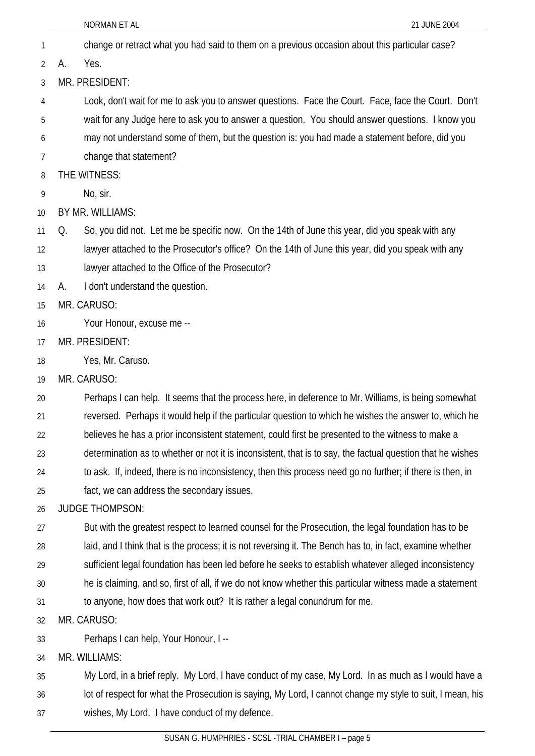change or retract what you had said to them on a previous occasion about this particular case?

A. Yes.

MR. PRESIDENT:

Look, don't wait for me to ask you to answer questions. Face the Court. Face, face the Court. Don't wait for any Judge here to ask you to answer a question. You should answer questions. I know you may not understand some of them, but the question is: you had made a statement before, did you change that statement?

THE WITNESS:

No, sir.

BY MR. WILLIAMS:

Q. So, you did not. Let me be specific now. On the 14th of June this year, did you speak with any lawyer attached to the Prosecutor's office? On the 14th of June this year, did you speak with any lawyer attached to the Office of the Prosecutor?

A. I don't understand the question.

MR. CARUSO:

Your Honour, excuse me --

MR. PRESIDENT:

Yes, Mr. Caruso.

MR. CARUSO:

Perhaps I can help. It seems that the process here, in deference to Mr. Williams, is being somewhat reversed. Perhaps it would help if the particular question to which he wishes the answer to, which he believes he has a prior inconsistent statement, could first be presented to the witness to make a determination as to whether or not it is inconsistent, that is to say, the factual question that he wishes to ask. If, indeed, there is no inconsistency, then this process need go no further; if there is then, in fact, we can address the secondary issues.

JUDGE THOMPSON:

But with the greatest respect to learned counsel for the Prosecution, the legal foundation has to be laid, and I think that is the process; it is not reversing it. The Bench has to, in fact, examine whether sufficient legal foundation has been led before he seeks to establish whatever alleged inconsistency he is claiming, and so, first of all, if we do not know whether this particular witness made a statement to anyone, how does that work out? It is rather a legal conundrum for me.

MR. CARUSO:

Perhaps I can help, Your Honour, I --

MR. WILLIAMS:

My Lord, in a brief reply. My Lord, I have conduct of my case, My Lord. In as much as I would have a lot of respect for what the Prosecution is saying, My Lord, I cannot change my style to suit, I mean, his wishes, My Lord. I have conduct of my defence.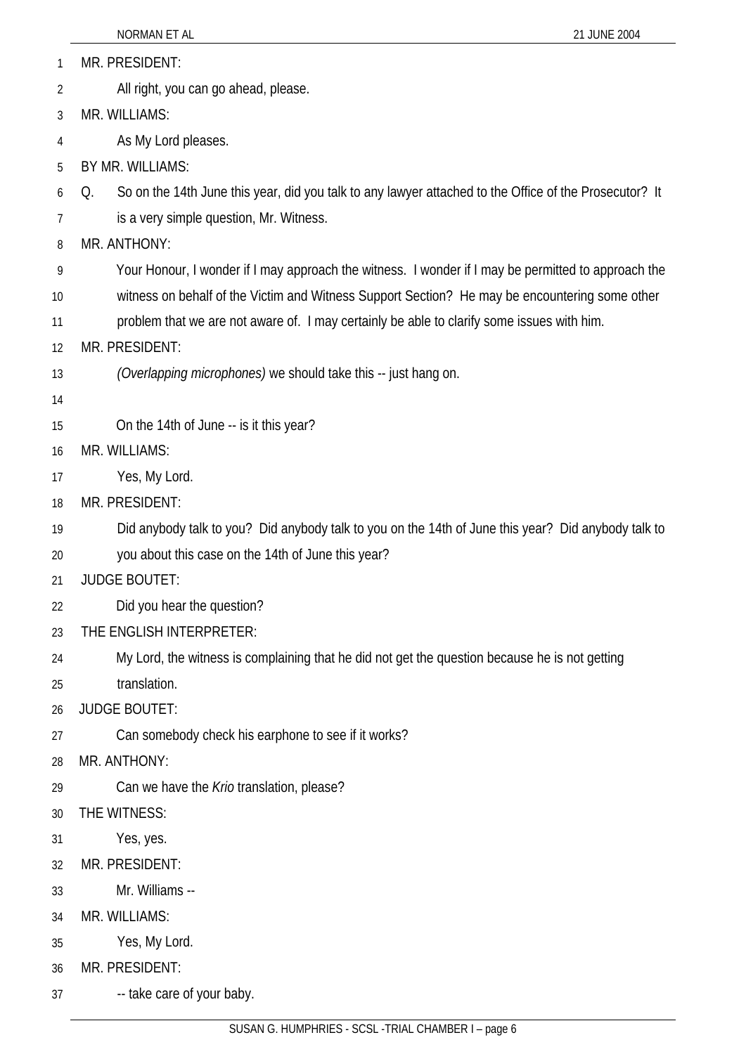MR. PRESIDENT:

All right, you can go ahead, please.

MR. WILLIAMS:

As My Lord pleases.

BY MR. WILLIAMS:

Q. So on the 14th June this year, did you talk to any lawyer attached to the Office of the Prosecutor? It is a very simple question, Mr. Witness.

MR. ANTHONY:

Your Honour, I wonder if I may approach the witness. I wonder if I may be permitted to approach the witness on behalf of the Victim and Witness Support Section? He may be encountering some other problem that we are not aware of. I may certainly be able to clarify some issues with him.

MR. PRESIDENT:

*(Overlapping microphones)* we should take this -- just hang on.

On the 14th of June -- is it this year?

MR. WILLIAMS:

Yes, My Lord.

MR. PRESIDENT:

Did anybody talk to you? Did anybody talk to you on the 14th of June this year? Did anybody talk to you about this case on the 14th of June this year?

JUDGE BOUTET:

Did you hear the question?

THE ENGLISH INTERPRETER:

My Lord, the witness is complaining that he did not get the question because he is not getting translation.

JUDGE BOUTET:

Can somebody check his earphone to see if it works?

MR. ANTHONY:

Can we have the *Krio* translation, please?

THE WITNESS:

Yes, yes.

MR. PRESIDENT:

Mr. Williams --

MR. WILLIAMS:

Yes, My Lord.

MR. PRESIDENT:

-- take care of your baby.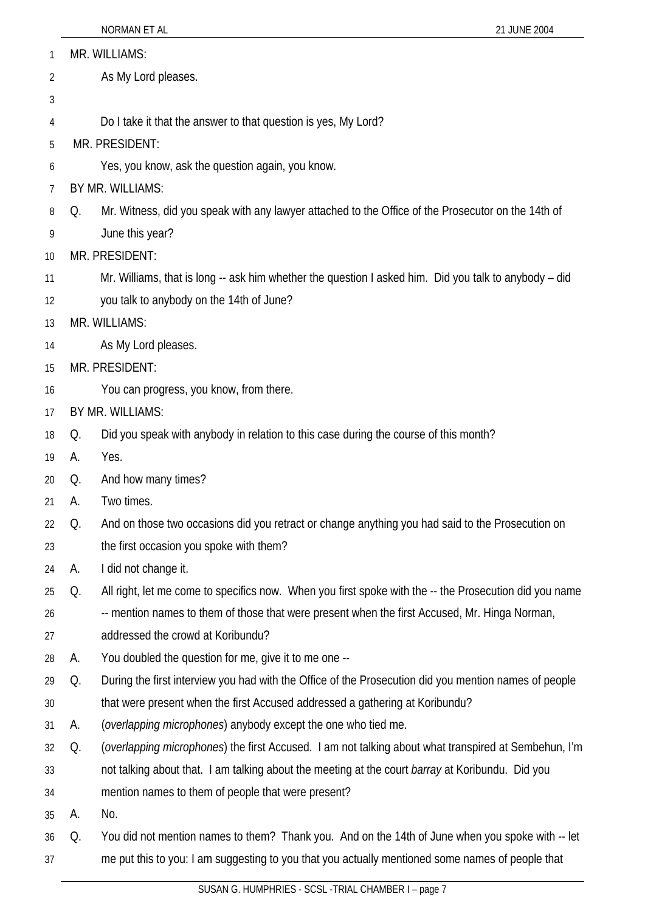MR. WILLIAMS:

As My Lord pleases.

Do I take it that the answer to that question is yes, My Lord?

MR. PRESIDENT:

Yes, you know, ask the question again, you know.

BY MR. WILLIAMS:

Q. Mr. Witness, did you speak with any lawyer attached to the Office of the Prosecutor on the 14th of June this year?

MR. PRESIDENT:

Mr. Williams, that is long -- ask him whether the question I asked him. Did you talk to anybody – did you talk to anybody on the 14th of June?

MR. WILLIAMS:

As My Lord pleases.

MR. PRESIDENT:

You can progress, you know, from there.

BY MR. WILLIAMS:

Q. Did you speak with anybody in relation to this case during the course of this month?

A. Yes.

Q. And how many times?

A. Two times.

Q. And on those two occasions did you retract or change anything you had said to the Prosecution on the first occasion you spoke with them?

A. I did not change it.

Q. All right, let me come to specifics now. When you first spoke with the -- the Prosecution did you name -- mention names to them of those that were present when the first Accused, Mr. Hinga Norman, addressed the crowd at Koribundu?

A. You doubled the question for me, give it to me one --

Q. During the first interview you had with the Office of the Prosecution did you mention names of people that were present when the first Accused addressed a gathering at Koribundu?

A. (*overlapping microphones*) anybody except the one who tied me.

Q. (*overlapping microphones*) the first Accused. I am not talking about what transpired at Sembehun, I'm not talking about that. I am talking about the meeting at the court *barray* at Koribundu. Did you mention names to them of people that were present?

A. No.

Q. You did not mention names to them? Thank you. And on the 14th of June when you spoke with -- let me put this to you: I am suggesting to you that you actually mentioned some names of people that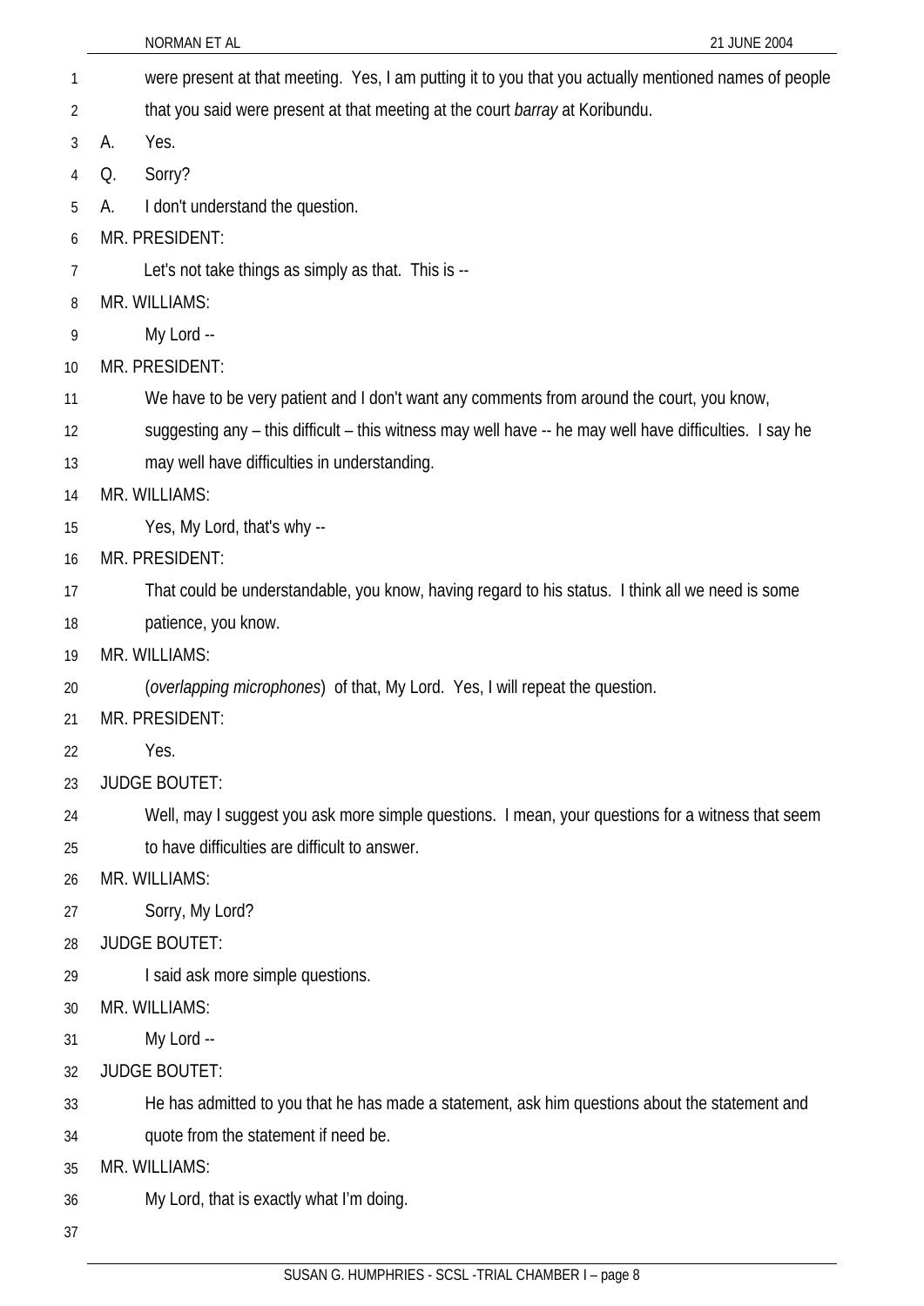were present at that meeting. Yes, I am putting it to you that you actually mentioned names of people that you said were present at that meeting at the court *barray* at Koribundu.

A. Yes.

Q. Sorry?

A. I don't understand the question.

MR. PRESIDENT:

Let's not take things as simply as that. This is --

MR. WILLIAMS:

My Lord --

MR. PRESIDENT:

We have to be very patient and I don't want any comments from around the court, you know, suggesting any – this difficult – this witness may well have -- he may well have difficulties. I say he may well have difficulties in understanding.

MR. WILLIAMS:

Yes, My Lord, that's why --

MR. PRESIDENT:

That could be understandable, you know, having regard to his status. I think all we need is some patience, you know.

MR. WILLIAMS:

(*overlapping microphones*) of that, My Lord. Yes, I will repeat the question.

MR. PRESIDENT:

Yes.

JUDGE BOUTET:

Well, may I suggest you ask more simple questions. I mean, your questions for a witness that seem to have difficulties are difficult to answer.

MR. WILLIAMS:

Sorry, My Lord?

JUDGE BOUTET:

I said ask more simple questions.

MR. WILLIAMS:

My Lord --

JUDGE BOUTET:

He has admitted to you that he has made a statement, ask him questions about the statement and quote from the statement if need be.

MR. WILLIAMS:

My Lord, that is exactly what I'm doing.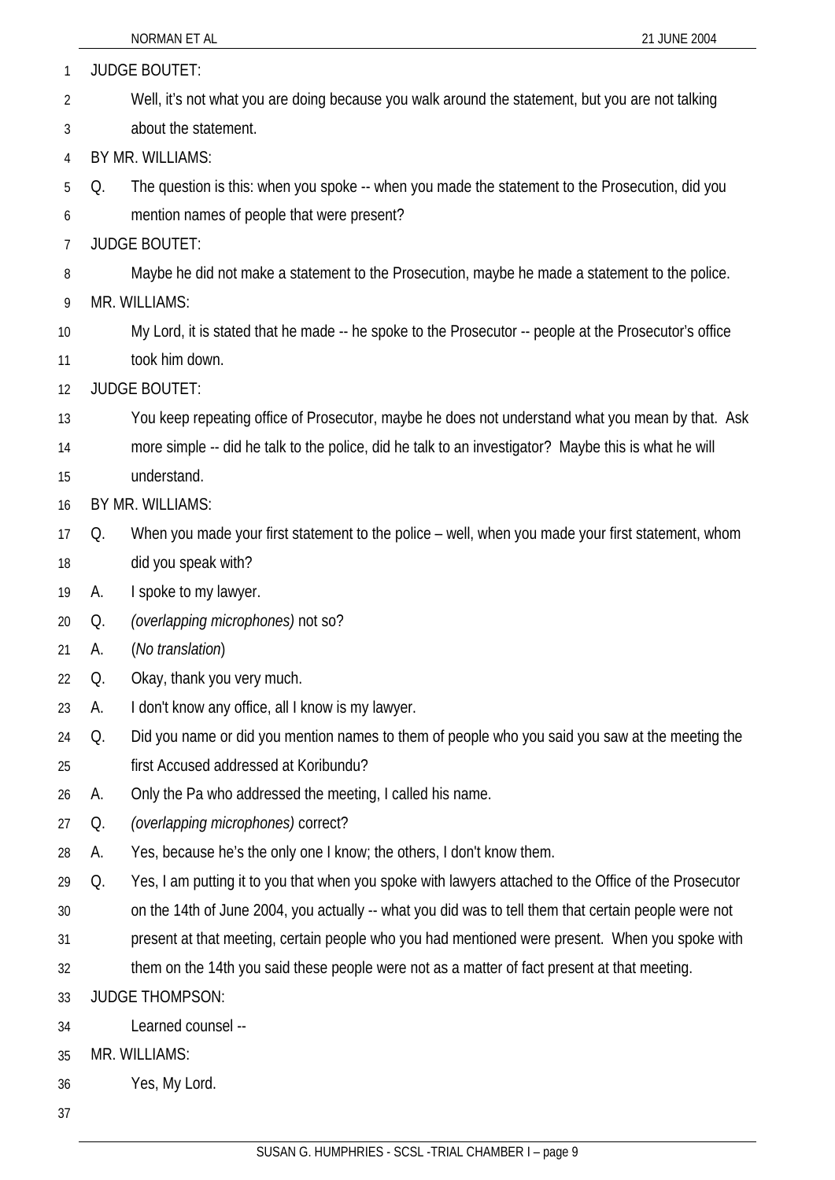JUDGE BOUTET:

Well, it's not what you are doing because you walk around the statement, but you are not talking about the statement.

BY MR. WILLIAMS:

Q. The question is this: when you spoke -- when you made the statement to the Prosecution, did you mention names of people that were present?

JUDGE BOUTET:

Maybe he did not make a statement to the Prosecution, maybe he made a statement to the police.

MR. WILLIAMS:

My Lord, it is stated that he made -- he spoke to the Prosecutor -- people at the Prosecutor's office took him down.

JUDGE BOUTET:

You keep repeating office of Prosecutor, maybe he does not understand what you mean by that. Ask more simple -- did he talk to the police, did he talk to an investigator? Maybe this is what he will understand.

BY MR. WILLIAMS:

Q. When you made your first statement to the police – well, when you made your first statement, whom did you speak with?

A. I spoke to my lawyer.

Q. *(overlapping microphones)* not so?

A. (*No translation*)

Q. Okay, thank you very much.

A. I don't know any office, all I know is my lawyer.

Q. Did you name or did you mention names to them of people who you said you saw at the meeting the first Accused addressed at Koribundu?

A. Only the Pa who addressed the meeting, I called his name.

Q. *(overlapping microphones)* correct?

A. Yes, because he's the only one I know; the others, I don't know them.

Q. Yes, I am putting it to you that when you spoke with lawyers attached to the Office of the Prosecutor on the 14th of June 2004, you actually -- what you did was to tell them that certain people were not present at that meeting, certain people who you had mentioned were present. When you spoke with them on the 14th you said these people were not as a matter of fact present at that meeting.

JUDGE THOMPSON:

Learned counsel --

MR. WILLIAMS:

Yes, My Lord.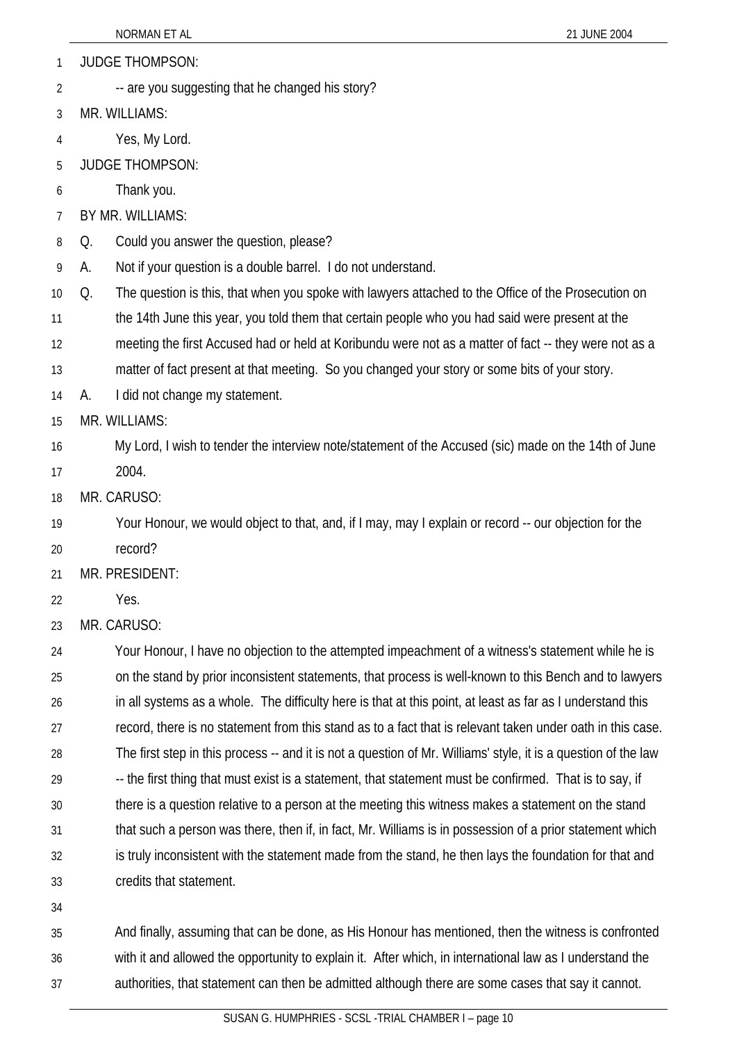JUDGE THOMPSON:

-- are you suggesting that he changed his story?

MR. WILLIAMS:

Yes, My Lord.

JUDGE THOMPSON:

Thank you.

BY MR. WILLIAMS:

Q. Could you answer the question, please?

A. Not if your question is a double barrel. I do not understand.

Q. The question is this, that when you spoke with lawyers attached to the Office of the Prosecution on the 14th June this year, you told them that certain people who you had said were present at the meeting the first Accused had or held at Koribundu were not as a matter of fact -- they were not as a matter of fact present at that meeting. So you changed your story or some bits of your story.

A. I did not change my statement.

MR. WILLIAMS:

My Lord, I wish to tender the interview note/statement of the Accused (sic) made on the 14th of June 2004.

MR. CARUSO:

Your Honour, we would object to that, and, if I may, may I explain or record -- our objection for the record?

MR. PRESIDENT:

Yes.

MR. CARUSO:

Your Honour, I have no objection to the attempted impeachment of a witness's statement while he is on the stand by prior inconsistent statements, that process is well-known to this Bench and to lawyers in all systems as a whole. The difficulty here is that at this point, at least as far as I understand this record, there is no statement from this stand as to a fact that is relevant taken under oath in this case. The first step in this process -- and it is not a question of Mr. Williams' style, it is a question of the law -- the first thing that must exist is a statement, that statement must be confirmed. That is to say, if there is a question relative to a person at the meeting this witness makes a statement on the stand that such a person was there, then if, in fact, Mr. Williams is in possession of a prior statement which is truly inconsistent with the statement made from the stand, he then lays the foundation for that and credits that statement.

And finally, assuming that can be done, as His Honour has mentioned, then the witness is confronted with it and allowed the opportunity to explain it. After which, in international law as I understand the authorities, that statement can then be admitted although there are some cases that say it cannot.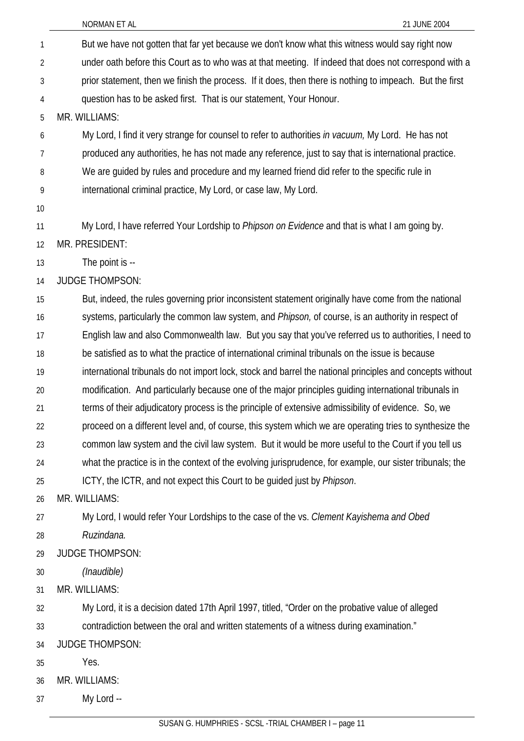But we have not gotten that far yet because we don't know what this witness would say right now under oath before this Court as to who was at that meeting. If indeed that does not correspond with a prior statement, then we finish the process. If it does, then there is nothing to impeach. But the first question has to be asked first. That is our statement, Your Honour.

MR. WILLIAMS:

My Lord, I find it very strange for counsel to refer to authorities *in vacuum,* My Lord. He has not produced any authorities, he has not made any reference, just to say that is international practice. We are guided by rules and procedure and my learned friend did refer to the specific rule in international criminal practice, My Lord, or case law, My Lord.

My Lord, I have referred Your Lordship to *Phipson on Evidence* and that is what I am going by.

MR. PRESIDENT:

The point is --

JUDGE THOMPSON:

But, indeed, the rules governing prior inconsistent statement originally have come from the national systems, particularly the common law system, and *Phipson,* of course, is an authority in respect of English law and also Commonwealth law. But you say that you've referred us to authorities, I need to be satisfied as to what the practice of international criminal tribunals on the issue is because international tribunals do not import lock, stock and barrel the national principles and concepts without modification. And particularly because one of the major principles guiding international tribunals in terms of their adjudicatory process is the principle of extensive admissibility of evidence. So, we proceed on a different level and, of course, this system which we are operating tries to synthesize the common law system and the civil law system. But it would be more useful to the Court if you tell us what the practice is in the context of the evolving jurisprudence, for example, our sister tribunals; the ICTY, the ICTR, and not expect this Court to be guided just by *Phipson*.

MR. WILLIAMS:

My Lord, I would refer Your Lordships to the case of the vs. *Clement Kayishema and Obed Ruzindana.*

JUDGE THOMPSON:

*(Inaudible)*

MR. WILLIAMS:

My Lord, it is a decision dated 17th April 1997, titled, "Order on the probative value of alleged contradiction between the oral and written statements of a witness during examination."

JUDGE THOMPSON:

Yes.

MR. WILLIAMS:

My Lord --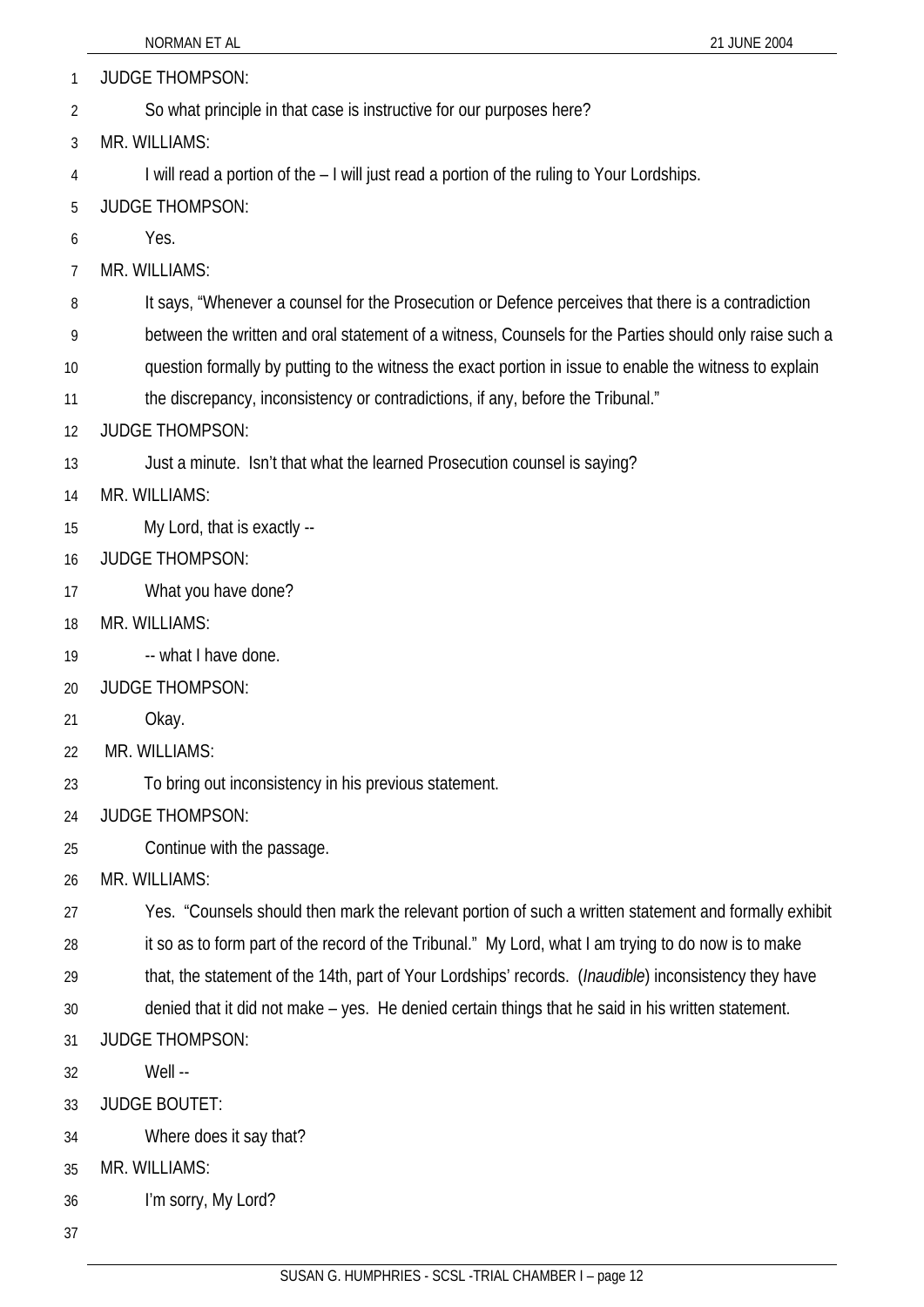JUDGE THOMPSON:

So what principle in that case is instructive for our purposes here?

MR. WILLIAMS:

I will read a portion of the – I will just read a portion of the ruling to Your Lordships.

JUDGE THOMPSON:

Yes.

MR. WILLIAMS:

It says, "Whenever a counsel for the Prosecution or Defence perceives that there is a contradiction between the written and oral statement of a witness, Counsels for the Parties should only raise such a question formally by putting to the witness the exact portion in issue to enable the witness to explain the discrepancy, inconsistency or contradictions, if any, before the Tribunal."

JUDGE THOMPSON:

Just a minute. Isn't that what the learned Prosecution counsel is saying?

MR. WILLIAMS:

My Lord, that is exactly --

JUDGE THOMPSON:

What you have done?

MR. WILLIAMS:

-- what I have done.

JUDGE THOMPSON:

Okay.

MR. WILLIAMS:

To bring out inconsistency in his previous statement.

JUDGE THOMPSON:

Continue with the passage.

MR. WILLIAMS:

Yes. "Counsels should then mark the relevant portion of such a written statement and formally exhibit it so as to form part of the record of the Tribunal." My Lord, what I am trying to do now is to make that, the statement of the 14th, part of Your Lordships' records. (*Inaudible*) inconsistency they have denied that it did not make – yes. He denied certain things that he said in his written statement.

JUDGE THOMPSON:

Well --

JUDGE BOUTET:

Where does it say that?

MR. WILLIAMS:

I'm sorry, My Lord?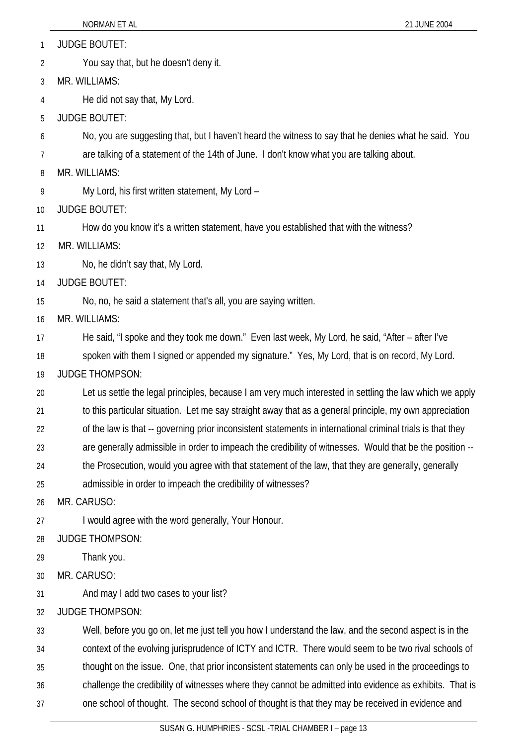JUDGE BOUTET:

You say that, but he doesn't deny it.

MR. WILLIAMS:

He did not say that, My Lord.

JUDGE BOUTET:

No, you are suggesting that, but I haven't heard the witness to say that he denies what he said. You are talking of a statement of the 14th of June. I don't know what you are talking about.

MR. WILLIAMS:

My Lord, his first written statement, My Lord –

JUDGE BOUTET:

How do you know it's a written statement, have you established that with the witness?

MR. WILLIAMS:

No, he didn't say that, My Lord.

JUDGE BOUTET:

No, no, he said a statement that's all, you are saying written.

MR. WILLIAMS:

He said, "I spoke and they took me down." Even last week, My Lord, he said, "After – after I've spoken with them I signed or appended my signature." Yes, My Lord, that is on record, My Lord.

JUDGE THOMPSON:

Let us settle the legal principles, because I am very much interested in settling the law which we apply to this particular situation. Let me say straight away that as a general principle, my own appreciation of the law is that -- governing prior inconsistent statements in international criminal trials is that they are generally admissible in order to impeach the credibility of witnesses. Would that be the position -- the Prosecution, would you agree with that statement of the law, that they are generally, generally admissible in order to impeach the credibility of witnesses?

MR. CARUSO:

I would agree with the word generally, Your Honour.

JUDGE THOMPSON:

Thank you.

MR. CARUSO:

And may I add two cases to your list?

JUDGE THOMPSON:

Well, before you go on, let me just tell you how I understand the law, and the second aspect is in the context of the evolving jurisprudence of ICTY and ICTR. There would seem to be two rival schools of thought on the issue. One, that prior inconsistent statements can only be used in the proceedings to challenge the credibility of witnesses where they cannot be admitted into evidence as exhibits. That is one school of thought. The second school of thought is that they may be received in evidence and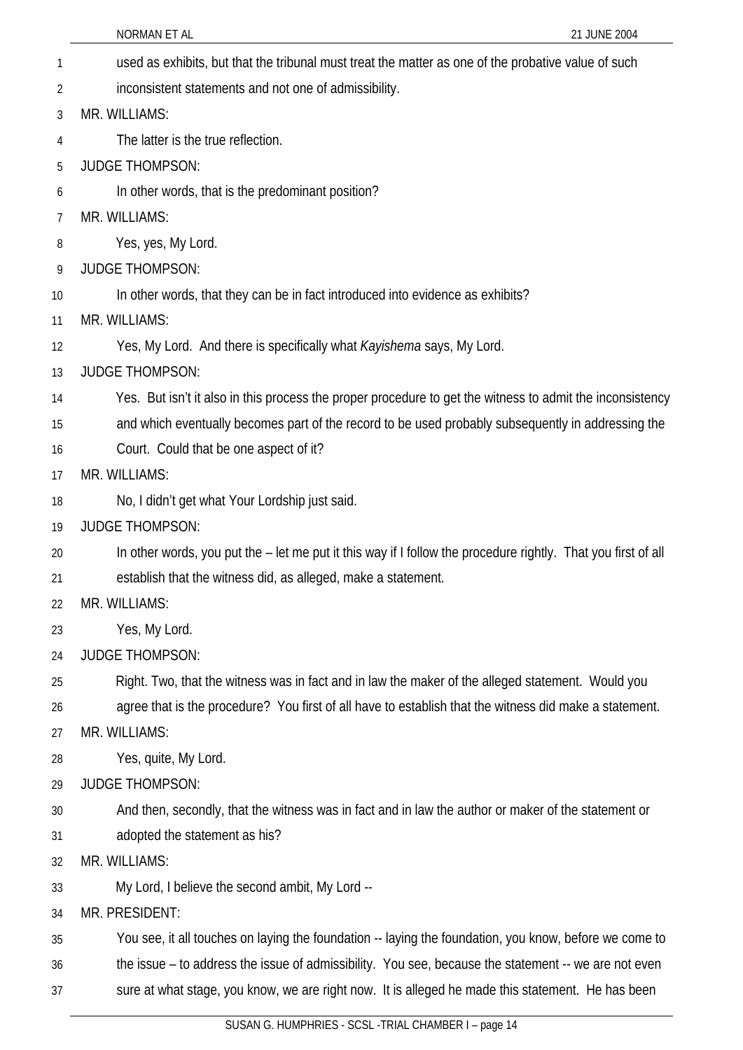used as exhibits, but that the tribunal must treat the matter as one of the probative value of such inconsistent statements and not one of admissibility.

MR. WILLIAMS:

The latter is the true reflection.

JUDGE THOMPSON:

In other words, that is the predominant position?

MR. WILLIAMS:

Yes, yes, My Lord.

JUDGE THOMPSON:

In other words, that they can be in fact introduced into evidence as exhibits?

MR. WILLIAMS:

Yes, My Lord. And there is specifically what *Kayishema* says, My Lord.

JUDGE THOMPSON:

Yes. But isn't it also in this process the proper procedure to get the witness to admit the inconsistency and which eventually becomes part of the record to be used probably subsequently in addressing the Court. Could that be one aspect of it?

MR. WILLIAMS:

No, I didn't get what Your Lordship just said.

JUDGE THOMPSON:

In other words, you put the – let me put it this way if I follow the procedure rightly. That you first of all establish that the witness did, as alleged, make a statement.

MR. WILLIAMS:

Yes, My Lord.

JUDGE THOMPSON:

Right. Two, that the witness was in fact and in law the maker of the alleged statement. Would you agree that is the procedure? You first of all have to establish that the witness did make a statement.

MR. WILLIAMS:

Yes, quite, My Lord.

JUDGE THOMPSON:

And then, secondly, that the witness was in fact and in law the author or maker of the statement or adopted the statement as his?

MR. WILLIAMS:

My Lord, I believe the second ambit, My Lord --

MR. PRESIDENT:

You see, it all touches on laying the foundation -- laying the foundation, you know, before we come to the issue – to address the issue of admissibility. You see, because the statement -- we are not even sure at what stage, you know, we are right now. It is alleged he made this statement. He has been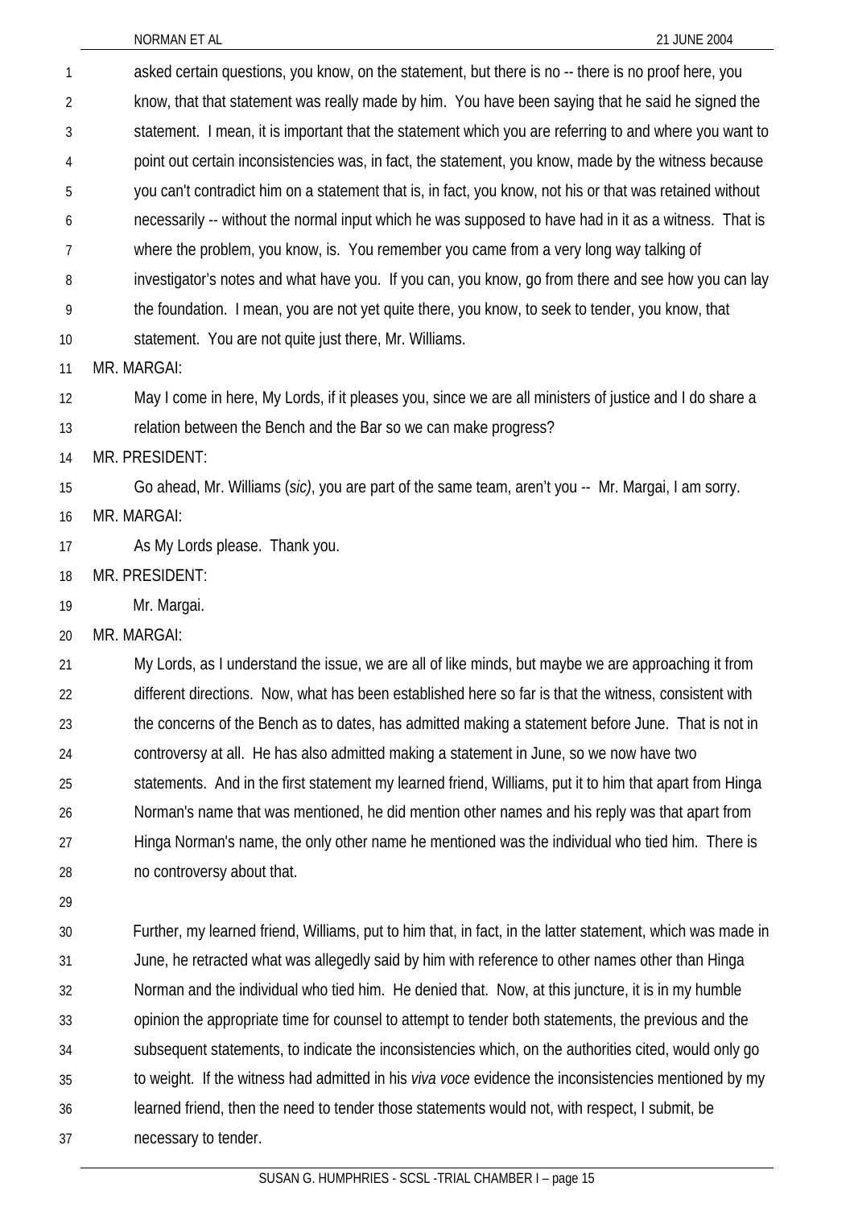asked certain questions, you know, on the statement, but there is no -- there is no proof here, you know, that that statement was really made by him. You have been saying that he said he signed the statement. I mean, it is important that the statement which you are referring to and where you want to point out certain inconsistencies was, in fact, the statement, you know, made by the witness because you can't contradict him on a statement that is, in fact, you know, not his or that was retained without necessarily -- without the normal input which he was supposed to have had in it as a witness. That is where the problem, you know, is. You remember you came from a very long way talking of investigator's notes and what have you. If you can, you know, go from there and see how you can lay the foundation. I mean, you are not yet quite there, you know, to seek to tender, you know, that statement. You are not quite just there, Mr. Williams.

MR. MARGAI:

May I come in here, My Lords, if it pleases you, since we are all ministers of justice and I do share a relation between the Bench and the Bar so we can make progress?

MR. PRESIDENT:

Go ahead, Mr. Williams (*sic)*, you are part of the same team, aren't you -- Mr. Margai, I am sorry.

MR. MARGAI:

As My Lords please. Thank you.

MR. PRESIDENT:

Mr. Margai.

MR. MARGAI:

My Lords, as I understand the issue, we are all of like minds, but maybe we are approaching it from different directions. Now, what has been established here so far is that the witness, consistent with the concerns of the Bench as to dates, has admitted making a statement before June. That is not in controversy at all. He has also admitted making a statement in June, so we now have two statements. And in the first statement my learned friend, Williams, put it to him that apart from Hinga Norman's name that was mentioned, he did mention other names and his reply was that apart from Hinga Norman's name, the only other name he mentioned was the individual who tied him. There is no controversy about that.

Further, my learned friend, Williams, put to him that, in fact, in the latter statement, which was made in June, he retracted what was allegedly said by him with reference to other names other than Hinga Norman and the individual who tied him. He denied that. Now, at this juncture, it is in my humble opinion the appropriate time for counsel to attempt to tender both statements, the previous and the subsequent statements, to indicate the inconsistencies which, on the authorities cited, would only go to weight. If the witness had admitted in his *viva voce* evidence the inconsistencies mentioned by my learned friend, then the need to tender those statements would not, with respect, I submit, be necessary to tender.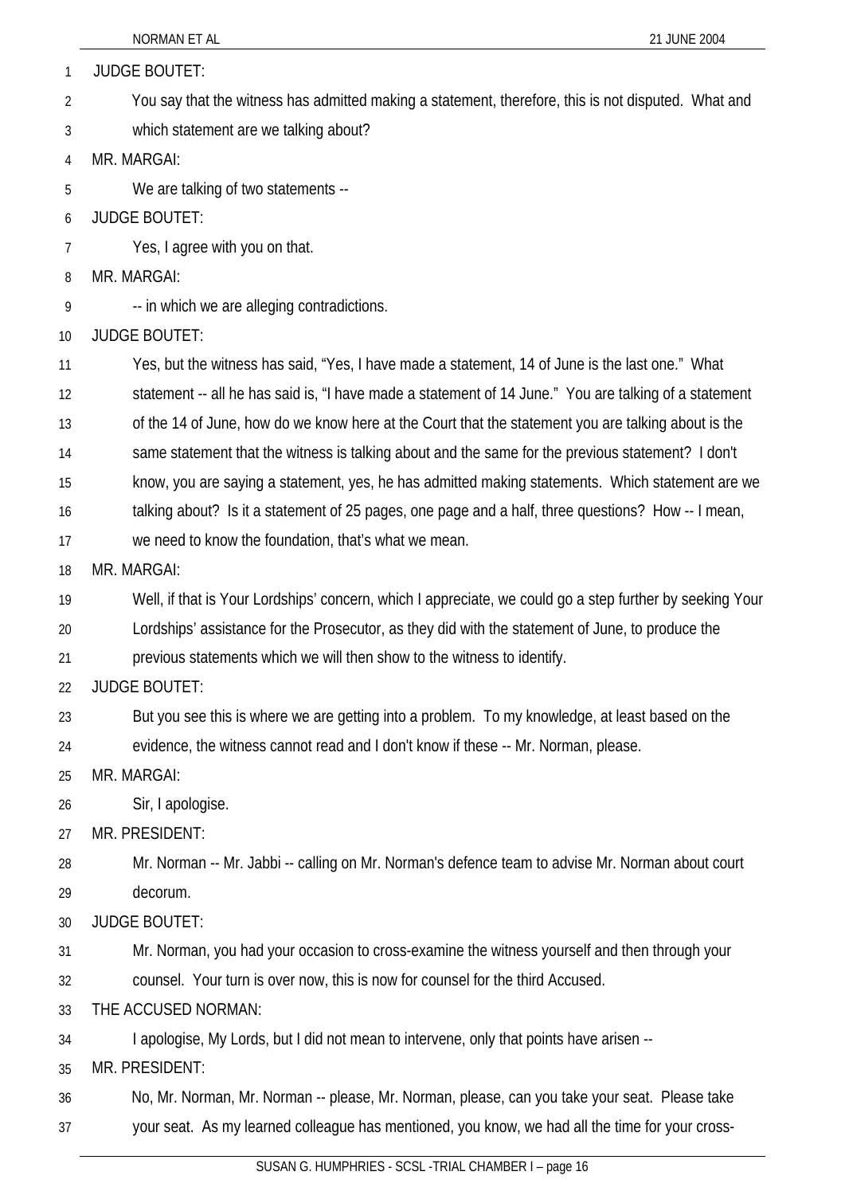JUDGE BOUTET:

You say that the witness has admitted making a statement, therefore, this is not disputed. What and which statement are we talking about?

MR. MARGAI:

We are talking of two statements --

JUDGE BOUTET:

Yes, I agree with you on that.

MR. MARGAI:

-- in which we are alleging contradictions.

JUDGE BOUTET:

Yes, but the witness has said, "Yes, I have made a statement, 14 of June is the last one." What statement -- all he has said is, "I have made a statement of 14 June." You are talking of a statement of the 14 of June, how do we know here at the Court that the statement you are talking about is the same statement that the witness is talking about and the same for the previous statement? I don't know, you are saying a statement, yes, he has admitted making statements. Which statement are we talking about? Is it a statement of 25 pages, one page and a half, three questions? How -- I mean, we need to know the foundation, that's what we mean.

MR. MARGAI:

Well, if that is Your Lordships' concern, which I appreciate, we could go a step further by seeking Your Lordships' assistance for the Prosecutor, as they did with the statement of June, to produce the previous statements which we will then show to the witness to identify.

JUDGE BOUTET:

But you see this is where we are getting into a problem. To my knowledge, at least based on the evidence, the witness cannot read and I don't know if these -- Mr. Norman, please.

MR. MARGAI:

Sir, I apologise.

MR. PRESIDENT:

Mr. Norman -- Mr. Jabbi -- calling on Mr. Norman's defence team to advise Mr. Norman about court decorum.

JUDGE BOUTET:

Mr. Norman, you had your occasion to cross-examine the witness yourself and then through your counsel. Your turn is over now, this is now for counsel for the third Accused.

THE ACCUSED NORMAN:

I apologise, My Lords, but I did not mean to intervene, only that points have arisen --

MR. PRESIDENT:

No, Mr. Norman, Mr. Norman -- please, Mr. Norman, please, can you take your seat. Please take your seat. As my learned colleague has mentioned, you know, we had all the time for your cross-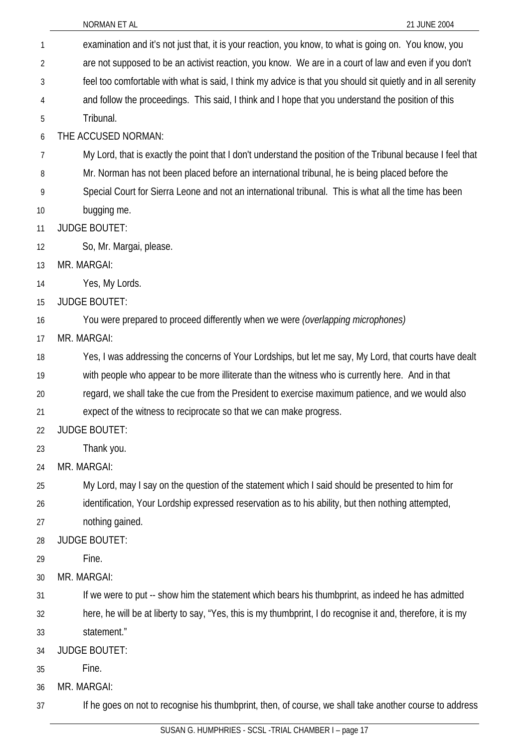examination and it's not just that, it is your reaction, you know, to what is going on. You know, you are not supposed to be an activist reaction, you know. We are in a court of law and even if you don't feel too comfortable with what is said, I think my advice is that you should sit quietly and in all serenity and follow the proceedings. This said, I think and I hope that you understand the position of this Tribunal.

THE ACCUSED NORMAN:

My Lord, that is exactly the point that I don't understand the position of the Tribunal because I feel that Mr. Norman has not been placed before an international tribunal, he is being placed before the Special Court for Sierra Leone and not an international tribunal. This is what all the time has been bugging me.

JUDGE BOUTET:

So, Mr. Margai, please.

MR. MARGAI:

Yes, My Lords.

JUDGE BOUTET:

You were prepared to proceed differently when we were *(overlapping microphones)*

MR. MARGAI:

Yes, I was addressing the concerns of Your Lordships, but let me say, My Lord, that courts have dealt with people who appear to be more illiterate than the witness who is currently here. And in that regard, we shall take the cue from the President to exercise maximum patience, and we would also expect of the witness to reciprocate so that we can make progress.

JUDGE BOUTET:

Thank you.

MR. MARGAI:

My Lord, may I say on the question of the statement which I said should be presented to him for identification, Your Lordship expressed reservation as to his ability, but then nothing attempted, nothing gained.

JUDGE BOUTET:

Fine.

MR. MARGAI:

If we were to put -- show him the statement which bears his thumbprint, as indeed he has admitted here, he will be at liberty to say, "Yes, this is my thumbprint, I do recognise it and, therefore, it is my statement."

JUDGE BOUTET:

Fine.

MR. MARGAI:

If he goes on not to recognise his thumbprint, then, of course, we shall take another course to address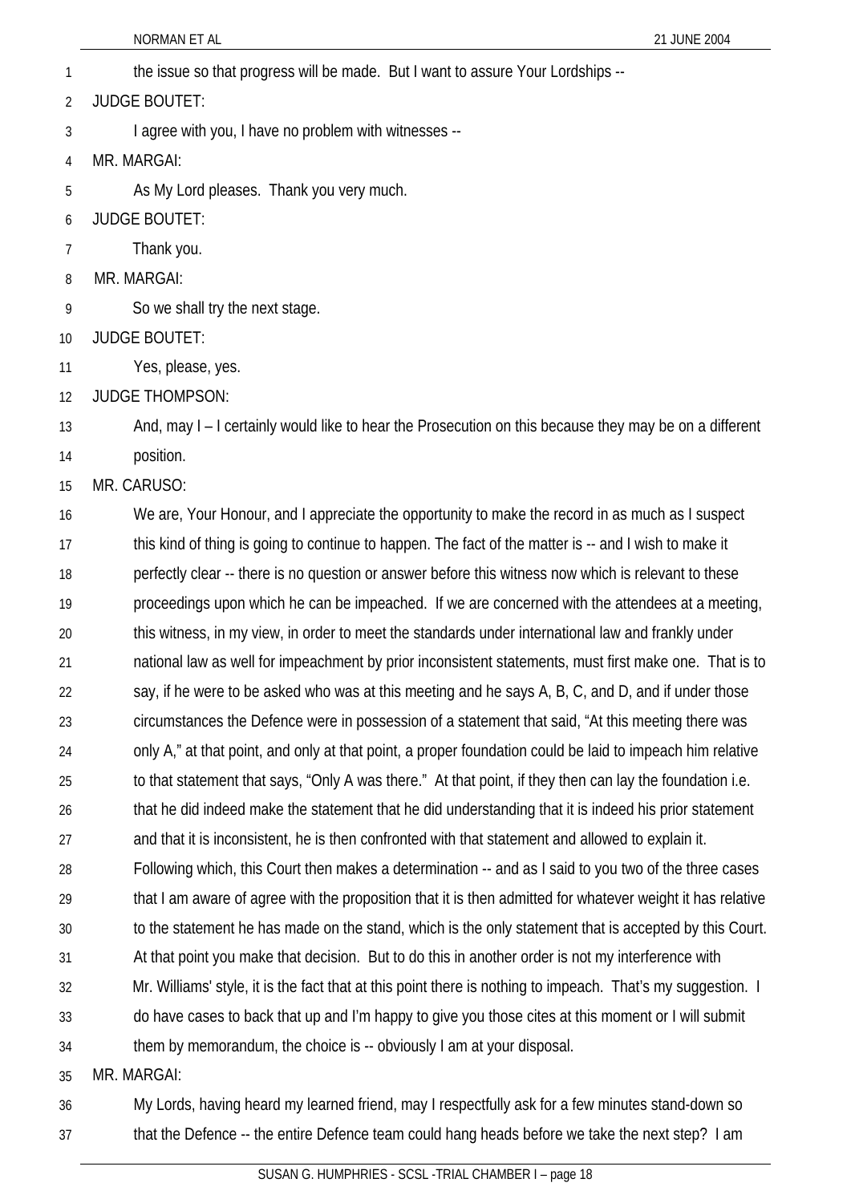the issue so that progress will be made. But I want to assure Your Lordships --

JUDGE BOUTET:

I agree with you, I have no problem with witnesses --

MR. MARGAI:

As My Lord pleases. Thank you very much.

JUDGE BOUTET:

Thank you.

MR. MARGAI:

So we shall try the next stage.

JUDGE BOUTET:

Yes, please, yes.

JUDGE THOMPSON:

And, may I – I certainly would like to hear the Prosecution on this because they may be on a different position.

MR. CARUSO:

We are, Your Honour, and I appreciate the opportunity to make the record in as much as I suspect this kind of thing is going to continue to happen. The fact of the matter is -- and I wish to make it perfectly clear -- there is no question or answer before this witness now which is relevant to these proceedings upon which he can be impeached. If we are concerned with the attendees at a meeting, this witness, in my view, in order to meet the standards under international law and frankly under national law as well for impeachment by prior inconsistent statements, must first make one. That is to say, if he were to be asked who was at this meeting and he says A, B, C, and D, and if under those circumstances the Defence were in possession of a statement that said, "At this meeting there was only A," at that point, and only at that point, a proper foundation could be laid to impeach him relative to that statement that says, "Only A was there." At that point, if they then can lay the foundation i.e. that he did indeed make the statement that he did understanding that it is indeed his prior statement and that it is inconsistent, he is then confronted with that statement and allowed to explain it. Following which, this Court then makes a determination -- and as I said to you two of the three cases that I am aware of agree with the proposition that it is then admitted for whatever weight it has relative to the statement he has made on the stand, which is the only statement that is accepted by this Court. At that point you make that decision. But to do this in another order is not my interference with Mr. Williams' style, it is the fact that at this point there is nothing to impeach. That's my suggestion. I do have cases to back that up and I'm happy to give you those cites at this moment or I will submit them by memorandum, the choice is -- obviously I am at your disposal.

MR. MARGAI:

My Lords, having heard my learned friend, may I respectfully ask for a few minutes stand-down so that the Defence -- the entire Defence team could hang heads before we take the next step? I am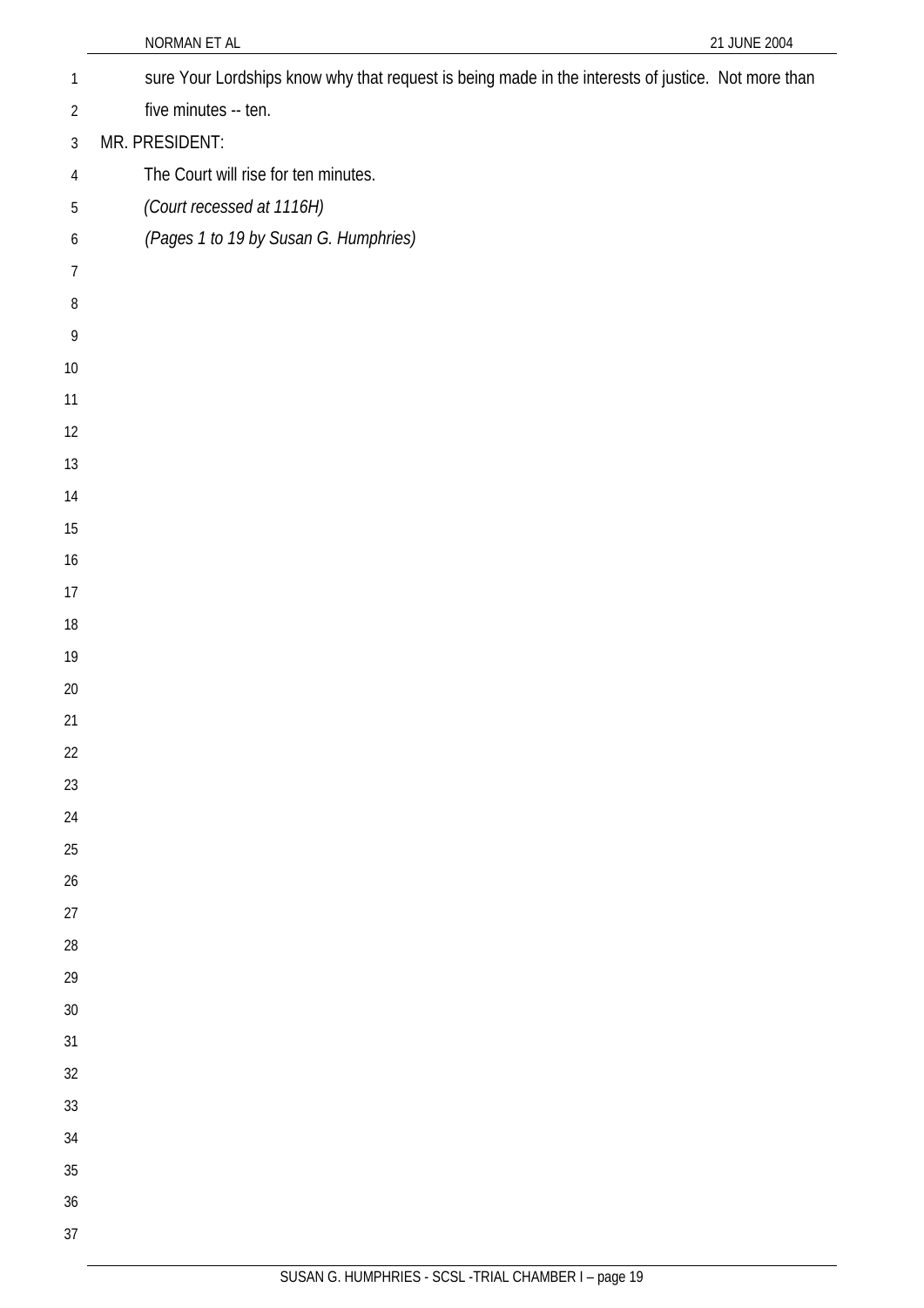sure Your Lordships know why that request is being made in the interests of justice. Not more than five minutes -- ten.

MR. PRESIDENT:

The Court will rise for ten minutes.

*(Court recessed at 1116H)*

*(Pages 1 to 19 by Susan G. Humphries)*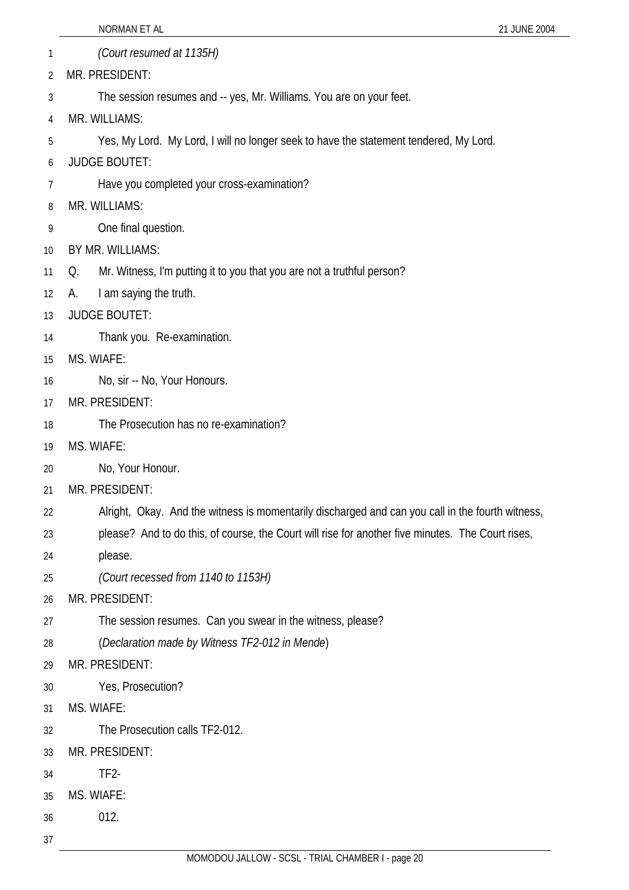*(Court resumed at 1135H)*

MR. PRESIDENT:

The session resumes and -- yes, Mr. Williams. You are on your feet.

MR. WILLIAMS:

Yes, My Lord. My Lord, I will no longer seek to have the statement tendered, My Lord.

JUDGE BOUTET:

Have you completed your cross-examination?

MR. WILLIAMS:

One final question.

BY MR. WILLIAMS:

Q. Mr. Witness, I'm putting it to you that you are not a truthful person?

A. I am saying the truth.

JUDGE BOUTET:

Thank you. Re-examination.

MS. WIAFE:

No, sir -- No, Your Honours.

MR. PRESIDENT:

The Prosecution has no re-examination?

MS. WIAFE:

No, Your Honour.

MR. PRESIDENT:

Alright, Okay. And the witness is momentarily discharged and can you call in the fourth witness, please? And to do this, of course, the Court will rise for another five minutes. The Court rises, please.

*(Court recessed from 1140 to 1153H)*

MR. PRESIDENT:

The session resumes. Can you swear in the witness, please?

(*Declaration made by Witness TF2-012 in Mende*)

MR. PRESIDENT:

Yes, Prosecution?

MS. WIAFE:

The Prosecution calls TF2-012.

MR. PRESIDENT:

TF2-

MS. WIAFE:

012.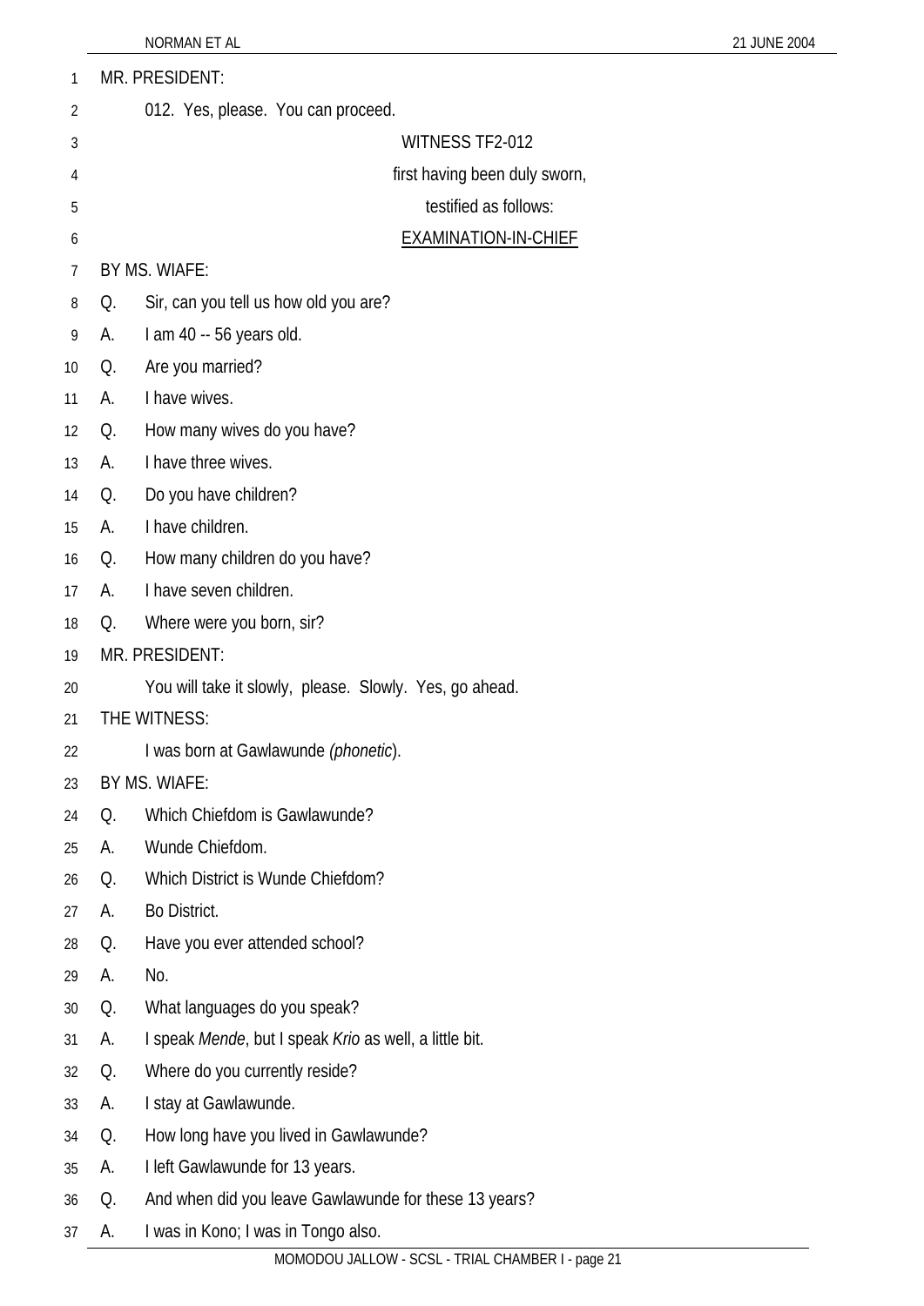MR. PRESIDENT:

012. Yes, please. You can proceed.

WITNESS TF2-012

first having been duly sworn,

testified as follows:

<u>EXAMINATION-IN-CHIEF</u>

BY MS. WIAFE:

Q. Sir, can you tell us how old you are?

A. I am 40 -- 56 years old.

Q. Are you married?

A. I have wives.

Q. How many wives do you have?

A. I have three wives.

Q. Do you have children?

A. I have children.

Q. How many children do you have?

A. I have seven children.

Q. Where were you born, sir?

MR. PRESIDENT:

You will take it slowly, please. Slowly. Yes, go ahead.

THE WITNESS:

I was born at Gawlawunde *(phonetic*).

BY MS. WIAFE:

Q. Which Chiefdom is Gawlawunde?

A. Wunde Chiefdom.

Q. Which District is Wunde Chiefdom?

A. Bo District.

Q. Have you ever attended school?

A. No.

Q. What languages do you speak?

A. I speak *Mende*, but I speak *Krio* as well, a little bit.

Q. Where do you currently reside?

A. I stay at Gawlawunde.

Q. How long have you lived in Gawlawunde?

A. I left Gawlawunde for 13 years.

Q. And when did you leave Gawlawunde for these 13 years?

A. I was in Kono; I was in Tongo also.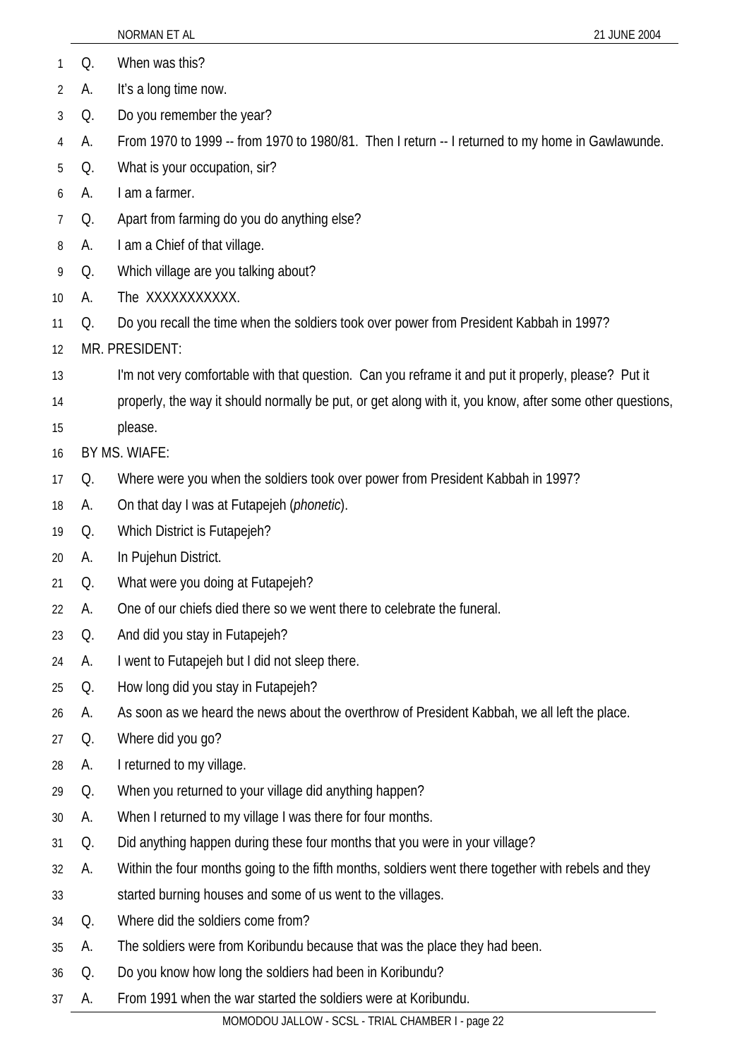Q. When was this?

A. It's a long time now.

Q. Do you remember the year?

A. From 1970 to 1999 -- from 1970 to 1980/81. Then I return -- I returned to my home in Gawlawunde.

Q. What is your occupation, sir?

A. I am a farmer.

Q. Apart from farming do you do anything else?

A. I am a Chief of that village.

Q. Which village are you talking about?

A. The XXXXXXXXXXX.

Q. Do you recall the time when the soldiers took over power from President Kabbah in 1997?

MR. PRESIDENT:

I'm not very comfortable with that question. Can you reframe it and put it properly, please? Put it properly, the way it should normally be put, or get along with it, you know, after some other questions, please.

BY MS. WIAFE:

Q. Where were you when the soldiers took over power from President Kabbah in 1997?

A. On that day I was at Futapejeh (*phonetic*).

Q. Which District is Futapejeh?

A. In Pujehun District.

Q. What were you doing at Futapejeh?

A. One of our chiefs died there so we went there to celebrate the funeral.

Q. And did you stay in Futapejeh?

A. I went to Futapejeh but I did not sleep there.

Q. How long did you stay in Futapejeh?

A. As soon as we heard the news about the overthrow of President Kabbah, we all left the place.

Q. Where did you go?

A. I returned to my village.

Q. When you returned to your village did anything happen?

A. When I returned to my village I was there for four months.

Q. Did anything happen during these four months that you were in your village?

A. Within the four months going to the fifth months, soldiers went there together with rebels and they started burning houses and some of us went to the villages.

Q. Where did the soldiers come from?

A. The soldiers were from Koribundu because that was the place they had been.

Q. Do you know how long the soldiers had been in Koribundu?

A. From 1991 when the war started the soldiers were at Koribundu.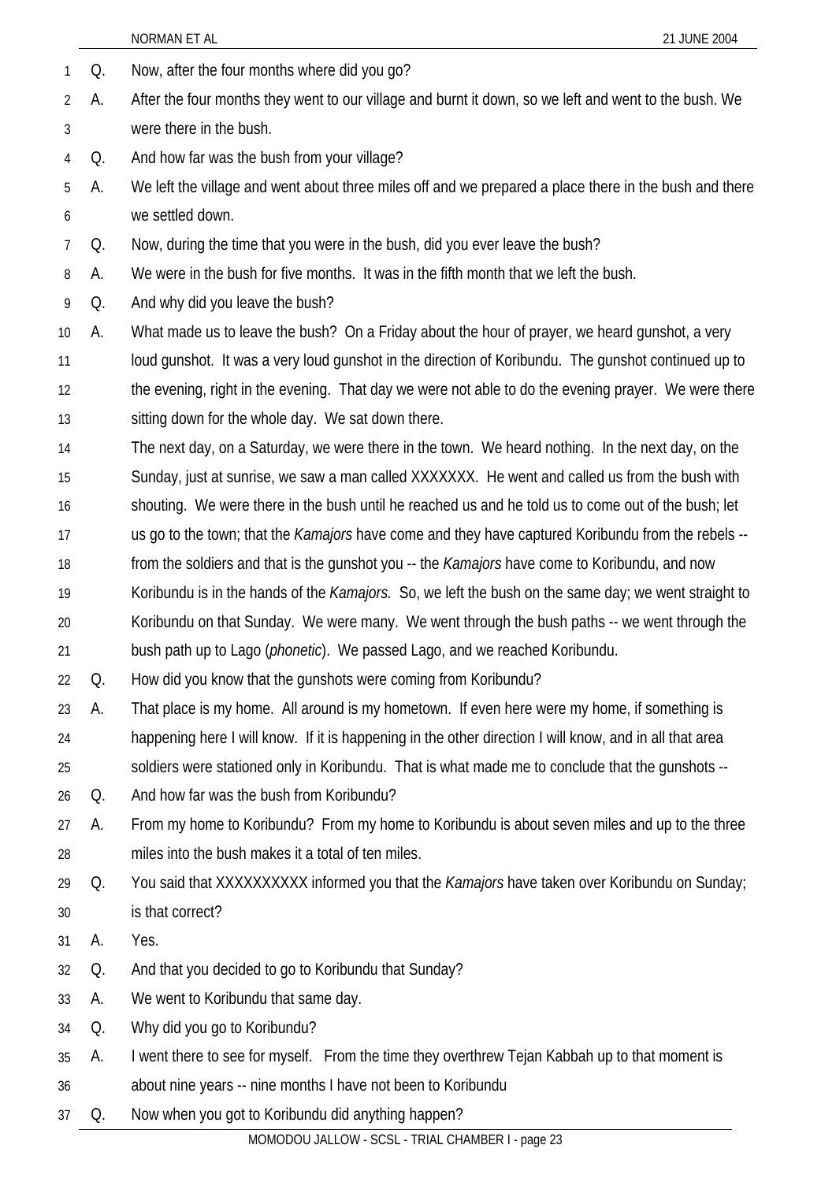Q. Now, after the four months where did you go?

A. After the four months they went to our village and burnt it down, so we left and went to the bush. We were there in the bush.

Q. And how far was the bush from your village?

A. We left the village and went about three miles off and we prepared a place there in the bush and there we settled down.

Q. Now, during the time that you were in the bush, did you ever leave the bush?

A. We were in the bush for five months. It was in the fifth month that we left the bush.

Q. And why did you leave the bush?

A. What made us to leave the bush? On a Friday about the hour of prayer, we heard gunshot, a very loud gunshot. It was a very loud gunshot in the direction of Koribundu. The gunshot continued up to the evening, right in the evening. That day we were not able to do the evening prayer. We were there sitting down for the whole day. We sat down there.

The next day, on a Saturday, we were there in the town. We heard nothing. In the next day, on the Sunday, just at sunrise, we saw a man called XXXXXXX. He went and called us from the bush with shouting. We were there in the bush until he reached us and he told us to come out of the bush; let us go to the town; that the *Kamajors* have come and they have captured Koribundu from the rebels -- from the soldiers and that is the gunshot you -- the *Kamajors* have come to Koribundu, and now Koribundu is in the hands of the *Kamajors.* So, we left the bush on the same day; we went straight to Koribundu on that Sunday. We were many. We went through the bush paths -- we went through the bush path up to Lago (*phonetic*). We passed Lago, and we reached Koribundu.

Q. How did you know that the gunshots were coming from Koribundu?

A. That place is my home. All around is my hometown. If even here were my home, if something is happening here I will know. If it is happening in the other direction I will know, and in all that area soldiers were stationed only in Koribundu. That is what made me to conclude that the gunshots --

Q. And how far was the bush from Koribundu?

A. From my home to Koribundu? From my home to Koribundu is about seven miles and up to the three miles into the bush makes it a total of ten miles.

Q. You said that XXXXXXXXXX informed you that the *Kamajors* have taken over Koribundu on Sunday; is that correct?

A. Yes.

Q. And that you decided to go to Koribundu that Sunday?

A. We went to Koribundu that same day.

Q. Why did you go to Koribundu?

A. I went there to see for myself. From the time they overthrew Tejan Kabbah up to that moment is about nine years -- nine months I have not been to Koribundu

Q. Now when you got to Koribundu did anything happen?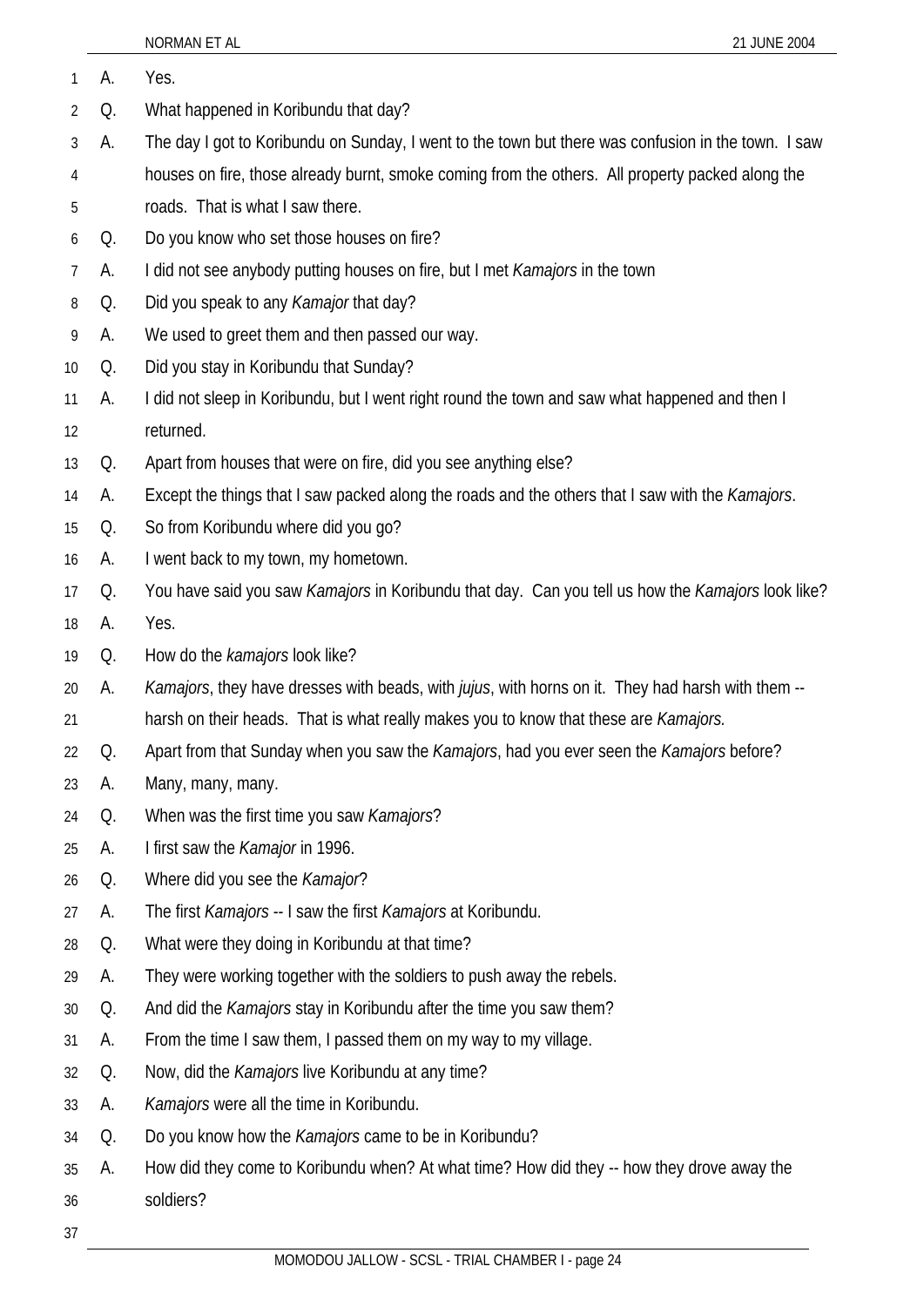A. Yes.

Q. What happened in Koribundu that day?

A. The day I got to Koribundu on Sunday, I went to the town but there was confusion in the town. I saw houses on fire, those already burnt, smoke coming from the others. All property packed along the roads. That is what I saw there.

Q. Do you know who set those houses on fire?

A. I did not see anybody putting houses on fire, but I met *Kamajors* in the town

Q. Did you speak to any *Kamajor* that day?

A. We used to greet them and then passed our way.

Q. Did you stay in Koribundu that Sunday?

A. I did not sleep in Koribundu, but I went right round the town and saw what happened and then I returned.

Q. Apart from houses that were on fire, did you see anything else?

A. Except the things that I saw packed along the roads and the others that I saw with the *Kamajors*.

Q. So from Koribundu where did you go?

A. I went back to my town, my hometown.

Q. You have said you saw *Kamajors* in Koribundu that day. Can you tell us how the *Kamajors* look like?

A. Yes.

Q. How do the *kamajors* look like?

A. *Kamajors*, they have dresses with beads, with *jujus*, with horns on it. They had harsh with them -- harsh on their heads. That is what really makes you to know that these are *Kamajors.*

Q. Apart from that Sunday when you saw the *Kamajors*, had you ever seen the *Kamajors* before?

A. Many, many, many.

Q. When was the first time you saw *Kamajors*?

A. I first saw the *Kamajor* in 1996.

Q. Where did you see the *Kamajor*?

A. The first *Kamajors* -- I saw the first *Kamajors* at Koribundu.

Q. What were they doing in Koribundu at that time?

A. They were working together with the soldiers to push away the rebels.

Q. And did the *Kamajors* stay in Koribundu after the time you saw them?

A. From the time I saw them, I passed them on my way to my village.

Q. Now, did the *Kamajors* live Koribundu at any time?

A. *Kamajors* were all the time in Koribundu.

Q. Do you know how the *Kamajors* came to be in Koribundu?

A. How did they come to Koribundu when? At what time? How did they -- how they drove away the soldiers?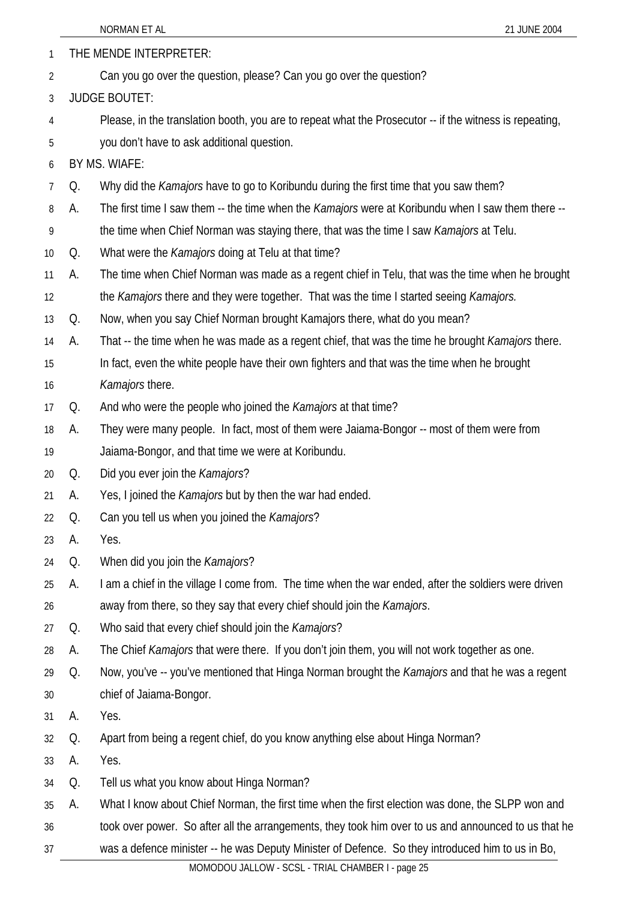THE MENDE INTERPRETER:

Can you go over the question, please? Can you go over the question?

JUDGE BOUTET:

Please, in the translation booth, you are to repeat what the Prosecutor -- if the witness is repeating, you don't have to ask additional question.

BY MS. WIAFE:

Q. Why did the *Kamajors* have to go to Koribundu during the first time that you saw them?

A. The first time I saw them -- the time when the *Kamajors* were at Koribundu when I saw them there -- the time when Chief Norman was staying there, that was the time I saw *Kamajors* at Telu.

Q. What were the *Kamajors* doing at Telu at that time?

A. The time when Chief Norman was made as a regent chief in Telu, that was the time when he brought the *Kamajors* there and they were together. That was the time I started seeing *Kamajors.*

Q. Now, when you say Chief Norman brought Kamajors there, what do you mean?

A. That -- the time when he was made as a regent chief, that was the time he brought *Kamajors* there. In fact, even the white people have their own fighters and that was the time when he brought *Kamajors* there.

Q. And who were the people who joined the *Kamajors* at that time?

A. They were many people. In fact, most of them were Jaiama-Bongor -- most of them were from Jaiama-Bongor, and that time we were at Koribundu.

Q. Did you ever join the *Kamajors*?

A. Yes, I joined the *Kamajors* but by then the war had ended.

Q. Can you tell us when you joined the *Kamajors*?

A. Yes.

Q. When did you join the *Kamajors*?

A. I am a chief in the village I come from. The time when the war ended, after the soldiers were driven away from there, so they say that every chief should join the *Kamajors*.

Q. Who said that every chief should join the *Kamajors*?

A. The Chief *Kamajors* that were there. If you don't join them, you will not work together as one.

Q. Now, you've -- you've mentioned that Hinga Norman brought the *Kamajors* and that he was a regent chief of Jaiama-Bongor.

A. Yes.

Q. Apart from being a regent chief, do you know anything else about Hinga Norman?

A. Yes.

Q. Tell us what you know about Hinga Norman?

A. What I know about Chief Norman, the first time when the first election was done, the SLPP won and took over power. So after all the arrangements, they took him over to us and announced to us that he was a defence minister -- he was Deputy Minister of Defence. So they introduced him to us in Bo,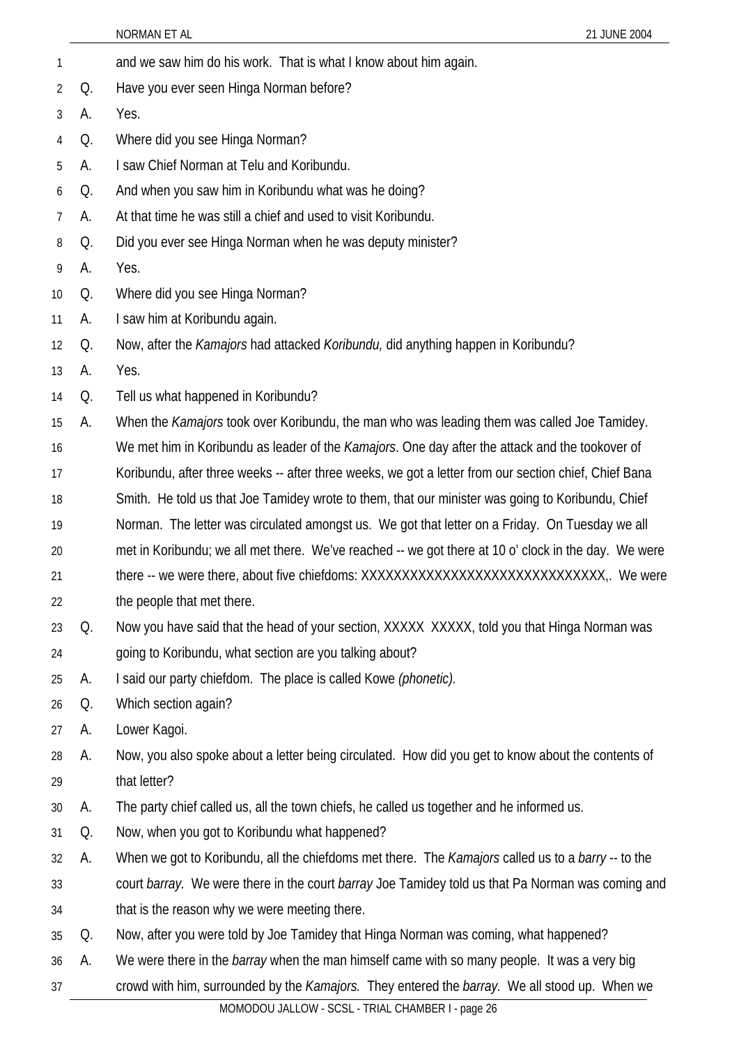and we saw him do his work. That is what I know about him again.

Q. Have you ever seen Hinga Norman before?

A. Yes.

Q. Where did you see Hinga Norman?

A. I saw Chief Norman at Telu and Koribundu.

Q. And when you saw him in Koribundu what was he doing?

A. At that time he was still a chief and used to visit Koribundu.

Q. Did you ever see Hinga Norman when he was deputy minister?

A. Yes.

Q. Where did you see Hinga Norman?

A. I saw him at Koribundu again.

Q. Now, after the *Kamajors* had attacked *Koribundu,* did anything happen in Koribundu?

A. Yes.

Q. Tell us what happened in Koribundu?

A. When the *Kamajors* took over Koribundu, the man who was leading them was called Joe Tamidey. We met him in Koribundu as leader of the *Kamajors*. One day after the attack and the tookover of Koribundu, after three weeks -- after three weeks, we got a letter from our section chief, Chief Bana Smith. He told us that Joe Tamidey wrote to them, that our minister was going to Koribundu, Chief Norman. The letter was circulated amongst us. We got that letter on a Friday. On Tuesday we all met in Koribundu; we all met there. We've reached -- we got there at 10 o' clock in the day. We were there -- we were there, about five chiefdoms: XXXXXXXXXXXXXXXXXXXXXXXXXXXXXX,. We were the people that met there.

Q. Now you have said that the head of your section, XXXXX XXXXX, told you that Hinga Norman was going to Koribundu, what section are you talking about?

A. I said our party chiefdom. The place is called Kowe *(phonetic).*

Q. Which section again?

A. Lower Kagoi.

A. Now, you also spoke about a letter being circulated. How did you get to know about the contents of that letter?

A. The party chief called us, all the town chiefs, he called us together and he informed us.

Q. Now, when you got to Koribundu what happened?

A. When we got to Koribundu, all the chiefdoms met there. The *Kamajors* called us to a *barry* -- to the court *barray*. We were there in the court *barray* Joe Tamidey told us that Pa Norman was coming and that is the reason why we were meeting there.

Q. Now, after you were told by Joe Tamidey that Hinga Norman was coming, what happened?

A. We were there in the *barray* when the man himself came with so many people. It was a very big crowd with him, surrounded by the *Kamajors.* They entered the *barray*. We all stood up. When we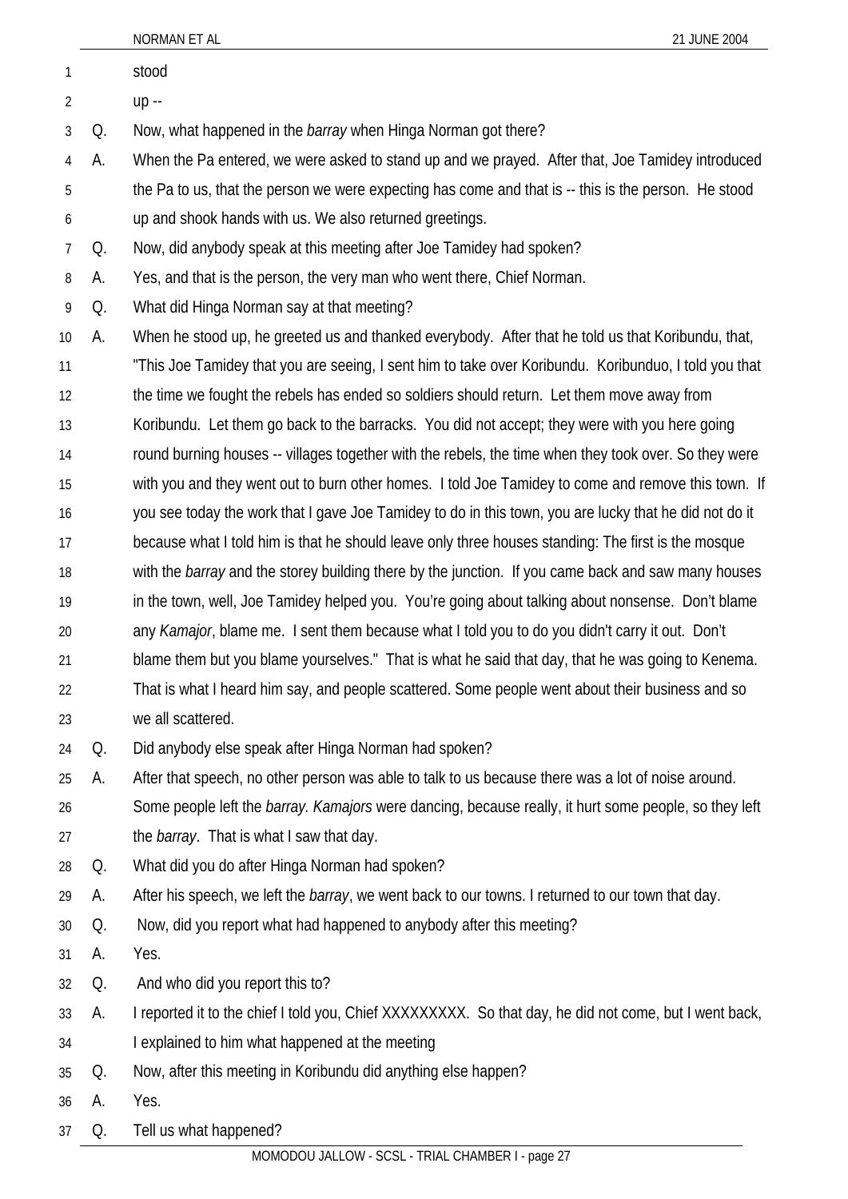stood

up --

Q. Now, what happened in the *barray* when Hinga Norman got there?

A. When the Pa entered, we were asked to stand up and we prayed. After that, Joe Tamidey introduced the Pa to us, that the person we were expecting has come and that is -- this is the person. He stood up and shook hands with us. We also returned greetings.

Q. Now, did anybody speak at this meeting after Joe Tamidey had spoken?

A. Yes, and that is the person, the very man who went there, Chief Norman.

Q. What did Hinga Norman say at that meeting?

A. When he stood up, he greeted us and thanked everybody. After that he told us that Koribundu, that, "This Joe Tamidey that you are seeing, I sent him to take over Koribundu. Koribunduo, I told you that the time we fought the rebels has ended so soldiers should return. Let them move away from Koribundu. Let them go back to the barracks. You did not accept; they were with you here going round burning houses -- villages together with the rebels, the time when they took over. So they were with you and they went out to burn other homes. I told Joe Tamidey to come and remove this town. If you see today the work that I gave Joe Tamidey to do in this town, you are lucky that he did not do it because what I told him is that he should leave only three houses standing: The first is the mosque with the *barray* and the storey building there by the junction. If you came back and saw many houses in the town, well, Joe Tamidey helped you. You're going about talking about nonsense. Don't blame any *Kamajor*, blame me. I sent them because what I told you to do you didn't carry it out. Don't blame them but you blame yourselves." That is what he said that day, that he was going to Kenema. That is what I heard him say, and people scattered. Some people went about their business and so we all scattered.

Q. Did anybody else speak after Hinga Norman had spoken?

A. After that speech, no other person was able to talk to us because there was a lot of noise around. Some people left the *barray. Kamajors* were dancing, because really, it hurt some people, so they left the *barray*. That is what I saw that day.

Q. What did you do after Hinga Norman had spoken?

A. After his speech, we left the *barray*, we went back to our towns. I returned to our town that day.

Q. Now, did you report what had happened to anybody after this meeting?

A. Yes.

Q. And who did you report this to?

A. I reported it to the chief I told you, Chief XXXXXXXXX. So that day, he did not come, but I went back, I explained to him what happened at the meeting

Q. Now, after this meeting in Koribundu did anything else happen?

A. Yes.

Q. Tell us what happened?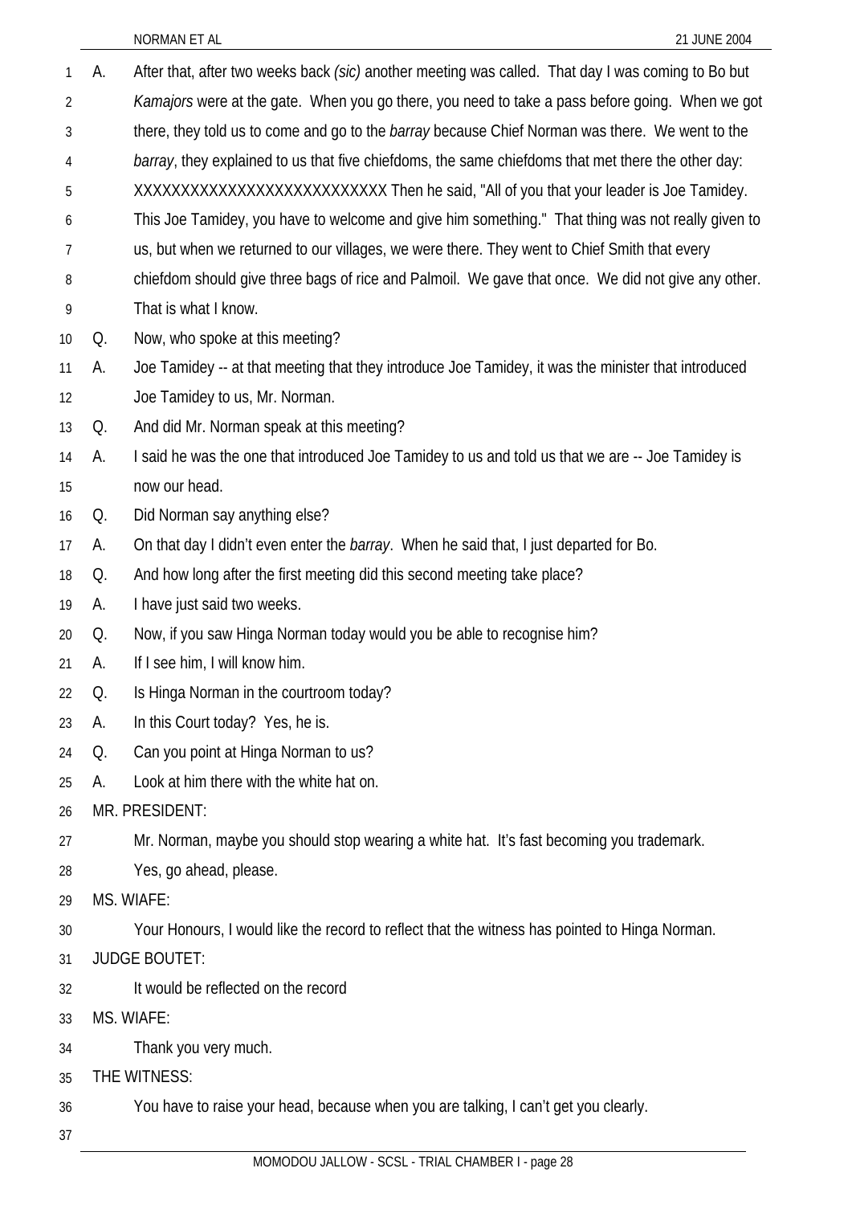A. After that, after two weeks back *(sic)* another meeting was called. That day I was coming to Bo but *Kamajors* were at the gate. When you go there, you need to take a pass before going. When we got there, they told us to come and go to the *barray* because Chief Norman was there. We went to the *barray*, they explained to us that five chiefdoms, the same chiefdoms that met there the other day: XXXXXXXXXXXXXXXXXXXXXXXXXX Then he said, "All of you that your leader is Joe Tamidey. This Joe Tamidey, you have to welcome and give him something." That thing was not really given to us, but when we returned to our villages, we were there. They went to Chief Smith that every chiefdom should give three bags of rice and Palmoil. We gave that once. We did not give any other. That is what I know.

Q. Now, who spoke at this meeting?

A. Joe Tamidey -- at that meeting that they introduce Joe Tamidey, it was the minister that introduced Joe Tamidey to us, Mr. Norman.

Q. And did Mr. Norman speak at this meeting?

A. I said he was the one that introduced Joe Tamidey to us and told us that we are -- Joe Tamidey is now our head.

Q. Did Norman say anything else?

A. On that day I didn't even enter the *barray*. When he said that, I just departed for Bo.

Q. And how long after the first meeting did this second meeting take place?

A. I have just said two weeks.

Q. Now, if you saw Hinga Norman today would you be able to recognise him?

A. If I see him, I will know him.

Q. Is Hinga Norman in the courtroom today?

A. In this Court today? Yes, he is.

Q. Can you point at Hinga Norman to us?

A. Look at him there with the white hat on.

MR. PRESIDENT:

Mr. Norman, maybe you should stop wearing a white hat. It's fast becoming you trademark.

Yes, go ahead, please.

MS. WIAFE:

Your Honours, I would like the record to reflect that the witness has pointed to Hinga Norman.

JUDGE BOUTET:

It would be reflected on the record

MS. WIAFE:

Thank you very much.

THE WITNESS:

You have to raise your head, because when you are talking, I can't get you clearly.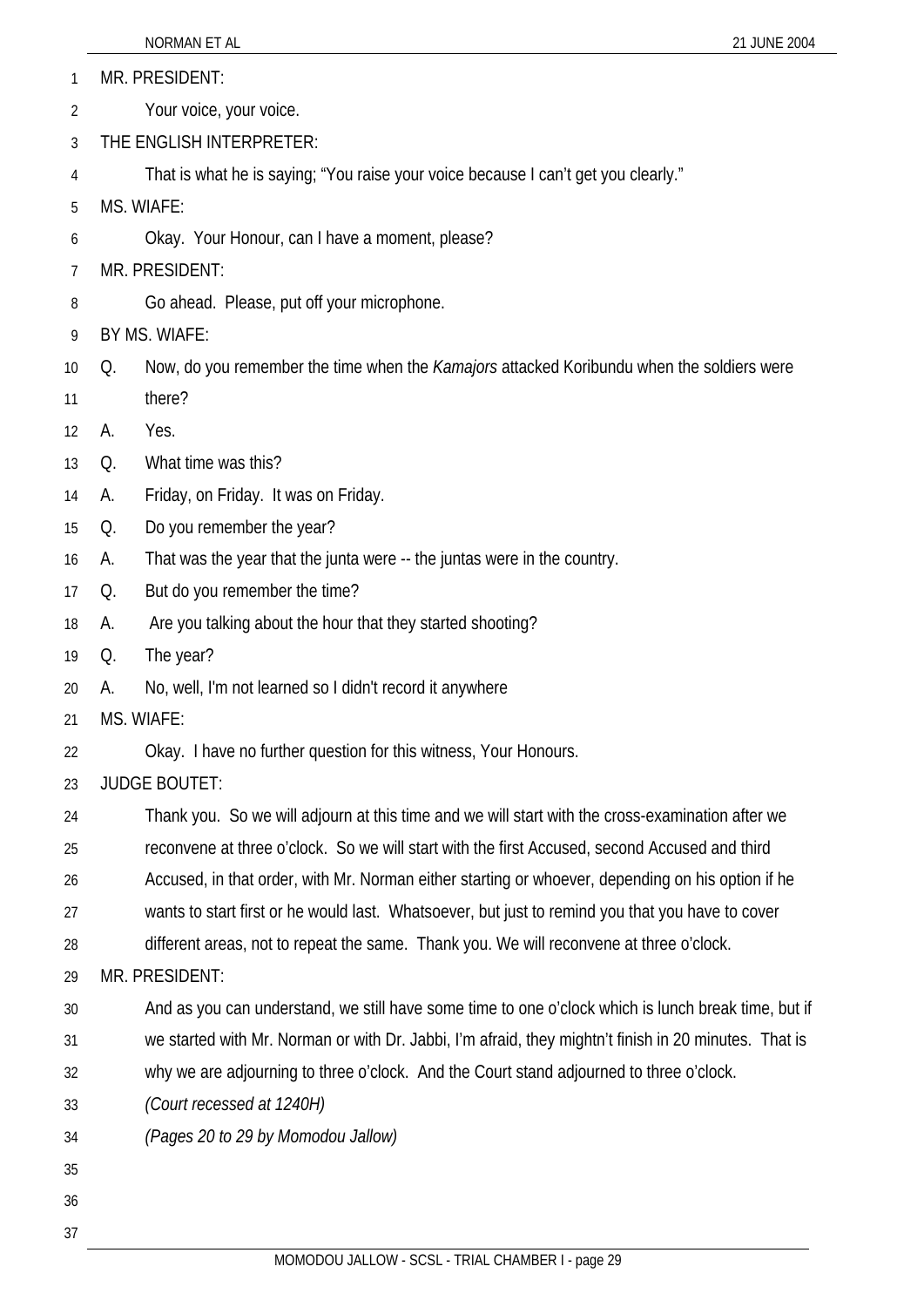MR. PRESIDENT:

Your voice, your voice.

THE ENGLISH INTERPRETER:

That is what he is saying; "You raise your voice because I can't get you clearly."

MS. WIAFE:

Okay. Your Honour, can I have a moment, please?

MR. PRESIDENT:

Go ahead. Please, put off your microphone.

BY MS. WIAFE:

Q. Now, do you remember the time when the *Kamajors* attacked Koribundu when the soldiers were there?

A. Yes.

Q. What time was this?

A. Friday, on Friday. It was on Friday.

Q. Do you remember the year?

A. That was the year that the junta were -- the juntas were in the country.

Q. But do you remember the time?

A. Are you talking about the hour that they started shooting?

Q. The year?

A. No, well, I'm not learned so I didn't record it anywhere

MS. WIAFE:

Okay. I have no further question for this witness, Your Honours.

JUDGE BOUTET:

Thank you. So we will adjourn at this time and we will start with the cross-examination after we reconvene at three o'clock. So we will start with the first Accused, second Accused and third Accused, in that order, with Mr. Norman either starting or whoever, depending on his option if he wants to start first or he would last. Whatsoever, but just to remind you that you have to cover different areas, not to repeat the same. Thank you. We will reconvene at three o'clock.

MR. PRESIDENT:

And as you can understand, we still have some time to one o'clock which is lunch break time, but if we started with Mr. Norman or with Dr. Jabbi, I'm afraid, they mightn't finish in 20 minutes. That is why we are adjourning to three o'clock. And the Court stand adjourned to three o'clock.

*(Court recessed at 1240H)*

*(Pages 20 to 29 by Momodou Jallow)*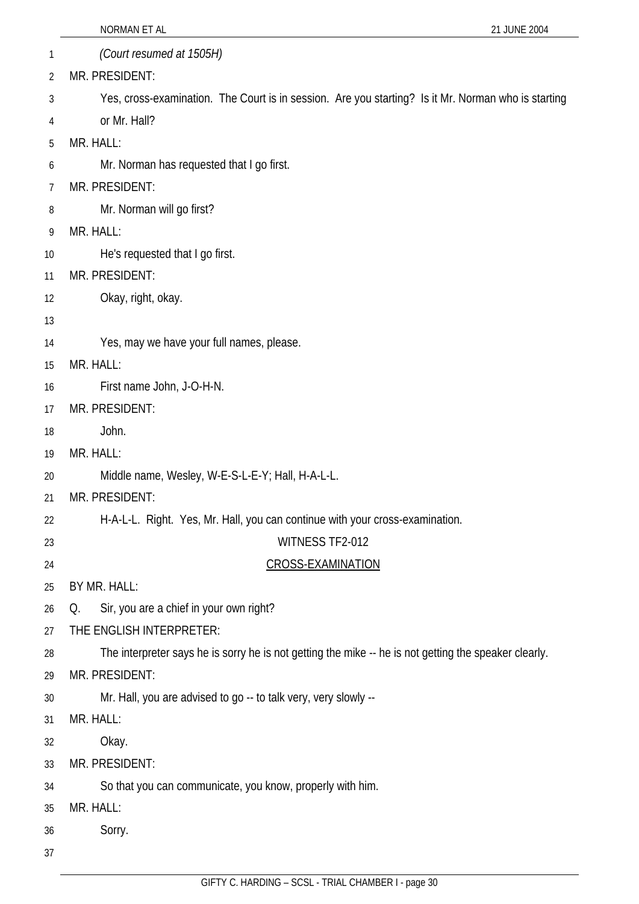*(Court resumed at 1505H)*

MR. PRESIDENT:

Yes, cross-examination. The Court is in session. Are you starting? Is it Mr. Norman who is starting or Mr. Hall?

MR. HALL:

Mr. Norman has requested that I go first.

MR. PRESIDENT:

Mr. Norman will go first?

MR. HALL:

He's requested that I go first.

MR. PRESIDENT:

Okay, right, okay.

Yes, may we have your full names, please.

MR. HALL:

First name John, J-O-H-N.

MR. PRESIDENT:

John.

MR. HALL:

Middle name, Wesley, W-E-S-L-E-Y; Hall, H-A-L-L.

MR. PRESIDENT:

H-A-L-L. Right. Yes, Mr. Hall, you can continue with your cross-examination.

WITNESS TF2-012

CROSS-EXAMINATION

BY MR. HALL:

Q. Sir, you are a chief in your own right?

THE ENGLISH INTERPRETER:

The interpreter says he is sorry he is not getting the mike -- he is not getting the speaker clearly.

MR. PRESIDENT:

Mr. Hall, you are advised to go -- to talk very, very slowly --

MR. HALL:

Okay.

MR. PRESIDENT:

So that you can communicate, you know, properly with him.

MR. HALL:

Sorry.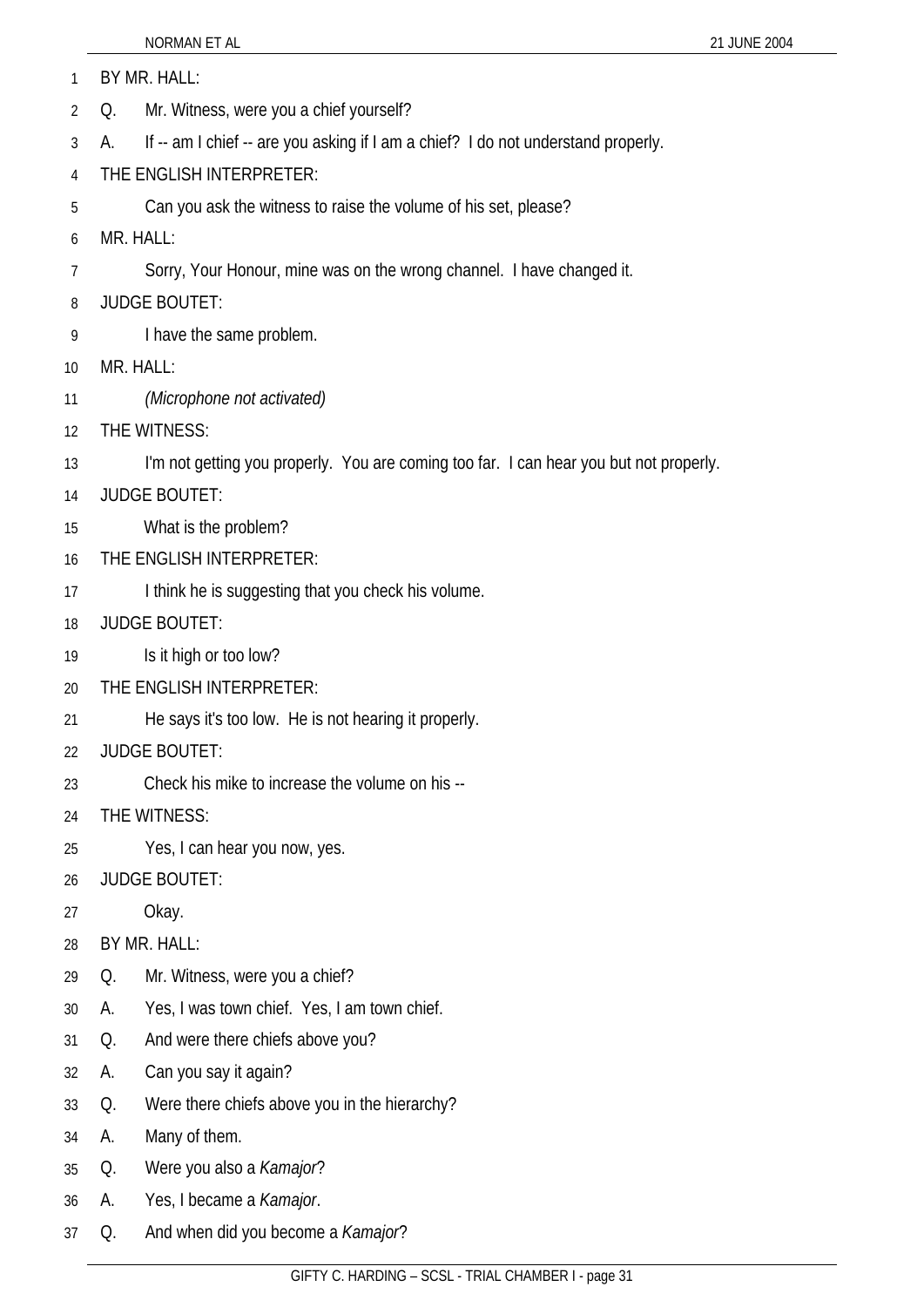BY MR. HALL:

Q. Mr. Witness, were you a chief yourself?

A. If -- am I chief -- are you asking if I am a chief? I do not understand properly.

THE ENGLISH INTERPRETER:

Can you ask the witness to raise the volume of his set, please?

MR. HALL:

Sorry, Your Honour, mine was on the wrong channel. I have changed it.

JUDGE BOUTET:

I have the same problem.

MR. HALL:

*(Microphone not activated)*

THE WITNESS:

I'm not getting you properly. You are coming too far. I can hear you but not properly.

JUDGE BOUTET:

What is the problem?

THE ENGLISH INTERPRETER:

I think he is suggesting that you check his volume.

JUDGE BOUTET:

Is it high or too low?

THE ENGLISH INTERPRETER:

He says it's too low. He is not hearing it properly.

JUDGE BOUTET:

Check his mike to increase the volume on his --

THE WITNESS:

Yes, I can hear you now, yes.

JUDGE BOUTET:

Okay.

BY MR. HALL:

Q. Mr. Witness, were you a chief?

A. Yes, I was town chief. Yes, I am town chief.

Q. And were there chiefs above you?

A. Can you say it again?

Q. Were there chiefs above you in the hierarchy?

A. Many of them.

Q. Were you also a *Kamajor*?

A. Yes, I became a *Kamajor*.

Q. And when did you become a *Kamajor*?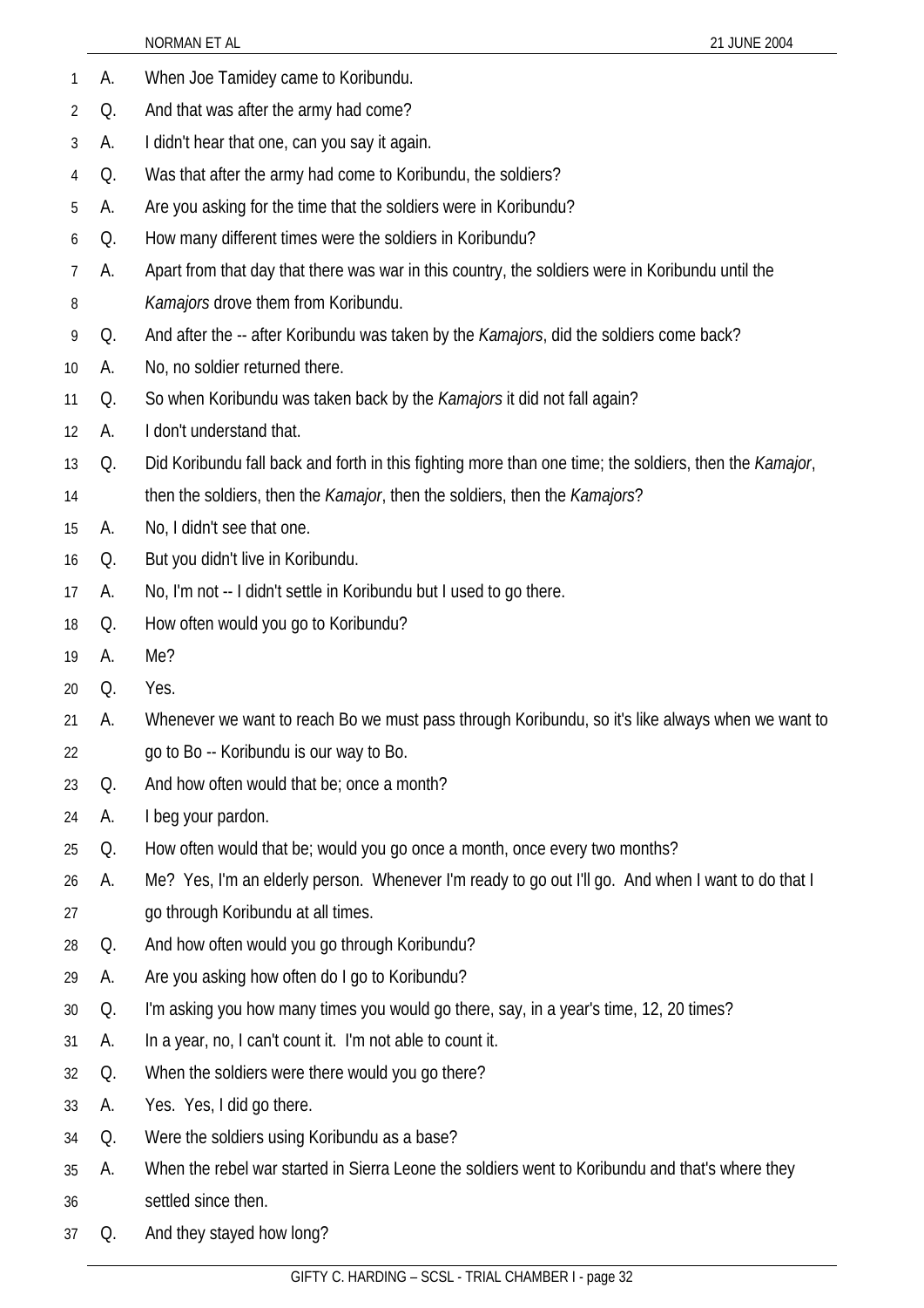1 A. When Joe Tamidey came to Koribundu.

2 Q. And that was after the army had come?

3 A. I didn't hear that one, can you say it again.

4 Q. Was that after the army had come to Koribundu, the soldiers?

5 A. Are you asking for the time that the soldiers were in Koribundu?

6 Q. How many different times were the soldiers in Koribundu?

7 A. Apart from that day that there was war in this country, the soldiers were in Koribundu until the

8 *Kamajors* drove them from Koribundu.

9 Q. And after the -- after Koribundu was taken by the *Kamajors*, did the soldiers come back?

10 A. No, no soldier returned there.

11 Q. So when Koribundu was taken back by the *Kamajors* it did not fall again?

12 A. I don't understand that.

13 Q. Did Koribundu fall back and forth in this fighting more than one time; the soldiers, then the *Kamajor*,

14 then the soldiers, then the *Kamajor*, then the soldiers, then the *Kamajors*?

15 A. No, I didn't see that one.

16 Q. But you didn't live in Koribundu.

17 A. No, I'm not -- I didn't settle in Koribundu but I used to go there.

18 Q. How often would you go to Koribundu?

19 A. Me?

20 Q. Yes.

21 A. Whenever we want to reach Bo we must pass through Koribundu, so it's like always when we want to

22 go to Bo -- Koribundu is our way to Bo.

23 Q. And how often would that be; once a month?

24 A. I beg your pardon.

25 Q. How often would that be; would you go once a month, once every two months?

26 A. Me? Yes, I'm an elderly person. Whenever I'm ready to go out I'll go. And when I want to do that I

27 go through Koribundu at all times.

28 Q. And how often would you go through Koribundu?

29 A. Are you asking how often do I go to Koribundu?

30 Q. I'm asking you how many times you would go there, say, in a year's time, 12, 20 times?

31 A. In a year, no, I can't count it. I'm not able to count it.

32 Q. When the soldiers were there would you go there?

33 A. Yes. Yes, I did go there.

34 Q. Were the soldiers using Koribundu as a base?

35 A. When the rebel war started in Sierra Leone the soldiers went to Koribundu and that's where they

36 settled since then.

37 Q. And they stayed how long?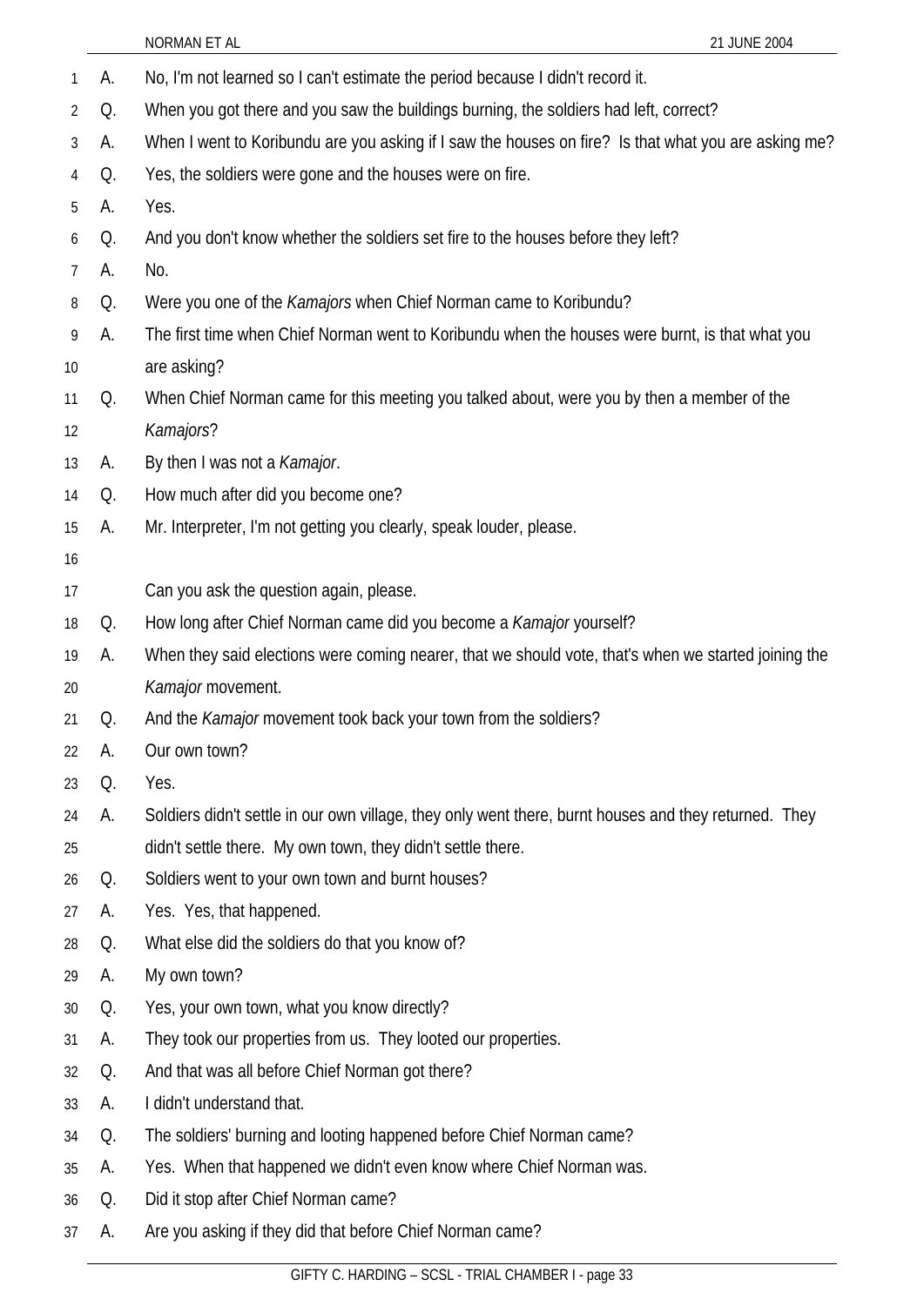A. No, I'm not learned so I can't estimate the period because I didn't record it.

Q. When you got there and you saw the buildings burning, the soldiers had left, correct?

A. When I went to Koribundu are you asking if I saw the houses on fire? Is that what you are asking me?

Q. Yes, the soldiers were gone and the houses were on fire.

A. Yes.

Q. And you don't know whether the soldiers set fire to the houses before they left?

A. No.

Q. Were you one of the *Kamajors* when Chief Norman came to Koribundu?

A. The first time when Chief Norman went to Koribundu when the houses were burnt, is that what you are asking?

Q. When Chief Norman came for this meeting you talked about, were you by then a member of the *Kamajors*?

A. By then I was not a *Kamajor*.

Q. How much after did you become one?

A. Mr. Interpreter, I'm not getting you clearly, speak louder, please.

Can you ask the question again, please.

Q. How long after Chief Norman came did you become a *Kamajor* yourself?

A. When they said elections were coming nearer, that we should vote, that's when we started joining the *Kamajor* movement.

Q. And the *Kamajor* movement took back your town from the soldiers?

A. Our own town?

Q. Yes.

A. Soldiers didn't settle in our own village, they only went there, burnt houses and they returned. They didn't settle there. My own town, they didn't settle there.

Q. Soldiers went to your own town and burnt houses?

A. Yes. Yes, that happened.

Q. What else did the soldiers do that you know of?

A. My own town?

Q. Yes, your own town, what you know directly?

A. They took our properties from us. They looted our properties.

Q. And that was all before Chief Norman got there?

A. I didn't understand that.

Q. The soldiers' burning and looting happened before Chief Norman came?

A. Yes. When that happened we didn't even know where Chief Norman was.

Q. Did it stop after Chief Norman came?

A. Are you asking if they did that before Chief Norman came?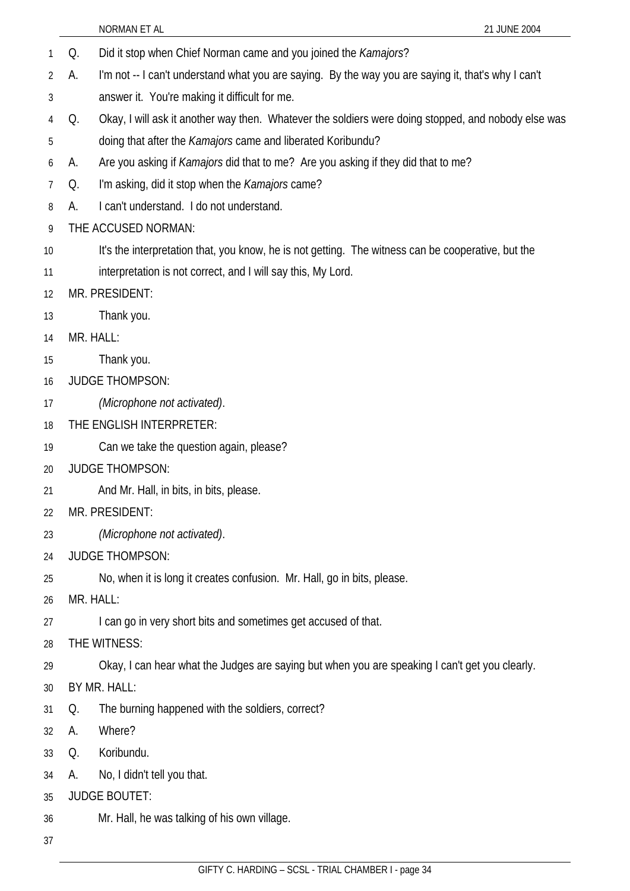Q. Did it stop when Chief Norman came and you joined the *Kamajors*?

A. I'm not -- I can't understand what you are saying. By the way you are saying it, that's why I can't answer it. You're making it difficult for me.

Q. Okay, I will ask it another way then. Whatever the soldiers were doing stopped, and nobody else was doing that after the *Kamajors* came and liberated Koribundu?

A. Are you asking if *Kamajors* did that to me? Are you asking if they did that to me?

Q. I'm asking, did it stop when the *Kamajors* came?

A. I can't understand. I do not understand.

THE ACCUSED NORMAN:

It's the interpretation that, you know, he is not getting. The witness can be cooperative, but the interpretation is not correct, and I will say this, My Lord.

MR. PRESIDENT:

Thank you.

MR. HALL:

Thank you.

JUDGE THOMPSON:

*(Microphone not activated)*.

THE ENGLISH INTERPRETER:

Can we take the question again, please?

JUDGE THOMPSON:

And Mr. Hall, in bits, in bits, please.

MR. PRESIDENT:

*(Microphone not activated)*.

JUDGE THOMPSON:

No, when it is long it creates confusion. Mr. Hall, go in bits, please.

MR. HALL:

I can go in very short bits and sometimes get accused of that.

THE WITNESS:

Okay, I can hear what the Judges are saying but when you are speaking I can't get you clearly.

BY MR. HALL:

Q. The burning happened with the soldiers, correct?

A. Where?

Q. Koribundu.

A. No, I didn't tell you that.

JUDGE BOUTET:

Mr. Hall, he was talking of his own village.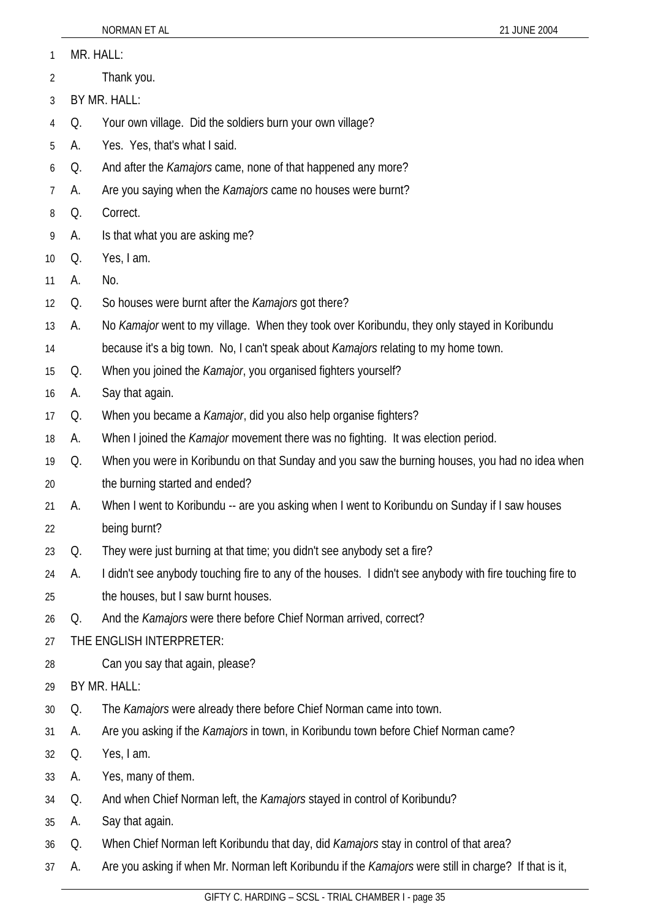MR. HALL:

Thank you.

BY MR. HALL:

Q. Your own village. Did the soldiers burn your own village?

A. Yes. Yes, that's what I said.

Q. And after the *Kamajors* came, none of that happened any more?

A. Are you saying when the *Kamajors* came no houses were burnt?

Q. Correct.

A. Is that what you are asking me?

Q. Yes, I am.

A. No.

Q. So houses were burnt after the *Kamajors* got there?

A. No *Kamajor* went to my village. When they took over Koribundu, they only stayed in Koribundu because it's a big town. No, I can't speak about *Kamajors* relating to my home town.

Q. When you joined the *Kamajor*, you organised fighters yourself?

A. Say that again.

Q. When you became a *Kamajor*, did you also help organise fighters?

A. When I joined the *Kamajor* movement there was no fighting. It was election period.

Q. When you were in Koribundu on that Sunday and you saw the burning houses, you had no idea when the burning started and ended?

A. When I went to Koribundu -- are you asking when I went to Koribundu on Sunday if I saw houses being burnt?

Q. They were just burning at that time; you didn't see anybody set a fire?

A. I didn't see anybody touching fire to any of the houses. I didn't see anybody with fire touching fire to the houses, but I saw burnt houses.

Q. And the *Kamajors* were there before Chief Norman arrived, correct?

THE ENGLISH INTERPRETER:

Can you say that again, please?

BY MR. HALL:

Q. The *Kamajors* were already there before Chief Norman came into town.

A. Are you asking if the *Kamajors* in town, in Koribundu town before Chief Norman came?

Q. Yes, I am.

A. Yes, many of them.

Q. And when Chief Norman left, the *Kamajors* stayed in control of Koribundu?

A. Say that again.

Q. When Chief Norman left Koribundu that day, did *Kamajors* stay in control of that area?

A. Are you asking if when Mr. Norman left Koribundu if the *Kamajors* were still in charge? If that is it,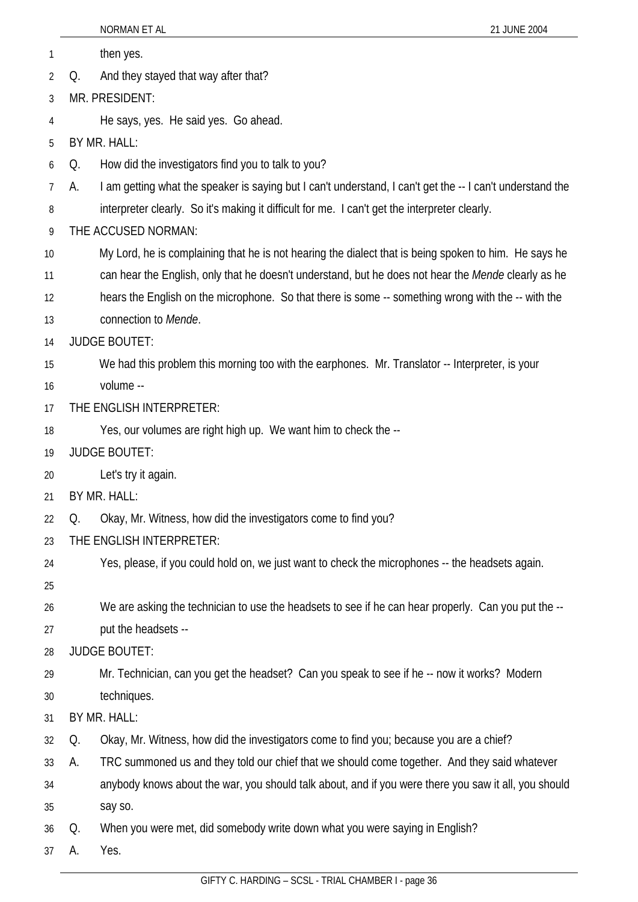then yes.

Q. And they stayed that way after that?

MR. PRESIDENT:

He says, yes. He said yes. Go ahead.

BY MR. HALL:

Q. How did the investigators find you to talk to you?

A. I am getting what the speaker is saying but I can't understand, I can't get the -- I can't understand the interpreter clearly. So it's making it difficult for me. I can't get the interpreter clearly.

THE ACCUSED NORMAN:

My Lord, he is complaining that he is not hearing the dialect that is being spoken to him. He says he can hear the English, only that he doesn't understand, but he does not hear the *Mende* clearly as he hears the English on the microphone. So that there is some -- something wrong with the -- with the connection to *Mende*.

JUDGE BOUTET:

We had this problem this morning too with the earphones. Mr. Translator -- Interpreter, is your volume --

THE ENGLISH INTERPRETER:

Yes, our volumes are right high up. We want him to check the --

JUDGE BOUTET:

Let's try it again.

BY MR. HALL:

Q. Okay, Mr. Witness, how did the investigators come to find you?

THE ENGLISH INTERPRETER:

Yes, please, if you could hold on, we just want to check the microphones -- the headsets again.

We are asking the technician to use the headsets to see if he can hear properly. Can you put the -- put the headsets --

JUDGE BOUTET:

Mr. Technician, can you get the headset? Can you speak to see if he -- now it works? Modern techniques.

BY MR. HALL:

Q. Okay, Mr. Witness, how did the investigators come to find you; because you are a chief?

A. TRC summoned us and they told our chief that we should come together. And they said whatever anybody knows about the war, you should talk about, and if you were there you saw it all, you should say so.

Q. When you were met, did somebody write down what you were saying in English?

A. Yes.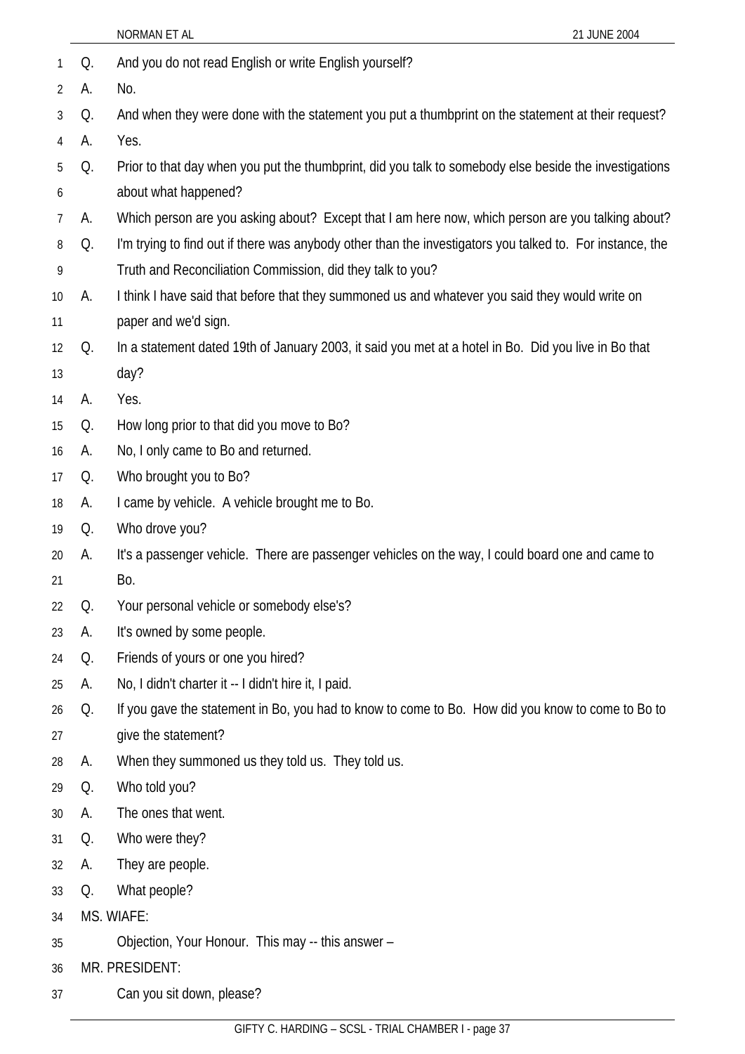Q. And you do not read English or write English yourself?

A. No.

Q. And when they were done with the statement you put a thumbprint on the statement at their request?

A. Yes.

Q. Prior to that day when you put the thumbprint, did you talk to somebody else beside the investigations about what happened?

A. Which person are you asking about? Except that I am here now, which person are you talking about?

Q. I'm trying to find out if there was anybody other than the investigators you talked to. For instance, the Truth and Reconciliation Commission, did they talk to you?

A. I think I have said that before that they summoned us and whatever you said they would write on paper and we'd sign.

Q. In a statement dated 19th of January 2003, it said you met at a hotel in Bo. Did you live in Bo that day?

A. Yes.

Q. How long prior to that did you move to Bo?

A. No, I only came to Bo and returned.

Q. Who brought you to Bo?

A. I came by vehicle. A vehicle brought me to Bo.

Q. Who drove you?

A. It's a passenger vehicle. There are passenger vehicles on the way, I could board one and came to Bo.

Q. Your personal vehicle or somebody else's?

A. It's owned by some people.

Q. Friends of yours or one you hired?

A. No, I didn't charter it -- I didn't hire it, I paid.

Q. If you gave the statement in Bo, you had to know to come to Bo. How did you know to come to Bo to give the statement?

A. When they summoned us they told us. They told us.

Q. Who told you?

A. The ones that went.

Q. Who were they?

A. They are people.

Q. What people?

MS. WIAFE:

Objection, Your Honour. This may -- this answer –

MR. PRESIDENT:

Can you sit down, please?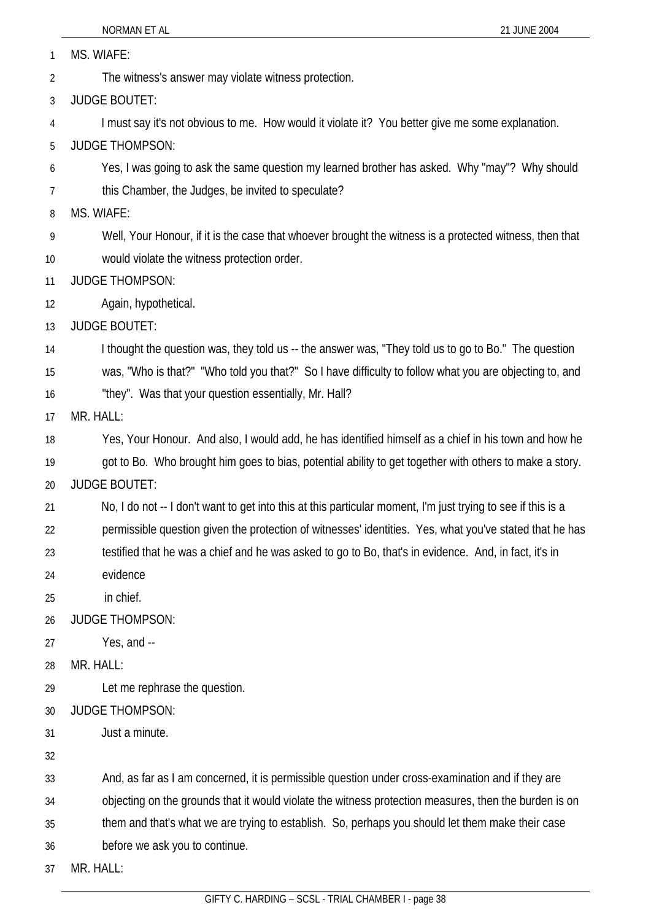MS. WIAFE:

The witness's answer may violate witness protection.

JUDGE BOUTET:

I must say it's not obvious to me. How would it violate it? You better give me some explanation.

JUDGE THOMPSON:

Yes, I was going to ask the same question my learned brother has asked. Why "may"? Why should this Chamber, the Judges, be invited to speculate?

MS. WIAFE:

Well, Your Honour, if it is the case that whoever brought the witness is a protected witness, then that would violate the witness protection order.

JUDGE THOMPSON:

Again, hypothetical.

JUDGE BOUTET:

I thought the question was, they told us -- the answer was, "They told us to go to Bo." The question was, "Who is that?" "Who told you that?" So I have difficulty to follow what you are objecting to, and "they". Was that your question essentially, Mr. Hall?

MR. HALL:

Yes, Your Honour. And also, I would add, he has identified himself as a chief in his town and how he got to Bo. Who brought him goes to bias, potential ability to get together with others to make a story.

JUDGE BOUTET:

No, I do not -- I don't want to get into this at this particular moment, I'm just trying to see if this is a permissible question given the protection of witnesses' identities. Yes, what you've stated that he has testified that he was a chief and he was asked to go to Bo, that's in evidence. And, in fact, it's in evidence in chief.

JUDGE THOMPSON:

Yes, and --

MR. HALL:

Let me rephrase the question.

JUDGE THOMPSON:

Just a minute.

And, as far as I am concerned, it is permissible question under cross-examination and if they are objecting on the grounds that it would violate the witness protection measures, then the burden is on them and that's what we are trying to establish. So, perhaps you should let them make their case before we ask you to continue.

MR. HALL: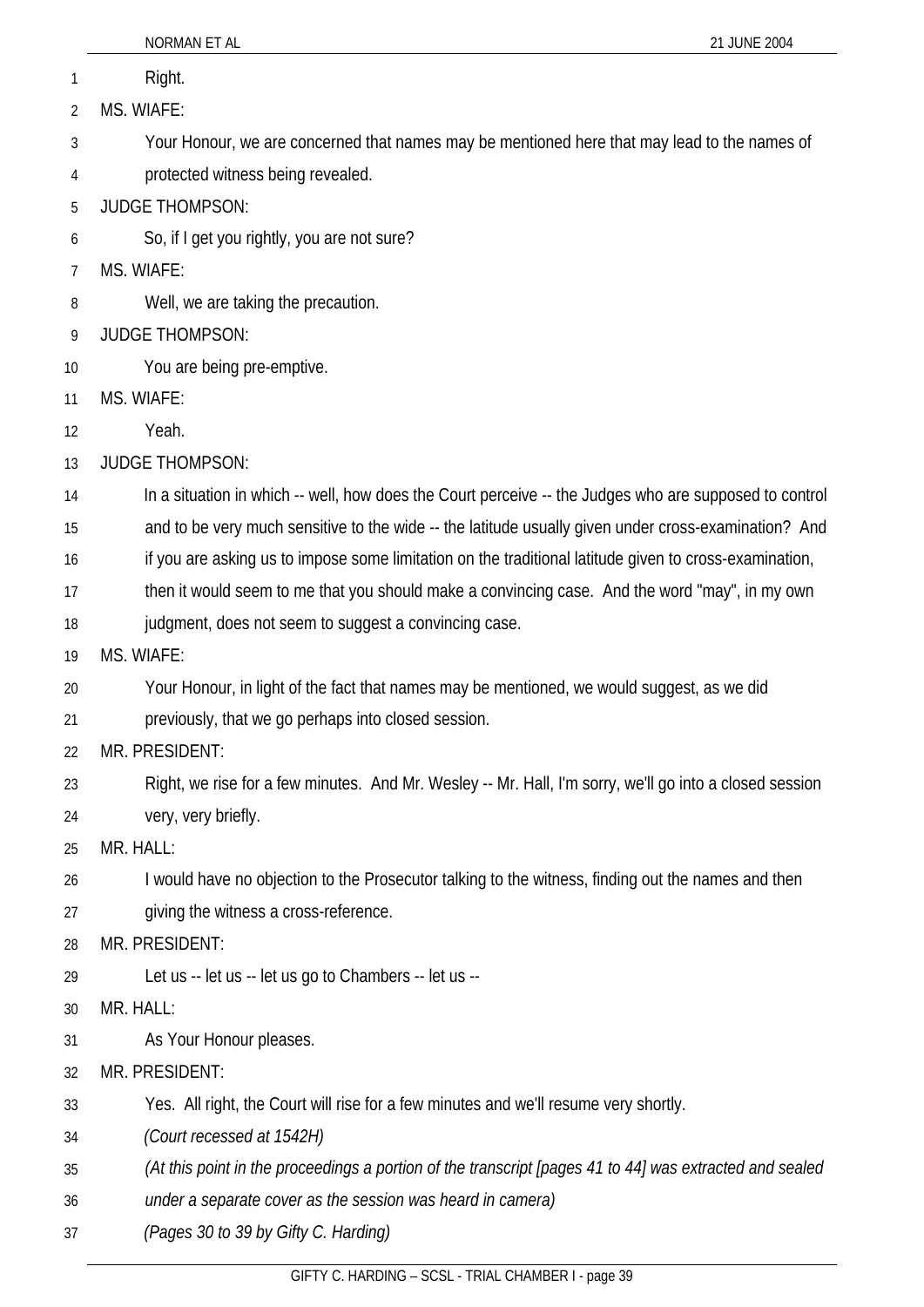Right.

MS. WIAFE:

Your Honour, we are concerned that names may be mentioned here that may lead to the names of protected witness being revealed.

JUDGE THOMPSON:

So, if I get you rightly, you are not sure?

MS. WIAFE:

Well, we are taking the precaution.

JUDGE THOMPSON:

You are being pre-emptive.

MS. WIAFE:

Yeah.

JUDGE THOMPSON:

In a situation in which -- well, how does the Court perceive -- the Judges who are supposed to control and to be very much sensitive to the wide -- the latitude usually given under cross-examination? And if you are asking us to impose some limitation on the traditional latitude given to cross-examination, then it would seem to me that you should make a convincing case. And the word "may", in my own judgment, does not seem to suggest a convincing case.

MS. WIAFE:

Your Honour, in light of the fact that names may be mentioned, we would suggest, as we did previously, that we go perhaps into closed session.

MR. PRESIDENT:

Right, we rise for a few minutes. And Mr. Wesley -- Mr. Hall, I'm sorry, we'll go into a closed session very, very briefly.

MR. HALL:

I would have no objection to the Prosecutor talking to the witness, finding out the names and then giving the witness a cross-reference.

MR. PRESIDENT:

Let us -- let us -- let us go to Chambers -- let us --

MR. HALL:

As Your Honour pleases.

MR. PRESIDENT:

Yes. All right, the Court will rise for a few minutes and we'll resume very shortly.

*(Court recessed at 1542H)*

*(At this point in the proceedings a portion of the transcript [pages 41 to 44] was extracted and sealed under a separate cover as the session was heard in camera)*

*(Pages 30 to 39 by Gifty C. Harding)*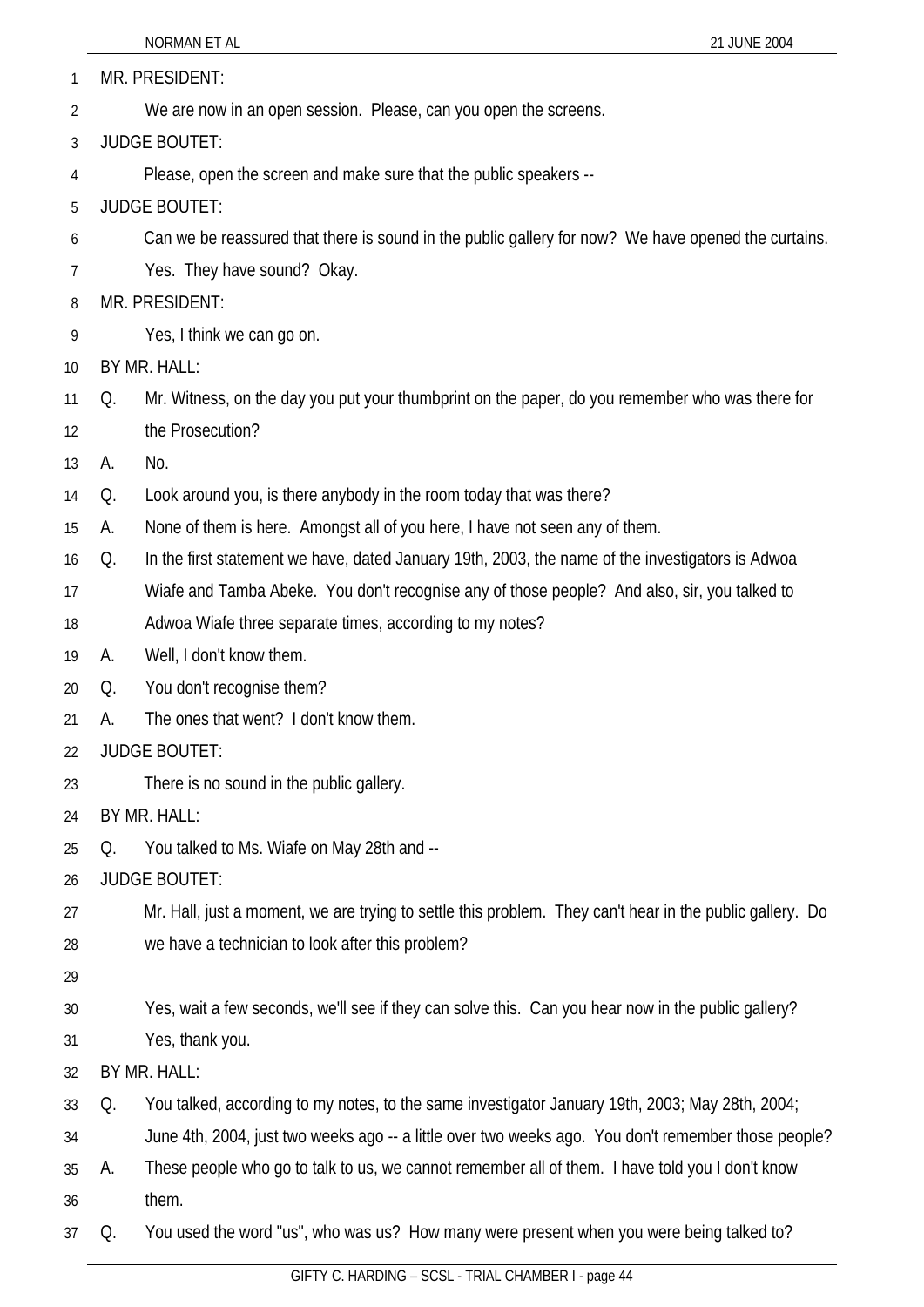MR. PRESIDENT:

We are now in an open session. Please, can you open the screens.

JUDGE BOUTET:

Please, open the screen and make sure that the public speakers --

JUDGE BOUTET:

Can we be reassured that there is sound in the public gallery for now? We have opened the curtains. Yes. They have sound? Okay.

MR. PRESIDENT:

Yes, I think we can go on.

BY MR. HALL:

Q. Mr. Witness, on the day you put your thumbprint on the paper, do you remember who was there for the Prosecution?

A. No.

Q. Look around you, is there anybody in the room today that was there?

A. None of them is here. Amongst all of you here, I have not seen any of them.

Q. In the first statement we have, dated January 19th, 2003, the name of the investigators is Adwoa Wiafe and Tamba Abeke. You don't recognise any of those people? And also, sir, you talked to Adwoa Wiafe three separate times, according to my notes?

A. Well, I don't know them.

Q. You don't recognise them?

A. The ones that went? I don't know them.

JUDGE BOUTET:

There is no sound in the public gallery.

BY MR. HALL:

Q. You talked to Ms. Wiafe on May 28th and --

JUDGE BOUTET:

Mr. Hall, just a moment, we are trying to settle this problem. They can't hear in the public gallery. Do we have a technician to look after this problem?

Yes, wait a few seconds, we'll see if they can solve this. Can you hear now in the public gallery? Yes, thank you.

BY MR. HALL:

Q. You talked, according to my notes, to the same investigator January 19th, 2003; May 28th, 2004; June 4th, 2004, just two weeks ago -- a little over two weeks ago. You don't remember those people?

A. These people who go to talk to us, we cannot remember all of them. I have told you I don't know them.

Q. You used the word "us", who was us? How many were present when you were being talked to?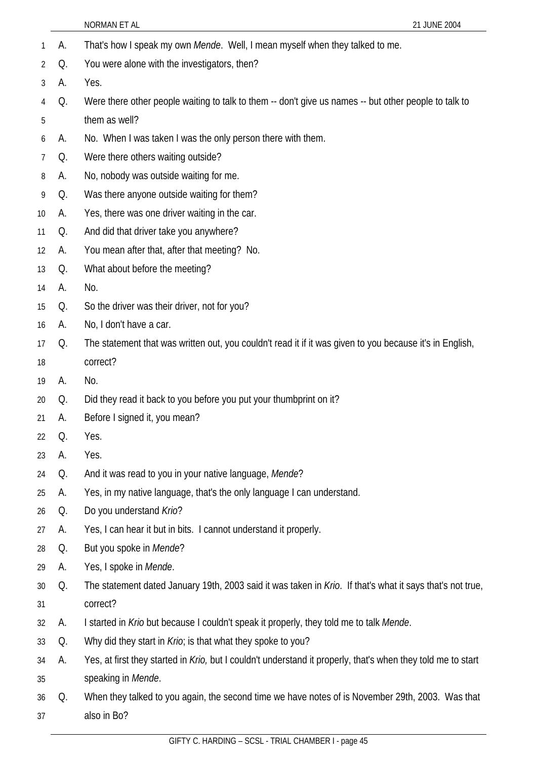A. That's how I speak my own *Mende*. Well, I mean myself when they talked to me.

Q. You were alone with the investigators, then?

A. Yes.

Q. Were there other people waiting to talk to them -- don't give us names -- but other people to talk to them as well?

A. No. When I was taken I was the only person there with them.

Q. Were there others waiting outside?

A. No, nobody was outside waiting for me.

Q. Was there anyone outside waiting for them?

A. Yes, there was one driver waiting in the car.

Q. And did that driver take you anywhere?

A. You mean after that, after that meeting? No.

Q. What about before the meeting?

A. No.

Q. So the driver was their driver, not for you?

A. No, I don't have a car.

Q. The statement that was written out, you couldn't read it if it was given to you because it's in English, correct?

A. No.

Q. Did they read it back to you before you put your thumbprint on it?

A. Before I signed it, you mean?

Q. Yes.

A. Yes.

Q. And it was read to you in your native language, *Mende*?

A. Yes, in my native language, that's the only language I can understand.

Q. Do you understand *Krio*?

A. Yes, I can hear it but in bits. I cannot understand it properly.

Q. But you spoke in *Mende*?

A. Yes, I spoke in *Mende*.

Q. The statement dated January 19th, 2003 said it was taken in *Krio*. If that's what it says that's not true, correct?

A. I started in *Krio* but because I couldn't speak it properly, they told me to talk *Mende*.

Q. Why did they start in *Krio*; is that what they spoke to you?

A. Yes, at first they started in *Krio,* but I couldn't understand it properly, that's when they told me to start speaking in *Mende*.

Q. When they talked to you again, the second time we have notes of is November 29th, 2003. Was that also in Bo?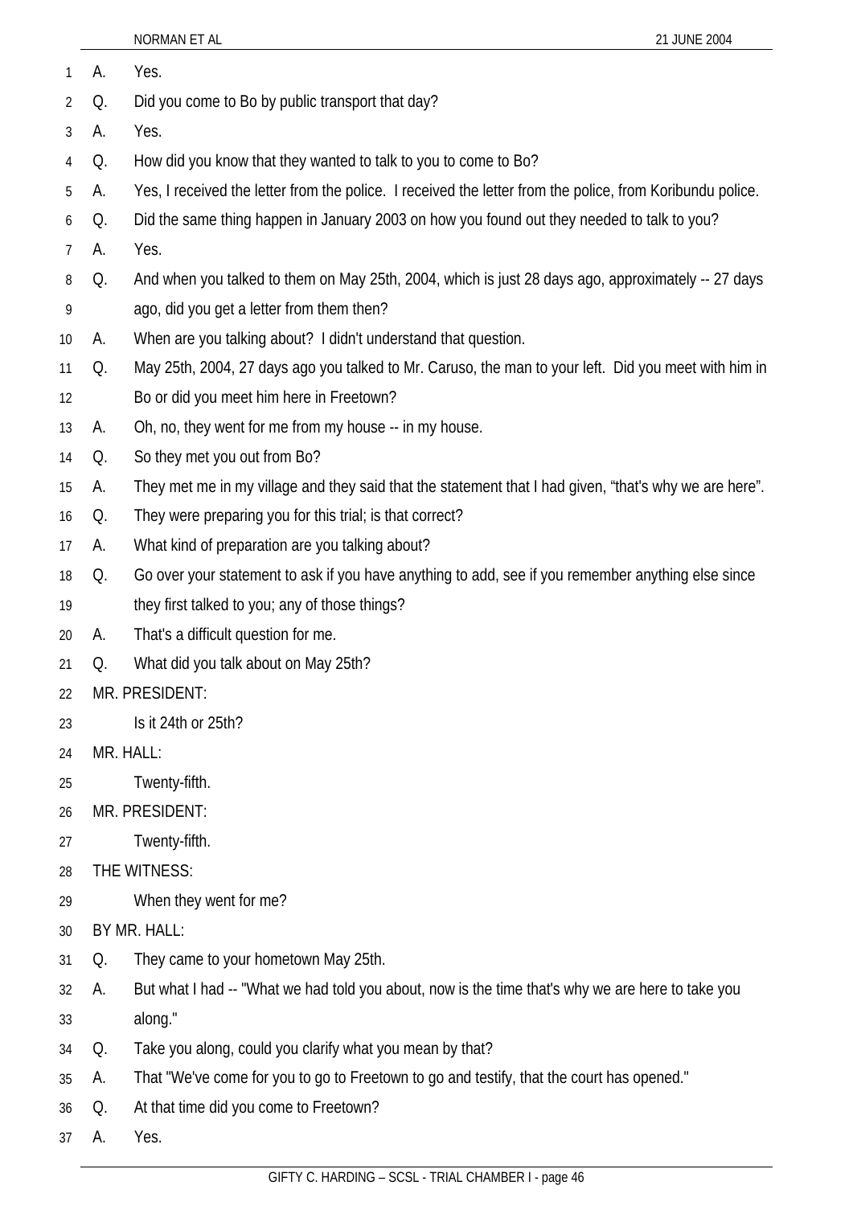A. Yes.

Q. Did you come to Bo by public transport that day?

A. Yes.

Q. How did you know that they wanted to talk to you to come to Bo?

A. Yes, I received the letter from the police. I received the letter from the police, from Koribundu police.

Q. Did the same thing happen in January 2003 on how you found out they needed to talk to you?

A. Yes.

Q. And when you talked to them on May 25th, 2004, which is just 28 days ago, approximately -- 27 days ago, did you get a letter from them then?

A. When are you talking about? I didn't understand that question.

Q. May 25th, 2004, 27 days ago you talked to Mr. Caruso, the man to your left. Did you meet with him in Bo or did you meet him here in Freetown?

A. Oh, no, they went for me from my house -- in my house.

Q. So they met you out from Bo?

A. They met me in my village and they said that the statement that I had given, "that's why we are here".

Q. They were preparing you for this trial; is that correct?

A. What kind of preparation are you talking about?

Q. Go over your statement to ask if you have anything to add, see if you remember anything else since they first talked to you; any of those things?

A. That's a difficult question for me.

Q. What did you talk about on May 25th?

MR. PRESIDENT:

Is it 24th or 25th?

MR. HALL:

Twenty-fifth.

MR. PRESIDENT:

Twenty-fifth.

THE WITNESS:

When they went for me?

BY MR. HALL:

Q. They came to your hometown May 25th.

A. But what I had -- "What we had told you about, now is the time that's why we are here to take you along."

Q. Take you along, could you clarify what you mean by that?

A. That "We've come for you to go to Freetown to go and testify, that the court has opened."

Q. At that time did you come to Freetown?

A. Yes.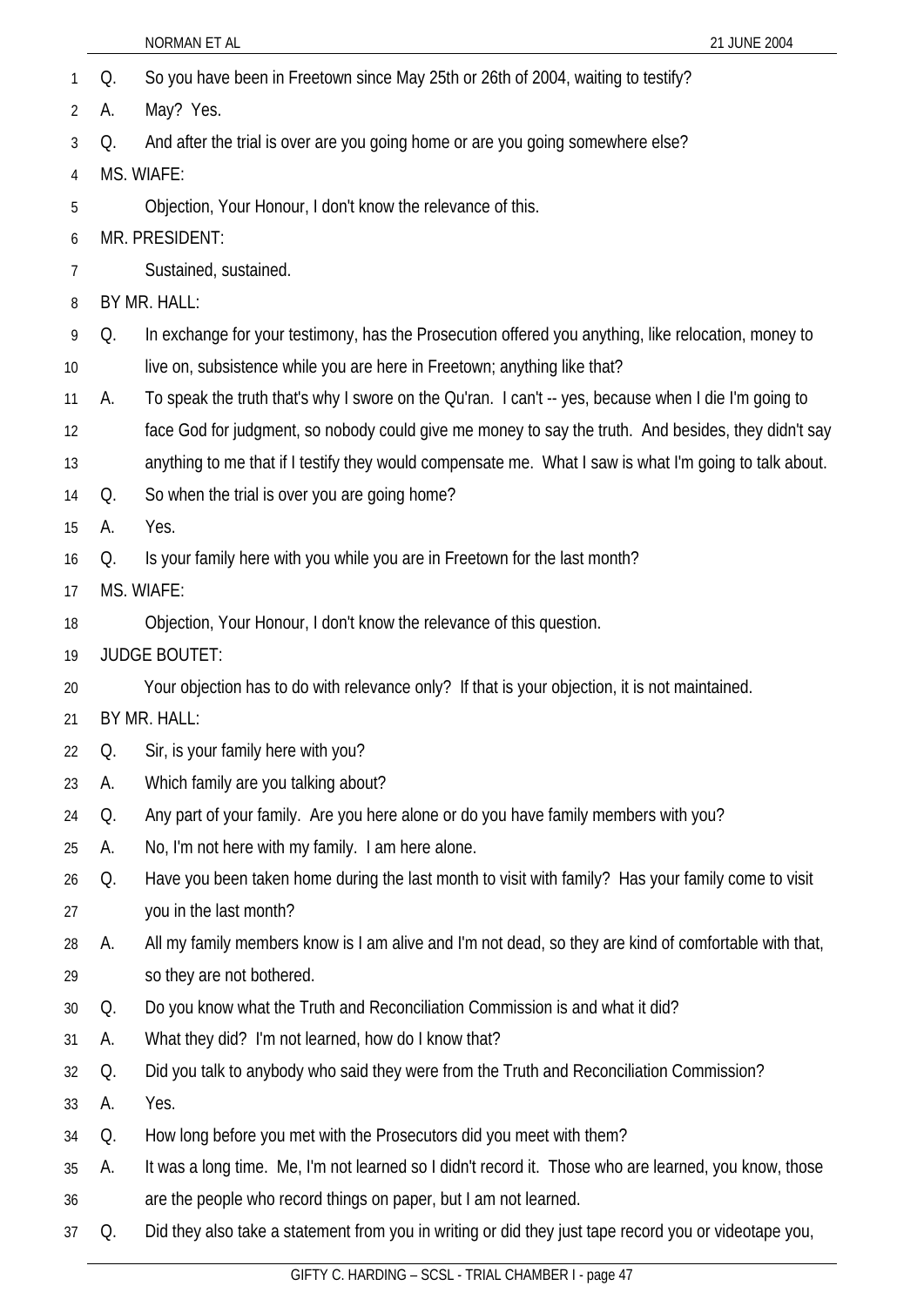Q. So you have been in Freetown since May 25th or 26th of 2004, waiting to testify?

A. May? Yes.

Q. And after the trial is over are you going home or are you going somewhere else?

MS. WIAFE:

Objection, Your Honour, I don't know the relevance of this.

MR. PRESIDENT:

Sustained, sustained.

BY MR. HALL:

Q. In exchange for your testimony, has the Prosecution offered you anything, like relocation, money to live on, subsistence while you are here in Freetown; anything like that?

A. To speak the truth that's why I swore on the Qu'ran. I can't -- yes, because when I die I'm going to face God for judgment, so nobody could give me money to say the truth. And besides, they didn't say anything to me that if I testify they would compensate me. What I saw is what I'm going to talk about.

Q. So when the trial is over you are going home?

A. Yes.

Q. Is your family here with you while you are in Freetown for the last month?

MS. WIAFE:

Objection, Your Honour, I don't know the relevance of this question.

JUDGE BOUTET:

Your objection has to do with relevance only? If that is your objection, it is not maintained.

BY MR. HALL:

Q. Sir, is your family here with you?

A. Which family are you talking about?

Q. Any part of your family. Are you here alone or do you have family members with you?

A. No, I'm not here with my family. I am here alone.

Q. Have you been taken home during the last month to visit with family? Has your family come to visit you in the last month?

A. All my family members know is I am alive and I'm not dead, so they are kind of comfortable with that, so they are not bothered.

Q. Do you know what the Truth and Reconciliation Commission is and what it did?

A. What they did? I'm not learned, how do I know that?

Q. Did you talk to anybody who said they were from the Truth and Reconciliation Commission?

A. Yes.

Q. How long before you met with the Prosecutors did you meet with them?

A. It was a long time. Me, I'm not learned so I didn't record it. Those who are learned, you know, those are the people who record things on paper, but I am not learned.

Q. Did they also take a statement from you in writing or did they just tape record you or videotape you,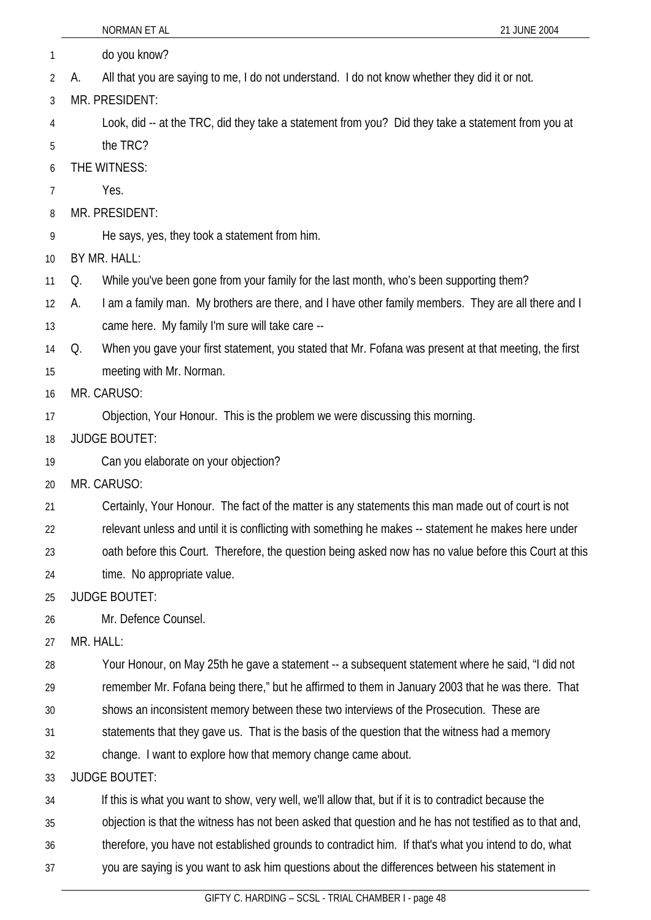do you know?

A. All that you are saying to me, I do not understand. I do not know whether they did it or not.

MR. PRESIDENT:

Look, did -- at the TRC, did they take a statement from you? Did they take a statement from you at the TRC?

THE WITNESS:

Yes.

MR. PRESIDENT:

He says, yes, they took a statement from him.

BY MR. HALL:

Q. While you've been gone from your family for the last month, who's been supporting them?

A. I am a family man. My brothers are there, and I have other family members. They are all there and I came here. My family I'm sure will take care --

Q. When you gave your first statement, you stated that Mr. Fofana was present at that meeting, the first meeting with Mr. Norman.

MR. CARUSO:

Objection, Your Honour. This is the problem we were discussing this morning.

JUDGE BOUTET:

Can you elaborate on your objection?

MR. CARUSO:

Certainly, Your Honour. The fact of the matter is any statements this man made out of court is not relevant unless and until it is conflicting with something he makes -- statement he makes here under oath before this Court. Therefore, the question being asked now has no value before this Court at this time. No appropriate value.

JUDGE BOUTET:

Mr. Defence Counsel.

MR. HALL:

Your Honour, on May 25th he gave a statement -- a subsequent statement where he said, "I did not remember Mr. Fofana being there," but he affirmed to them in January 2003 that he was there. That shows an inconsistent memory between these two interviews of the Prosecution. These are statements that they gave us. That is the basis of the question that the witness had a memory change. I want to explore how that memory change came about.

JUDGE BOUTET:

If this is what you want to show, very well, we'll allow that, but if it is to contradict because the objection is that the witness has not been asked that question and he has not testified as to that and, therefore, you have not established grounds to contradict him. If that's what you intend to do, what you are saying is you want to ask him questions about the differences between his statement in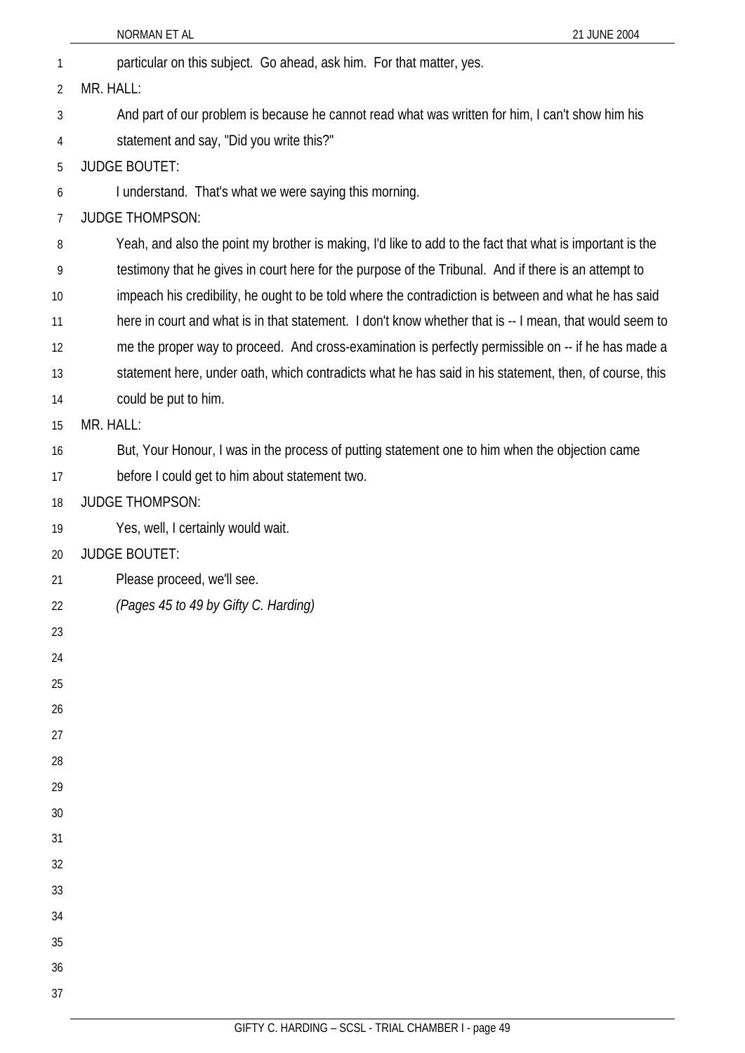particular on this subject. Go ahead, ask him. For that matter, yes.

MR. HALL:

And part of our problem is because he cannot read what was written for him, I can't show him his statement and say, "Did you write this?"

JUDGE BOUTET:

I understand. That's what we were saying this morning.

JUDGE THOMPSON:

Yeah, and also the point my brother is making, I'd like to add to the fact that what is important is the testimony that he gives in court here for the purpose of the Tribunal. And if there is an attempt to impeach his credibility, he ought to be told where the contradiction is between and what he has said here in court and what is in that statement. I don't know whether that is -- I mean, that would seem to me the proper way to proceed. And cross-examination is perfectly permissible on -- if he has made a statement here, under oath, which contradicts what he has said in his statement, then, of course, this could be put to him.

MR. HALL:

But, Your Honour, I was in the process of putting statement one to him when the objection came before I could get to him about statement two.

JUDGE THOMPSON:

Yes, well, I certainly would wait.

JUDGE BOUTET:

Please proceed, we'll see.

*(Pages 45 to 49 by Gifty C. Harding)*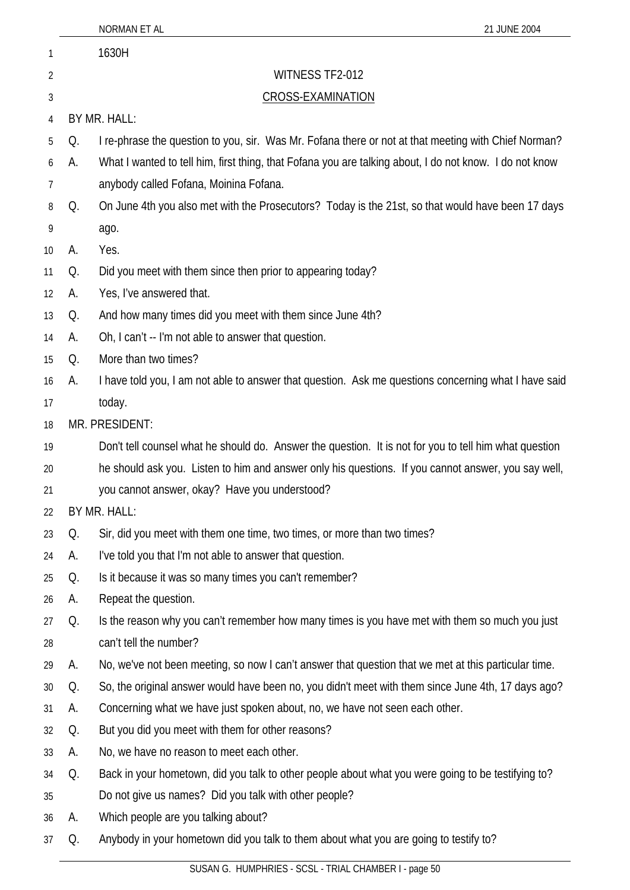1630H

WITNESS TF2-012

CROSS-EXAMINATION

BY MR. HALL:

Q. I re-phrase the question to you, sir. Was Mr. Fofana there or not at that meeting with Chief Norman?

A. What I wanted to tell him, first thing, that Fofana you are talking about, I do not know. I do not know anybody called Fofana, Moinina Fofana.

Q. On June 4th you also met with the Prosecutors? Today is the 21st, so that would have been 17 days ago.

A. Yes.

Q. Did you meet with them since then prior to appearing today?

A. Yes, I've answered that.

Q. And how many times did you meet with them since June 4th?

A. Oh, I can't -- I'm not able to answer that question.

Q. More than two times?

A. I have told you, I am not able to answer that question. Ask me questions concerning what I have said today.

MR. PRESIDENT:

Don't tell counsel what he should do. Answer the question. It is not for you to tell him what question he should ask you. Listen to him and answer only his questions. If you cannot answer, you say well, you cannot answer, okay? Have you understood?

BY MR. HALL:

Q. Sir, did you meet with them one time, two times, or more than two times?

A. I've told you that I'm not able to answer that question.

Q. Is it because it was so many times you can't remember?

A. Repeat the question.

Q. Is the reason why you can't remember how many times is you have met with them so much you just can't tell the number?

A. No, we've not been meeting, so now I can't answer that question that we met at this particular time.

Q. So, the original answer would have been no, you didn't meet with them since June 4th, 17 days ago?

A. Concerning what we have just spoken about, no, we have not seen each other.

Q. But you did you meet with them for other reasons?

A. No, we have no reason to meet each other.

Q. Back in your hometown, did you talk to other people about what you were going to be testifying to? Do not give us names? Did you talk with other people?

A. Which people are you talking about?

Q. Anybody in your hometown did you talk to them about what you are going to testify to?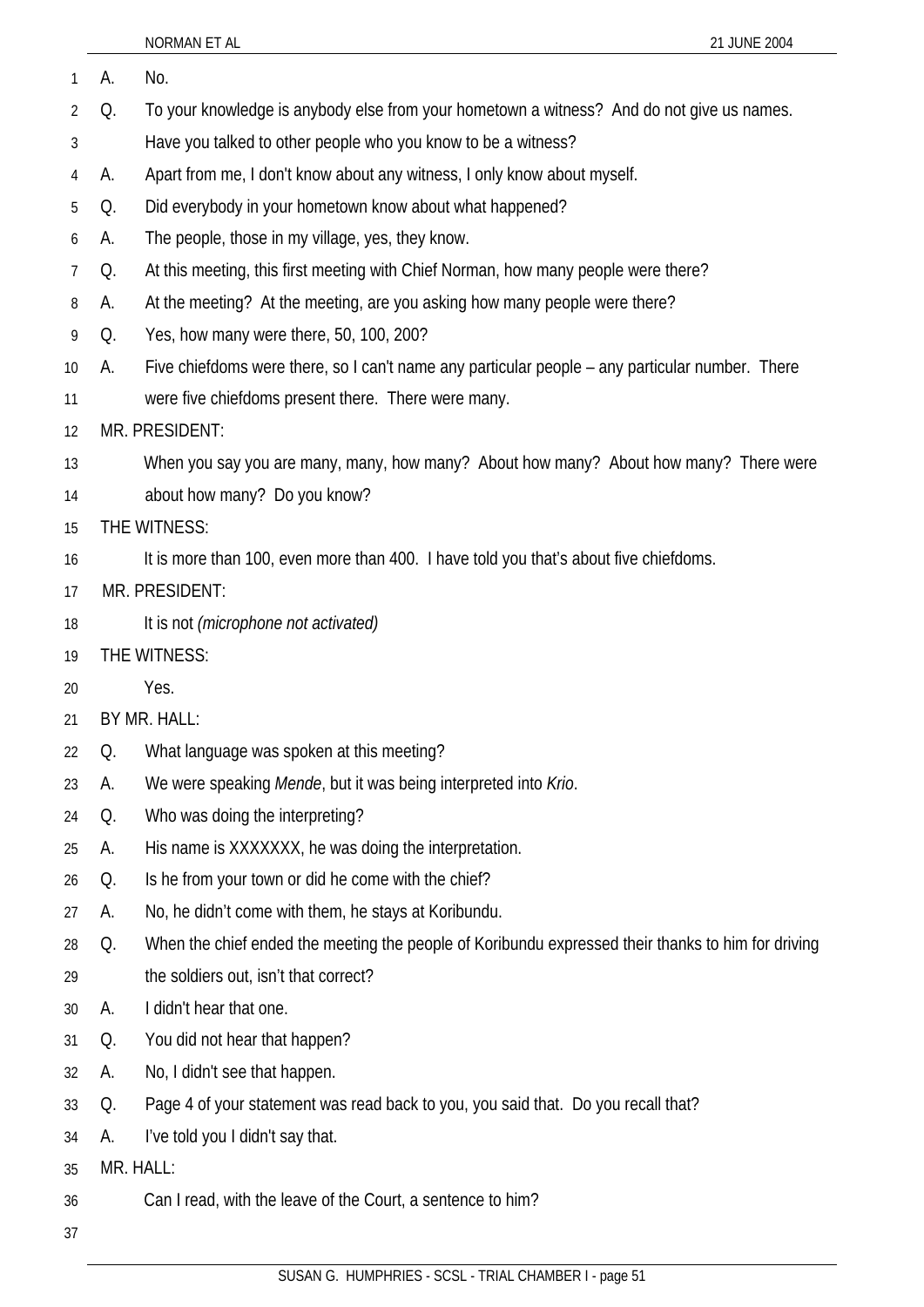A. No.

Q. To your knowledge is anybody else from your hometown a witness? And do not give us names. Have you talked to other people who you know to be a witness?

A. Apart from me, I don't know about any witness, I only know about myself.

Q. Did everybody in your hometown know about what happened?

A. The people, those in my village, yes, they know.

Q. At this meeting, this first meeting with Chief Norman, how many people were there?

A. At the meeting? At the meeting, are you asking how many people were there?

Q. Yes, how many were there, 50, 100, 200?

A. Five chiefdoms were there, so I can't name any particular people – any particular number. There were five chiefdoms present there. There were many.

MR. PRESIDENT:

When you say you are many, many, how many? About how many? About how many? There were about how many? Do you know?

THE WITNESS:

It is more than 100, even more than 400. I have told you that's about five chiefdoms.

MR. PRESIDENT:

It is not *(microphone not activated)*

THE WITNESS:

Yes.

BY MR. HALL:

Q. What language was spoken at this meeting?

A. We were speaking *Mende*, but it was being interpreted into *Krio*.

Q. Who was doing the interpreting?

A. His name is XXXXXXX, he was doing the interpretation.

Q. Is he from your town or did he come with the chief?

A. No, he didn't come with them, he stays at Koribundu.

Q. When the chief ended the meeting the people of Koribundu expressed their thanks to him for driving the soldiers out, isn't that correct?

A. I didn't hear that one.

Q. You did not hear that happen?

A. No, I didn't see that happen.

Q. Page 4 of your statement was read back to you, you said that. Do you recall that?

A. I've told you I didn't say that.

MR. HALL:

Can I read, with the leave of the Court, a sentence to him?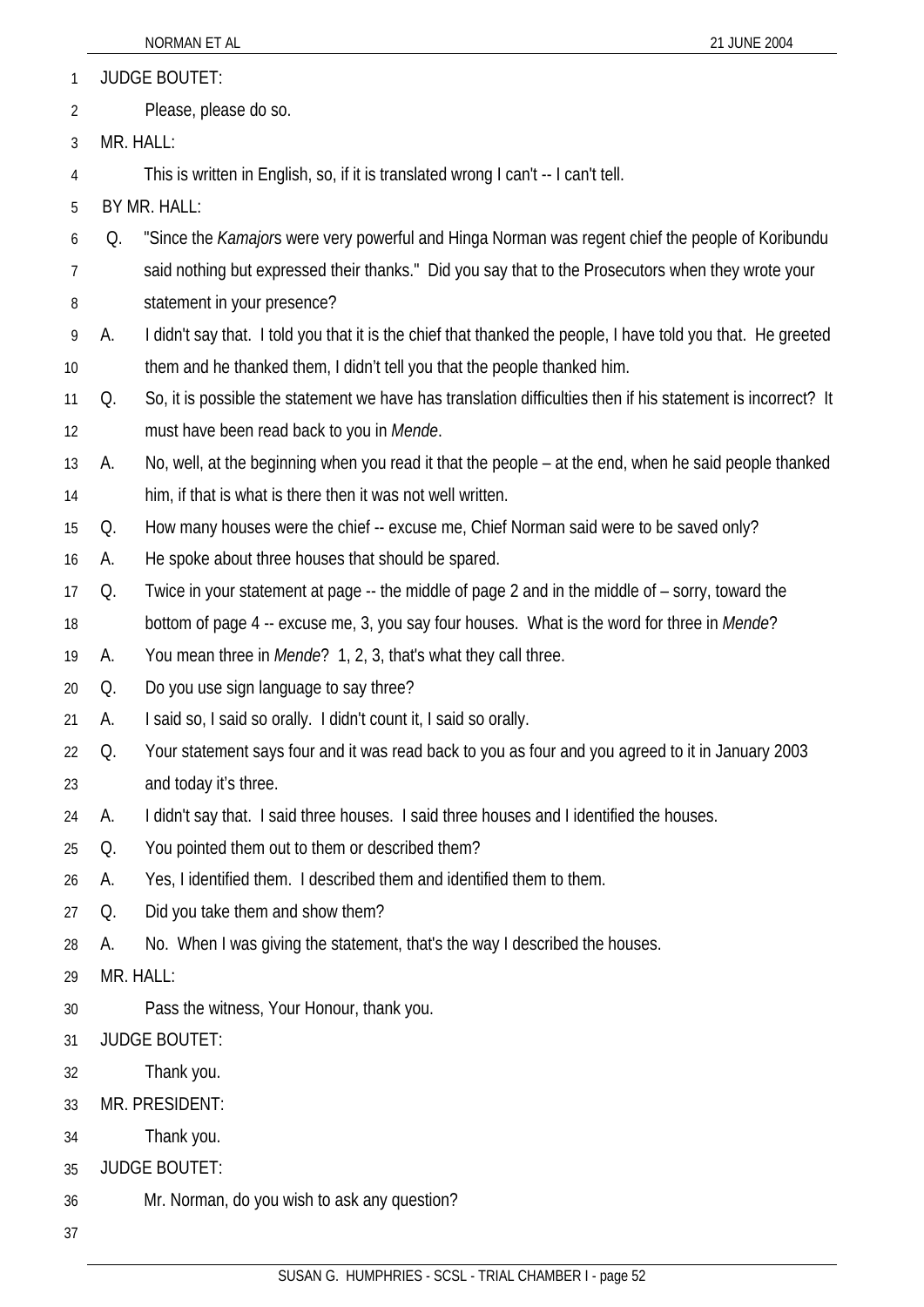JUDGE BOUTET:

Please, please do so.

MR. HALL:

This is written in English, so, if it is translated wrong I can't -- I can't tell.

BY MR. HALL:

Q. "Since the *Kamajor*s were very powerful and Hinga Norman was regent chief the people of Koribundu said nothing but expressed their thanks." Did you say that to the Prosecutors when they wrote your statement in your presence?

A. I didn't say that. I told you that it is the chief that thanked the people, I have told you that. He greeted them and he thanked them, I didn't tell you that the people thanked him.

Q. So, it is possible the statement we have has translation difficulties then if his statement is incorrect? It must have been read back to you in *Mende*.

A. No, well, at the beginning when you read it that the people – at the end, when he said people thanked him, if that is what is there then it was not well written.

Q. How many houses were the chief -- excuse me, Chief Norman said were to be saved only?

A. He spoke about three houses that should be spared.

Q. Twice in your statement at page -- the middle of page 2 and in the middle of – sorry, toward the bottom of page 4 -- excuse me, 3, you say four houses. What is the word for three in *Mende*?

A. You mean three in *Mende*? 1, 2, 3, that's what they call three.

Q. Do you use sign language to say three?

A. I said so, I said so orally. I didn't count it, I said so orally.

Q. Your statement says four and it was read back to you as four and you agreed to it in January 2003 and today it's three.

A. I didn't say that. I said three houses. I said three houses and I identified the houses.

Q. You pointed them out to them or described them?

A. Yes, I identified them. I described them and identified them to them.

Q. Did you take them and show them?

A. No. When I was giving the statement, that's the way I described the houses.

MR. HALL:

Pass the witness, Your Honour, thank you.

JUDGE BOUTET:

Thank you.

MR. PRESIDENT:

Thank you.

JUDGE BOUTET:

Mr. Norman, do you wish to ask any question?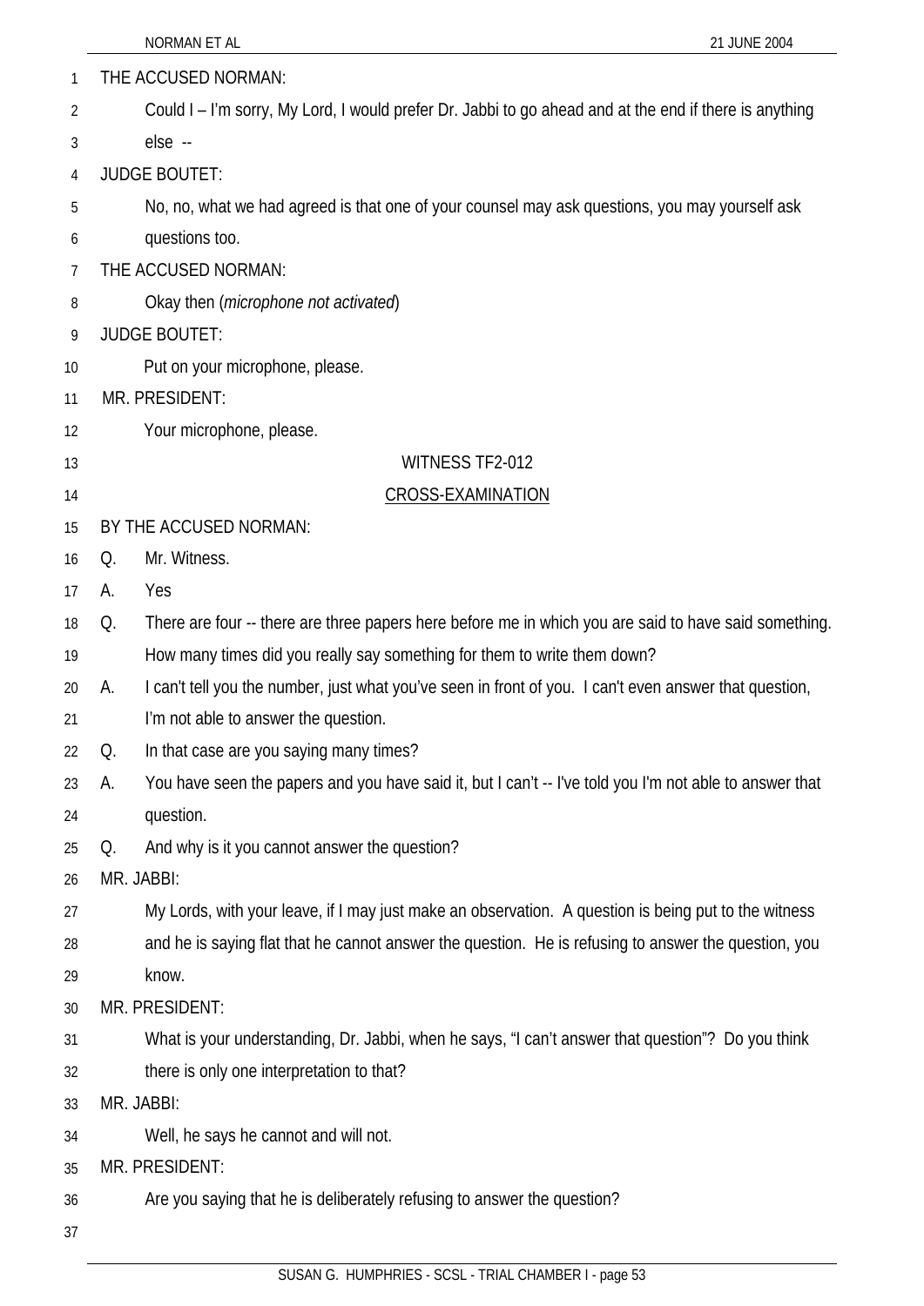THE ACCUSED NORMAN:

Could I – I'm sorry, My Lord, I would prefer Dr. Jabbi to go ahead and at the end if there is anything else --

JUDGE BOUTET:

No, no, what we had agreed is that one of your counsel may ask questions, you may yourself ask questions too.

THE ACCUSED NORMAN:

Okay then (*microphone not activated*)

JUDGE BOUTET:

Put on your microphone, please.

MR. PRESIDENT:

Your microphone, please.

WITNESS TF2-012

CROSS-EXAMINATION

BY THE ACCUSED NORMAN:

Q. Mr. Witness.

A. Yes

Q. There are four -- there are three papers here before me in which you are said to have said something. How many times did you really say something for them to write them down?

A. I can't tell you the number, just what you've seen in front of you. I can't even answer that question, I'm not able to answer the question.

Q. In that case are you saying many times?

A. You have seen the papers and you have said it, but I can't -- I've told you I'm not able to answer that question.

Q. And why is it you cannot answer the question?

MR. JABBI:

My Lords, with your leave, if I may just make an observation. A question is being put to the witness and he is saying flat that he cannot answer the question. He is refusing to answer the question, you know.

MR. PRESIDENT:

What is your understanding, Dr. Jabbi, when he says, "I can't answer that question"? Do you think there is only one interpretation to that?

MR. JABBI:

Well, he says he cannot and will not.

MR. PRESIDENT:

Are you saying that he is deliberately refusing to answer the question?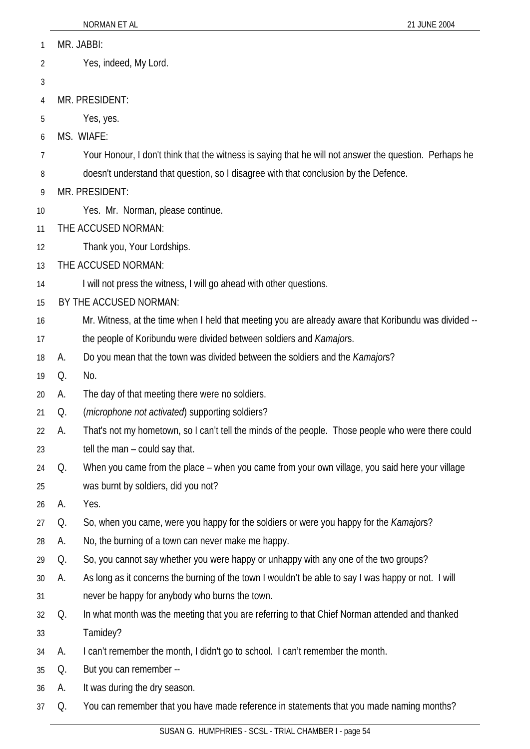MR. JABBI:

Yes, indeed, My Lord.

MR. PRESIDENT:

Yes, yes.

MS. WIAFE:

Your Honour, I don't think that the witness is saying that he will not answer the question. Perhaps he doesn't understand that question, so I disagree with that conclusion by the Defence.

MR. PRESIDENT:

Yes. Mr. Norman, please continue.

THE ACCUSED NORMAN:

Thank you, Your Lordships.

THE ACCUSED NORMAN:

I will not press the witness, I will go ahead with other questions.

BY THE ACCUSED NORMAN:

Mr. Witness, at the time when I held that meeting you are already aware that Koribundu was divided -- the people of Koribundu were divided between soldiers and *Kamajor*s.

A. Do you mean that the town was divided between the soldiers and the *Kamajor*s?

Q. No.

A. The day of that meeting there were no soldiers.

Q. (*microphone not activated*) supporting soldiers?

A. That's not my hometown, so I can't tell the minds of the people. Those people who were there could tell the man – could say that.

Q. When you came from the place – when you came from your own village, you said here your village was burnt by soldiers, did you not?

A. Yes.

Q. So, when you came, were you happy for the soldiers or were you happy for the *Kamajor*s?

A. No, the burning of a town can never make me happy.

Q. So, you cannot say whether you were happy or unhappy with any one of the two groups?

A. As long as it concerns the burning of the town I wouldn't be able to say I was happy or not. I will never be happy for anybody who burns the town.

Q. In what month was the meeting that you are referring to that Chief Norman attended and thanked Tamidey?

A. I can't remember the month, I didn't go to school. I can't remember the month.

Q. But you can remember --

A. It was during the dry season.

Q. You can remember that you have made reference in statements that you made naming months?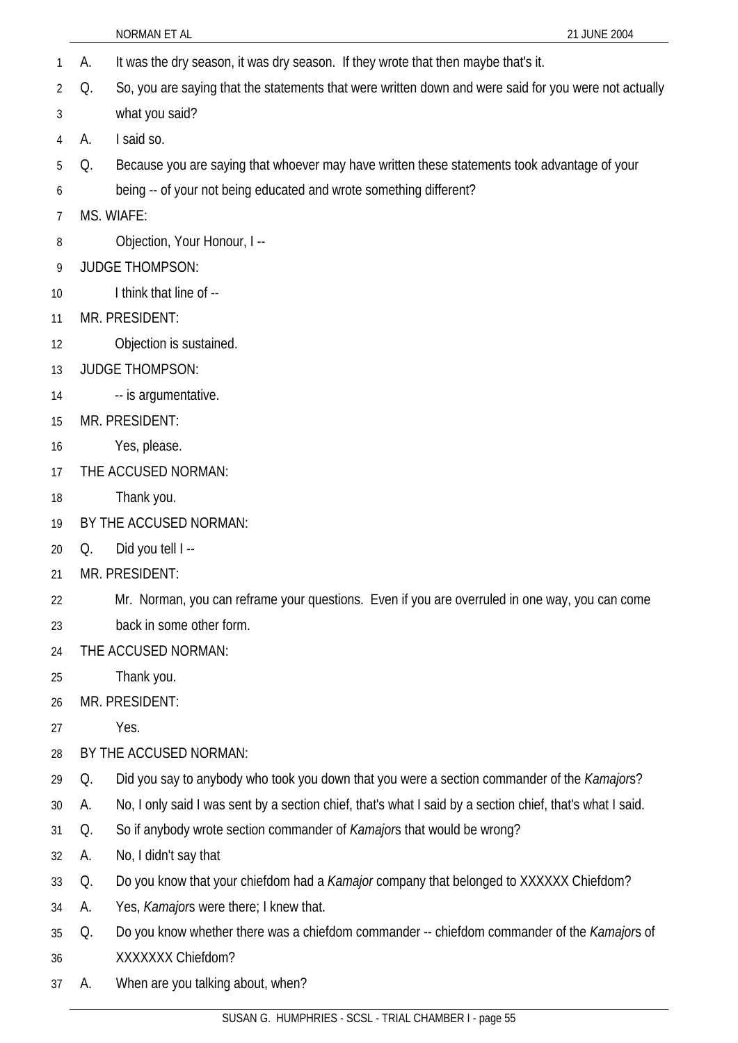A. It was the dry season, it was dry season. If they wrote that then maybe that's it.

Q. So, you are saying that the statements that were written down and were said for you were not actually what you said?

A. I said so.

Q. Because you are saying that whoever may have written these statements took advantage of your being -- of your not being educated and wrote something different?

MS. WIAFE:

Objection, Your Honour, I --

JUDGE THOMPSON:

I think that line of --

MR. PRESIDENT:

Objection is sustained.

JUDGE THOMPSON:

-- is argumentative.

MR. PRESIDENT:

Yes, please.

THE ACCUSED NORMAN:

Thank you.

BY THE ACCUSED NORMAN:

Q. Did you tell I --

MR. PRESIDENT:

Mr. Norman, you can reframe your questions. Even if you are overruled in one way, you can come back in some other form.

THE ACCUSED NORMAN:

Thank you.

MR. PRESIDENT:

Yes.

BY THE ACCUSED NORMAN:

Q. Did you say to anybody who took you down that you were a section commander of the *Kamajor*s?

A. No, I only said I was sent by a section chief, that's what I said by a section chief, that's what I said.

Q. So if anybody wrote section commander of *Kamajor*s that would be wrong?

A. No, I didn't say that

Q. Do you know that your chiefdom had a *Kamajor* company that belonged to XXXXXX Chiefdom?

A. Yes, *Kamajor*s were there; I knew that.

Q. Do you know whether there was a chiefdom commander -- chiefdom commander of the *Kamajor*s of XXXXXXX Chiefdom?

A. When are you talking about, when?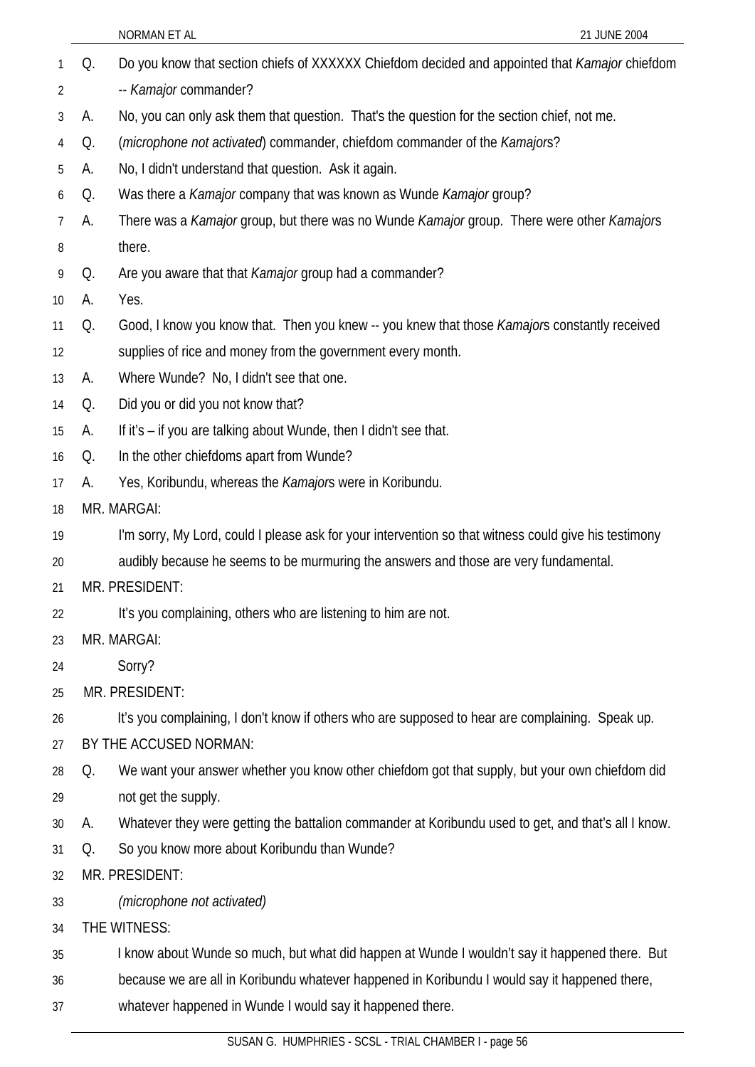Q. Do you know that section chiefs of XXXXXX Chiefdom decided and appointed that *Kamajor* chiefdom -- *Kamajor* commander?

A. No, you can only ask them that question. That's the question for the section chief, not me.

Q. (*microphone not activated*) commander, chiefdom commander of the *Kamajor*s?

A. No, I didn't understand that question. Ask it again.

Q. Was there a *Kamajor* company that was known as Wunde *Kamajor* group?

A. There was a *Kamajor* group, but there was no Wunde *Kamajor* group. There were other *Kamajor*s there.

Q. Are you aware that that *Kamajor* group had a commander?

A. Yes.

Q. Good, I know you know that. Then you knew -- you knew that those *Kamajor*s constantly received supplies of rice and money from the government every month.

A. Where Wunde? No, I didn't see that one.

Q. Did you or did you not know that?

A. If it's – if you are talking about Wunde, then I didn't see that.

Q. In the other chiefdoms apart from Wunde?

A. Yes, Koribundu, whereas the *Kamajor*s were in Koribundu.

MR. MARGAI:

I'm sorry, My Lord, could I please ask for your intervention so that witness could give his testimony audibly because he seems to be murmuring the answers and those are very fundamental.

MR. PRESIDENT:

It's you complaining, others who are listening to him are not.

MR. MARGAI:

Sorry?

MR. PRESIDENT:

It's you complaining, I don't know if others who are supposed to hear are complaining. Speak up.

BY THE ACCUSED NORMAN:

Q. We want your answer whether you know other chiefdom got that supply, but your own chiefdom did not get the supply.

A. Whatever they were getting the battalion commander at Koribundu used to get, and that's all I know.

Q. So you know more about Koribundu than Wunde?

MR. PRESIDENT:

*(microphone not activated)*

THE WITNESS:

I know about Wunde so much, but what did happen at Wunde I wouldn't say it happened there. But because we are all in Koribundu whatever happened in Koribundu I would say it happened there, whatever happened in Wunde I would say it happened there.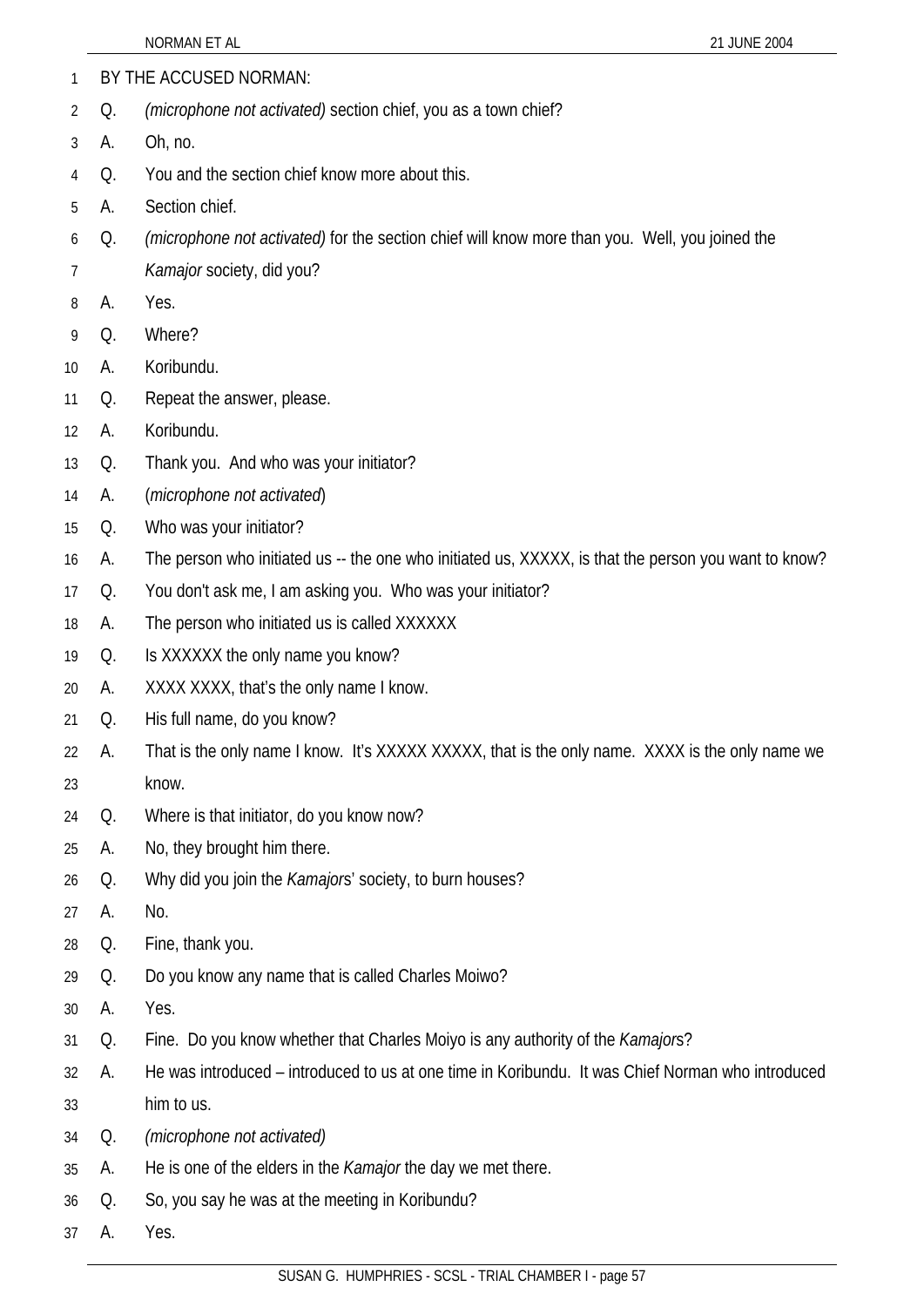BY THE ACCUSED NORMAN:

Q. *(microphone not activated)* section chief, you as a town chief?

A. Oh, no.

Q. You and the section chief know more about this.

A. Section chief.

Q. *(microphone not activated)* for the section chief will know more than you. Well, you joined the *Kamajor* society, did you?

A. Yes.

Q. Where?

A. Koribundu.

Q. Repeat the answer, please.

A. Koribundu.

Q. Thank you. And who was your initiator?

A. (*microphone not activated*)

Q. Who was your initiator?

A. The person who initiated us -- the one who initiated us, XXXXX, is that the person you want to know?

Q. You don't ask me, I am asking you. Who was your initiator?

A. The person who initiated us is called XXXXXX

Q. Is XXXXXX the only name you know?

A. XXXX XXXX, that's the only name I know.

Q. His full name, do you know?

A. That is the only name I know. It's XXXXX XXXXX, that is the only name. XXXX is the only name we know.

Q. Where is that initiator, do you know now?

A. No, they brought him there.

Q. Why did you join the *Kamajor*s' society, to burn houses?

A. No.

Q. Fine, thank you.

Q. Do you know any name that is called Charles Moiwo?

A. Yes.

Q. Fine. Do you know whether that Charles Moiyo is any authority of the *Kamajor*s?

A. He was introduced – introduced to us at one time in Koribundu. It was Chief Norman who introduced him to us.

Q. *(microphone not activated)*

A. He is one of the elders in the *Kamajor* the day we met there.

Q. So, you say he was at the meeting in Koribundu?

A. Yes.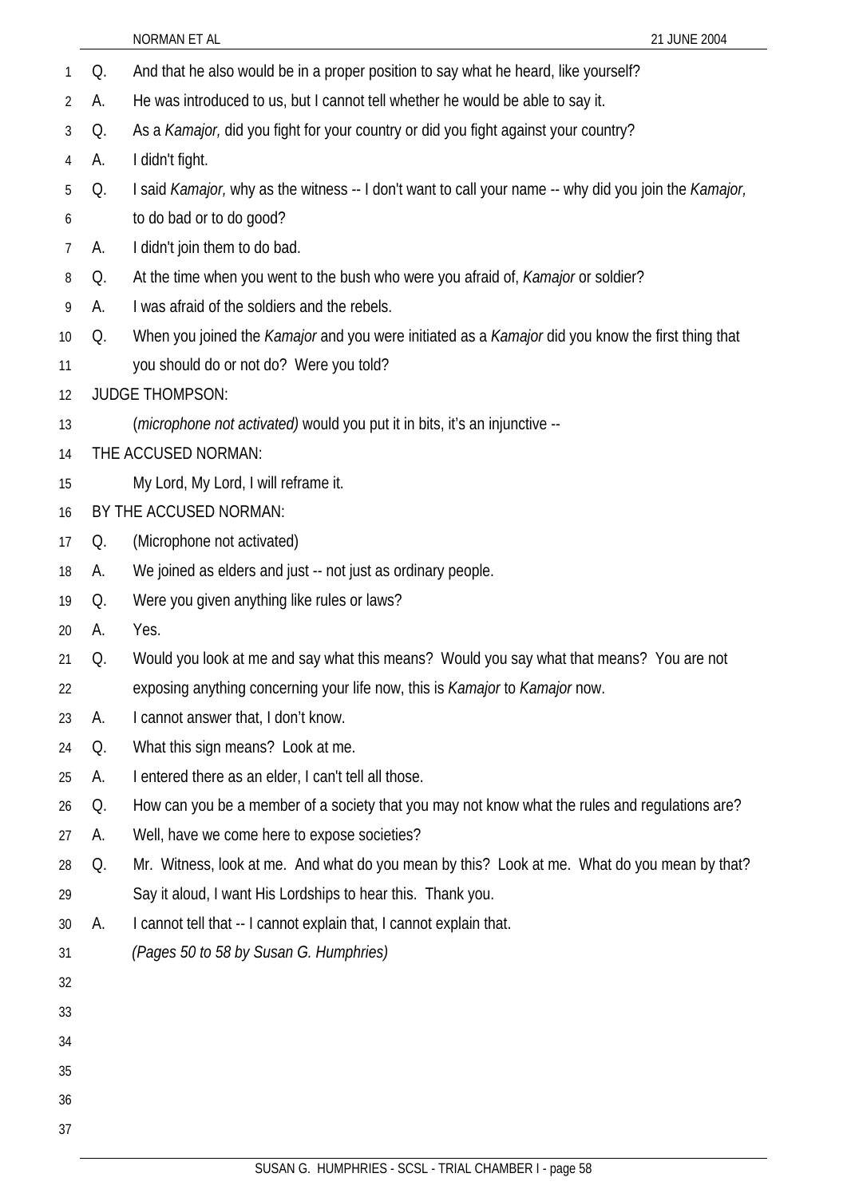Q. And that he also would be in a proper position to say what he heard, like yourself?

A. He was introduced to us, but I cannot tell whether he would be able to say it.

Q. As a *Kamajor,* did you fight for your country or did you fight against your country?

A. I didn't fight.

Q. I said *Kamajor,* why as the witness -- I don't want to call your name -- why did you join the *Kamajor,* to do bad or to do good?

A. I didn't join them to do bad.

Q. At the time when you went to the bush who were you afraid of, *Kamajor* or soldier?

A. I was afraid of the soldiers and the rebels.

Q. When you joined the *Kamajor* and you were initiated as a *Kamajor* did you know the first thing that you should do or not do? Were you told?

JUDGE THOMPSON:

(*microphone not activated)* would you put it in bits, it's an injunctive --

THE ACCUSED NORMAN:

My Lord, My Lord, I will reframe it.

BY THE ACCUSED NORMAN:

Q. (Microphone not activated)

A. We joined as elders and just -- not just as ordinary people.

Q. Were you given anything like rules or laws?

A. Yes.

Q. Would you look at me and say what this means? Would you say what that means? You are not exposing anything concerning your life now, this is *Kamajor* to *Kamajor* now.

A. I cannot answer that, I don't know.

Q. What this sign means? Look at me.

A. I entered there as an elder, I can't tell all those.

Q. How can you be a member of a society that you may not know what the rules and regulations are?

A. Well, have we come here to expose societies?

Q. Mr. Witness, look at me. And what do you mean by this? Look at me. What do you mean by that? Say it aloud, I want His Lordships to hear this. Thank you.

A. I cannot tell that -- I cannot explain that, I cannot explain that.

*(Pages 50 to 58 by Susan G. Humphries)*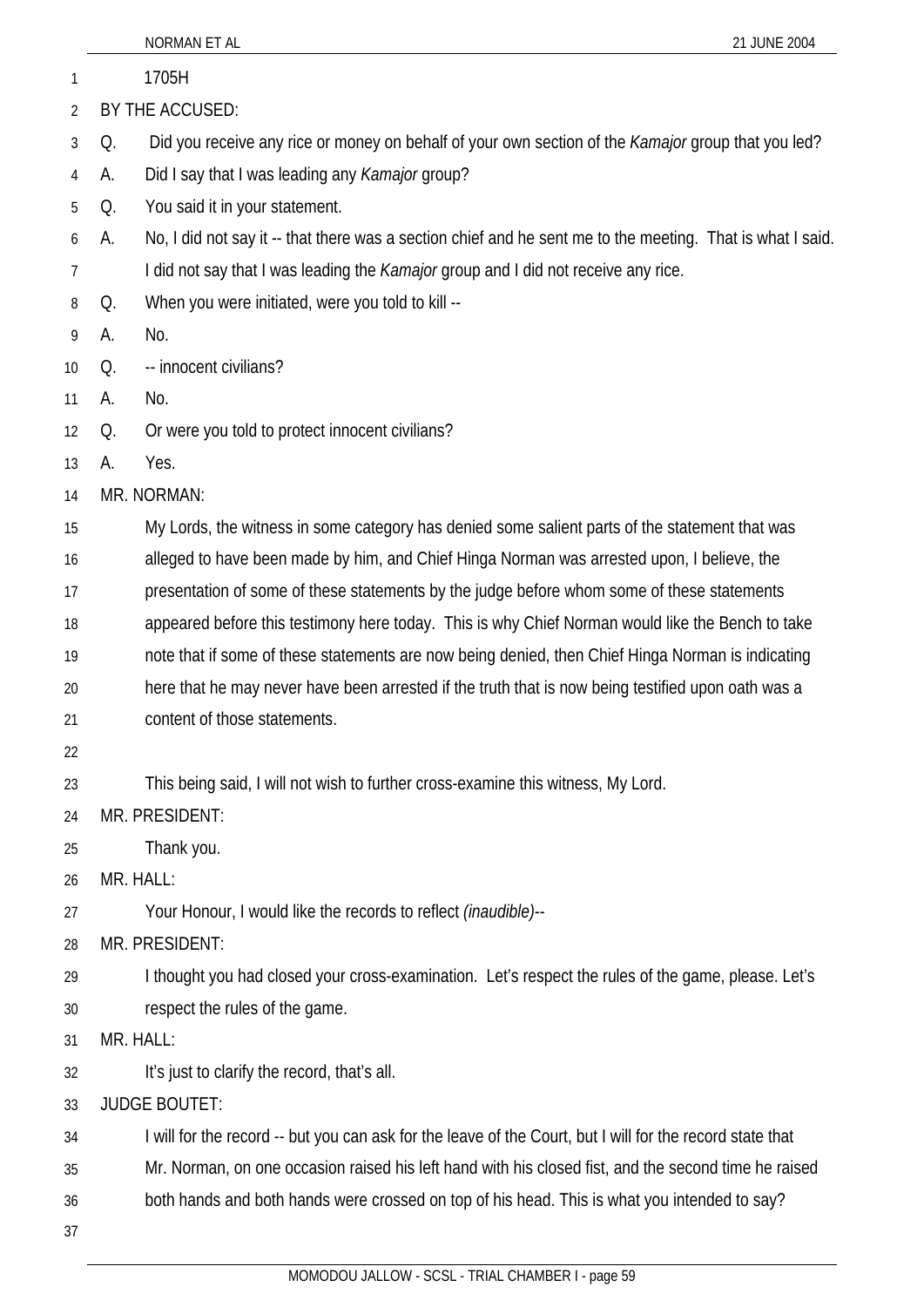1705H

BY THE ACCUSED:

Q. Did you receive any rice or money on behalf of your own section of the *Kamajor* group that you led?

A. Did I say that I was leading any *Kamajor* group?

Q. You said it in your statement.

A. No, I did not say it -- that there was a section chief and he sent me to the meeting. That is what I said. I did not say that I was leading the *Kamajor* group and I did not receive any rice.

Q. When you were initiated, were you told to kill --

A. No.

Q. -- innocent civilians?

A. No.

Q. Or were you told to protect innocent civilians?

A. Yes.

MR. NORMAN:

My Lords, the witness in some category has denied some salient parts of the statement that was alleged to have been made by him, and Chief Hinga Norman was arrested upon, I believe, the presentation of some of these statements by the judge before whom some of these statements appeared before this testimony here today. This is why Chief Norman would like the Bench to take note that if some of these statements are now being denied, then Chief Hinga Norman is indicating here that he may never have been arrested if the truth that is now being testified upon oath was a content of those statements.

This being said, I will not wish to further cross-examine this witness, My Lord.

MR. PRESIDENT:

Thank you.

MR. HALL:

Your Honour, I would like the records to reflect *(inaudible)*--

MR. PRESIDENT:

I thought you had closed your cross-examination. Let's respect the rules of the game, please. Let's respect the rules of the game.

MR. HALL:

It's just to clarify the record, that's all.

JUDGE BOUTET:

I will for the record -- but you can ask for the leave of the Court, but I will for the record state that Mr. Norman, on one occasion raised his left hand with his closed fist, and the second time he raised both hands and both hands were crossed on top of his head. This is what you intended to say?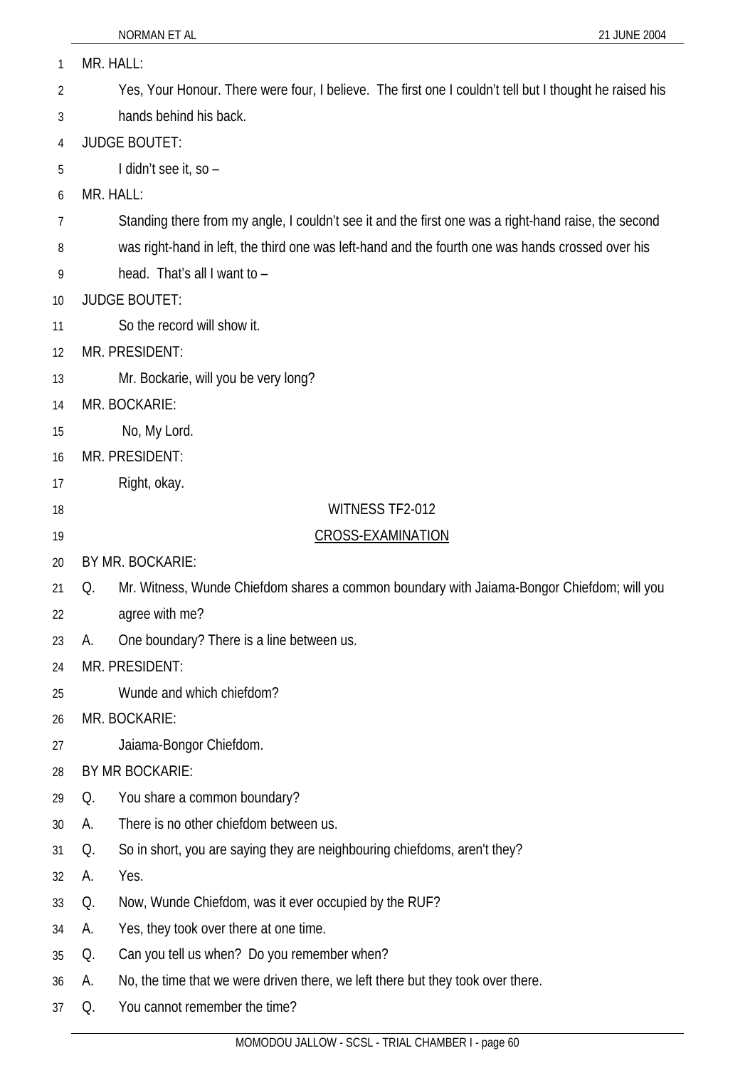MR. HALL:

Yes, Your Honour. There were four, I believe. The first one I couldn't tell but I thought he raised his hands behind his back.

JUDGE BOUTET:

I didn't see it, so –

MR. HALL:

Standing there from my angle, I couldn't see it and the first one was a right-hand raise, the second was right-hand in left, the third one was left-hand and the fourth one was hands crossed over his head. That's all I want to –

JUDGE BOUTET:

So the record will show it.

MR. PRESIDENT:

Mr. Bockarie, will you be very long?

MR. BOCKARIE:

No, My Lord.

MR. PRESIDENT:

Right, okay.

WITNESS TF2-012

CROSS-EXAMINATION

BY MR. BOCKARIE:

Q. Mr. Witness, Wunde Chiefdom shares a common boundary with Jaiama-Bongor Chiefdom; will you agree with me?

A. One boundary? There is a line between us.

MR. PRESIDENT:

Wunde and which chiefdom?

MR. BOCKARIE:

Jaiama-Bongor Chiefdom.

BY MR BOCKARIE:

Q. You share a common boundary?

A. There is no other chiefdom between us.

Q. So in short, you are saying they are neighbouring chiefdoms, aren't they?

A. Yes.

Q. Now, Wunde Chiefdom, was it ever occupied by the RUF?

A. Yes, they took over there at one time.

Q. Can you tell us when? Do you remember when?

A. No, the time that we were driven there, we left there but they took over there.

Q. You cannot remember the time?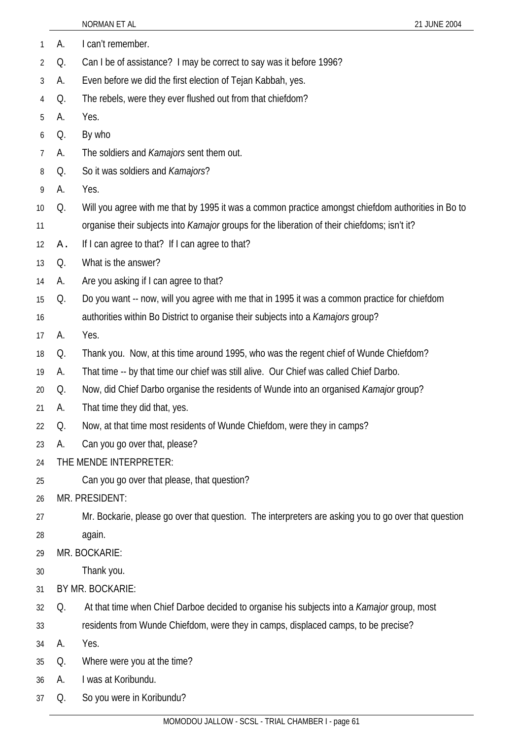A. I can't remember.

Q. Can I be of assistance? I may be correct to say was it before 1996?

A. Even before we did the first election of Tejan Kabbah, yes.

Q. The rebels, were they ever flushed out from that chiefdom?

A. Yes.

Q. By who

A. The soldiers and *Kamajors* sent them out.

Q. So it was soldiers and *Kamajors*?

A. Yes.

Q. Will you agree with me that by 1995 it was a common practice amongst chiefdom authorities in Bo to organise their subjects into *Kamajor* groups for the liberation of their chiefdoms; isn't it?

A. If I can agree to that? If I can agree to that?

Q. What is the answer?

A. Are you asking if I can agree to that?

Q. Do you want -- now, will you agree with me that in 1995 it was a common practice for chiefdom authorities within Bo District to organise their subjects into a *Kamajors* group?

A. Yes.

Q. Thank you. Now, at this time around 1995, who was the regent chief of Wunde Chiefdom?

A. That time -- by that time our chief was still alive. Our Chief was called Chief Darbo.

Q. Now, did Chief Darbo organise the residents of Wunde into an organised *Kamajor* group?

A. That time they did that, yes.

Q. Now, at that time most residents of Wunde Chiefdom, were they in camps?

A. Can you go over that, please?

THE MENDE INTERPRETER:

Can you go over that please, that question?

MR. PRESIDENT:

Mr. Bockarie, please go over that question. The interpreters are asking you to go over that question again.

MR. BOCKARIE:

Thank you.

BY MR. BOCKARIE:

Q. At that time when Chief Darboe decided to organise his subjects into a *Kamajor* group, most residents from Wunde Chiefdom, were they in camps, displaced camps, to be precise?

A. Yes.

Q. Where were you at the time?

A. I was at Koribundu.

Q. So you were in Koribundu?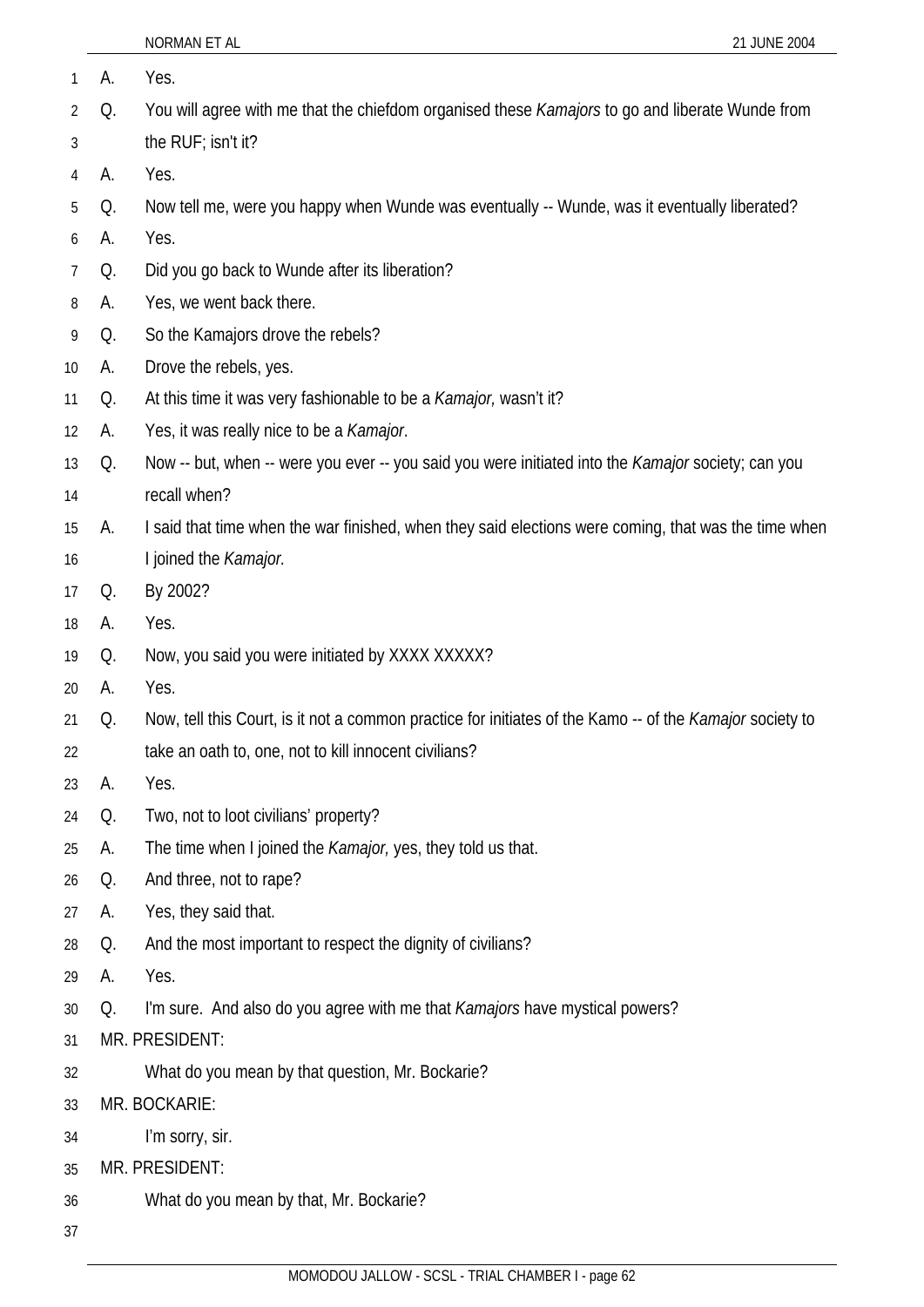A. Yes.

Q. You will agree with me that the chiefdom organised these *Kamajors* to go and liberate Wunde from the RUF; isn't it?

A. Yes.

Q. Now tell me, were you happy when Wunde was eventually -- Wunde, was it eventually liberated?

A. Yes.

Q. Did you go back to Wunde after its liberation?

A. Yes, we went back there.

Q. So the Kamajors drove the rebels?

A. Drove the rebels, yes.

Q. At this time it was very fashionable to be a *Kamajor,* wasn't it?

A. Yes, it was really nice to be a *Kamajor*.

Q. Now -- but, when -- were you ever -- you said you were initiated into the *Kamajor* society; can you recall when?

A. I said that time when the war finished, when they said elections were coming, that was the time when I joined the *Kamajor.*

Q. By 2002?

A. Yes.

Q. Now, you said you were initiated by XXXX XXXXX?

A. Yes.

Q. Now, tell this Court, is it not a common practice for initiates of the Kamo -- of the *Kamajor* society to take an oath to, one, not to kill innocent civilians?

A. Yes.

Q. Two, not to loot civilians' property?

A. The time when I joined the *Kamajor,* yes, they told us that.

Q. And three, not to rape?

A. Yes, they said that.

Q. And the most important to respect the dignity of civilians?

A. Yes.

Q. I'm sure. And also do you agree with me that *Kamajors* have mystical powers?

MR. PRESIDENT:

What do you mean by that question, Mr. Bockarie?

MR. BOCKARIE:

I'm sorry, sir.

MR. PRESIDENT:

What do you mean by that, Mr. Bockarie?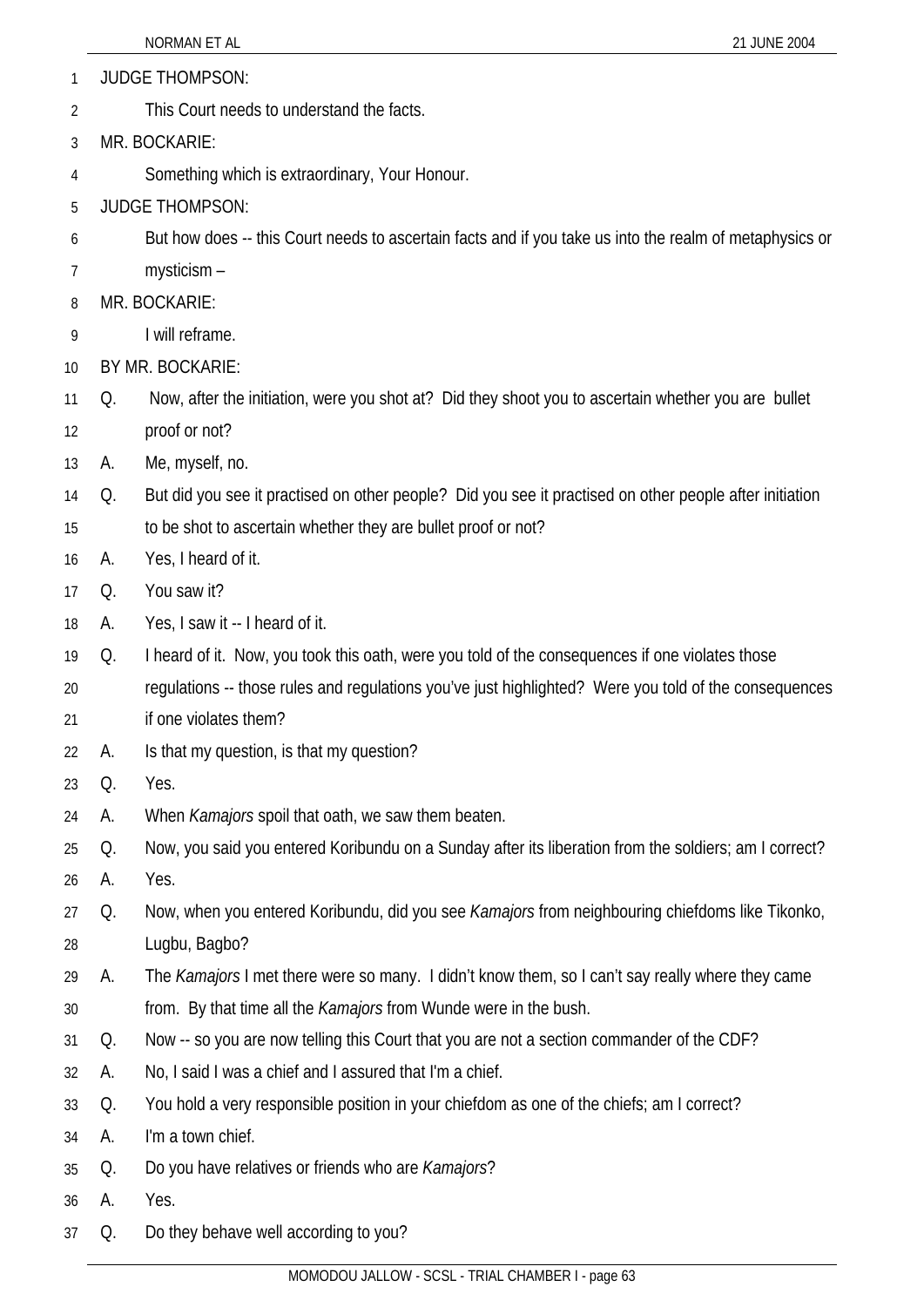JUDGE THOMPSON:

This Court needs to understand the facts.

MR. BOCKARIE:

Something which is extraordinary, Your Honour.

JUDGE THOMPSON:

But how does -- this Court needs to ascertain facts and if you take us into the realm of metaphysics or mysticism –

MR. BOCKARIE:

I will reframe.

BY MR. BOCKARIE:

Q. Now, after the initiation, were you shot at? Did they shoot you to ascertain whether you are bullet proof or not?

A. Me, myself, no.

Q. But did you see it practised on other people? Did you see it practised on other people after initiation to be shot to ascertain whether they are bullet proof or not?

A. Yes, I heard of it.

Q. You saw it?

A. Yes, I saw it -- I heard of it.

Q. I heard of it. Now, you took this oath, were you told of the consequences if one violates those regulations -- those rules and regulations you've just highlighted? Were you told of the consequences if one violates them?

A. Is that my question, is that my question?

Q. Yes.

A. When *Kamajors* spoil that oath, we saw them beaten.

Q. Now, you said you entered Koribundu on a Sunday after its liberation from the soldiers; am I correct?

A. Yes.

Q. Now, when you entered Koribundu, did you see *Kamajors* from neighbouring chiefdoms like Tikonko, Lugbu, Bagbo?

A. The *Kamajors* I met there were so many. I didn't know them, so I can't say really where they came from. By that time all the *Kamajors* from Wunde were in the bush.

Q. Now -- so you are now telling this Court that you are not a section commander of the CDF?

A. No, I said I was a chief and I assured that I'm a chief.

Q. You hold a very responsible position in your chiefdom as one of the chiefs; am I correct?

A. I'm a town chief.

Q. Do you have relatives or friends who are *Kamajors*?

A. Yes.

Q. Do they behave well according to you?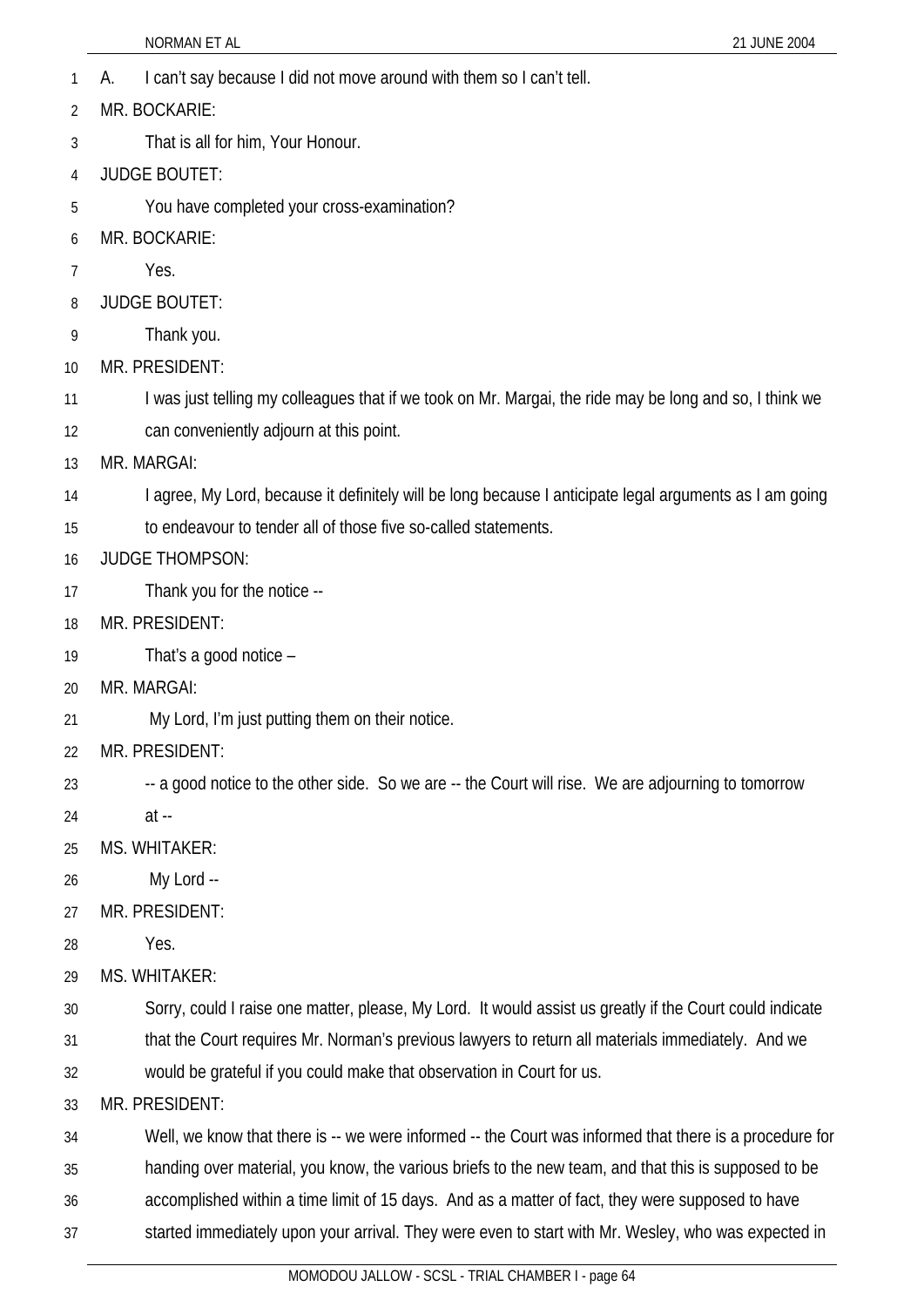A. I can't say because I did not move around with them so I can't tell.

MR. BOCKARIE:

That is all for him, Your Honour.

JUDGE BOUTET:

You have completed your cross-examination?

MR. BOCKARIE:

Yes.

JUDGE BOUTET:

Thank you.

MR. PRESIDENT:

I was just telling my colleagues that if we took on Mr. Margai, the ride may be long and so, I think we can conveniently adjourn at this point.

MR. MARGAI:

I agree, My Lord, because it definitely will be long because I anticipate legal arguments as I am going to endeavour to tender all of those five so-called statements.

JUDGE THOMPSON:

Thank you for the notice --

MR. PRESIDENT:

That's a good notice –

MR. MARGAI:

My Lord, I'm just putting them on their notice.

MR. PRESIDENT:

-- a good notice to the other side. So we are -- the Court will rise. We are adjourning to tomorrow at --

MS. WHITAKER:

My Lord --

MR. PRESIDENT:

Yes.

MS. WHITAKER:

Sorry, could I raise one matter, please, My Lord. It would assist us greatly if the Court could indicate that the Court requires Mr. Norman's previous lawyers to return all materials immediately. And we would be grateful if you could make that observation in Court for us.

MR. PRESIDENT:

Well, we know that there is -- we were informed -- the Court was informed that there is a procedure for handing over material, you know, the various briefs to the new team, and that this is supposed to be accomplished within a time limit of 15 days. And as a matter of fact, they were supposed to have started immediately upon your arrival. They were even to start with Mr. Wesley, who was expected in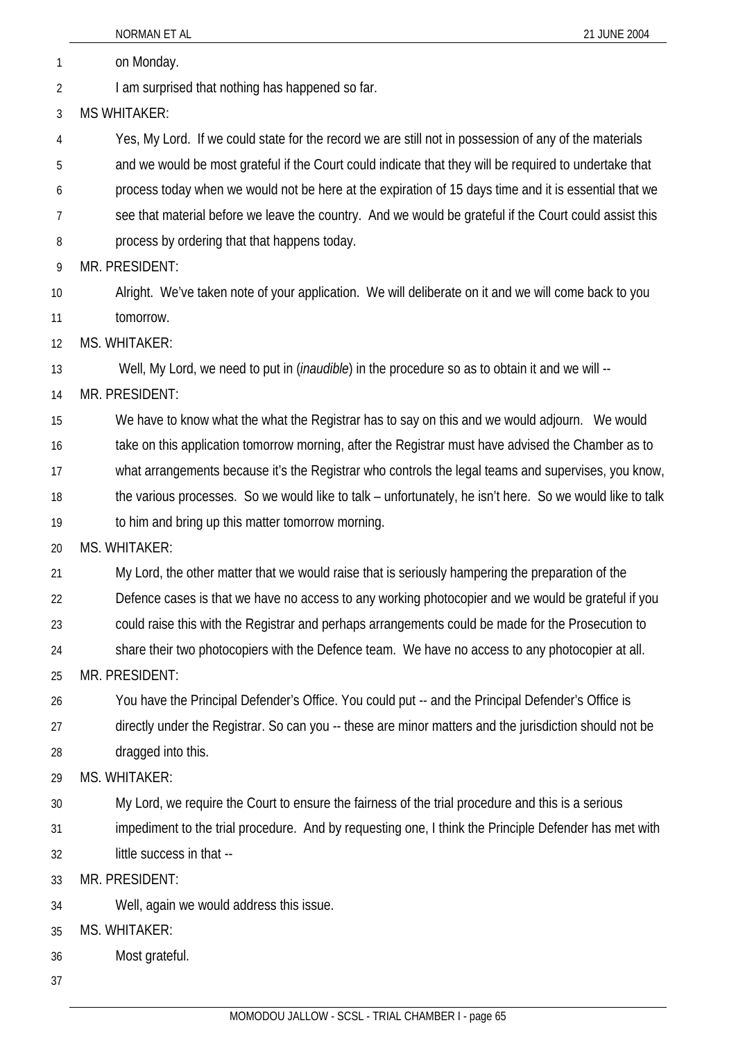on Monday.

I am surprised that nothing has happened so far.

MS WHITAKER:

Yes, My Lord. If we could state for the record we are still not in possession of any of the materials and we would be most grateful if the Court could indicate that they will be required to undertake that process today when we would not be here at the expiration of 15 days time and it is essential that we see that material before we leave the country. And we would be grateful if the Court could assist this process by ordering that that happens today.

MR. PRESIDENT:

Alright. We've taken note of your application. We will deliberate on it and we will come back to you tomorrow.

MS. WHITAKER:

Well, My Lord, we need to put in (*inaudible*) in the procedure so as to obtain it and we will --

MR. PRESIDENT:

We have to know what the what the Registrar has to say on this and we would adjourn. We would take on this application tomorrow morning, after the Registrar must have advised the Chamber as to what arrangements because it's the Registrar who controls the legal teams and supervises, you know, the various processes. So we would like to talk – unfortunately, he isn't here. So we would like to talk to him and bring up this matter tomorrow morning.

MS. WHITAKER:

My Lord, the other matter that we would raise that is seriously hampering the preparation of the Defence cases is that we have no access to any working photocopier and we would be grateful if you could raise this with the Registrar and perhaps arrangements could be made for the Prosecution to share their two photocopiers with the Defence team. We have no access to any photocopier at all.

MR. PRESIDENT:

You have the Principal Defender's Office. You could put -- and the Principal Defender's Office is directly under the Registrar. So can you -- these are minor matters and the jurisdiction should not be dragged into this.

MS. WHITAKER:

My Lord, we require the Court to ensure the fairness of the trial procedure and this is a serious impediment to the trial procedure. And by requesting one, I think the Principle Defender has met with little success in that --

MR. PRESIDENT:

Well, again we would address this issue.

MS. WHITAKER:

Most grateful.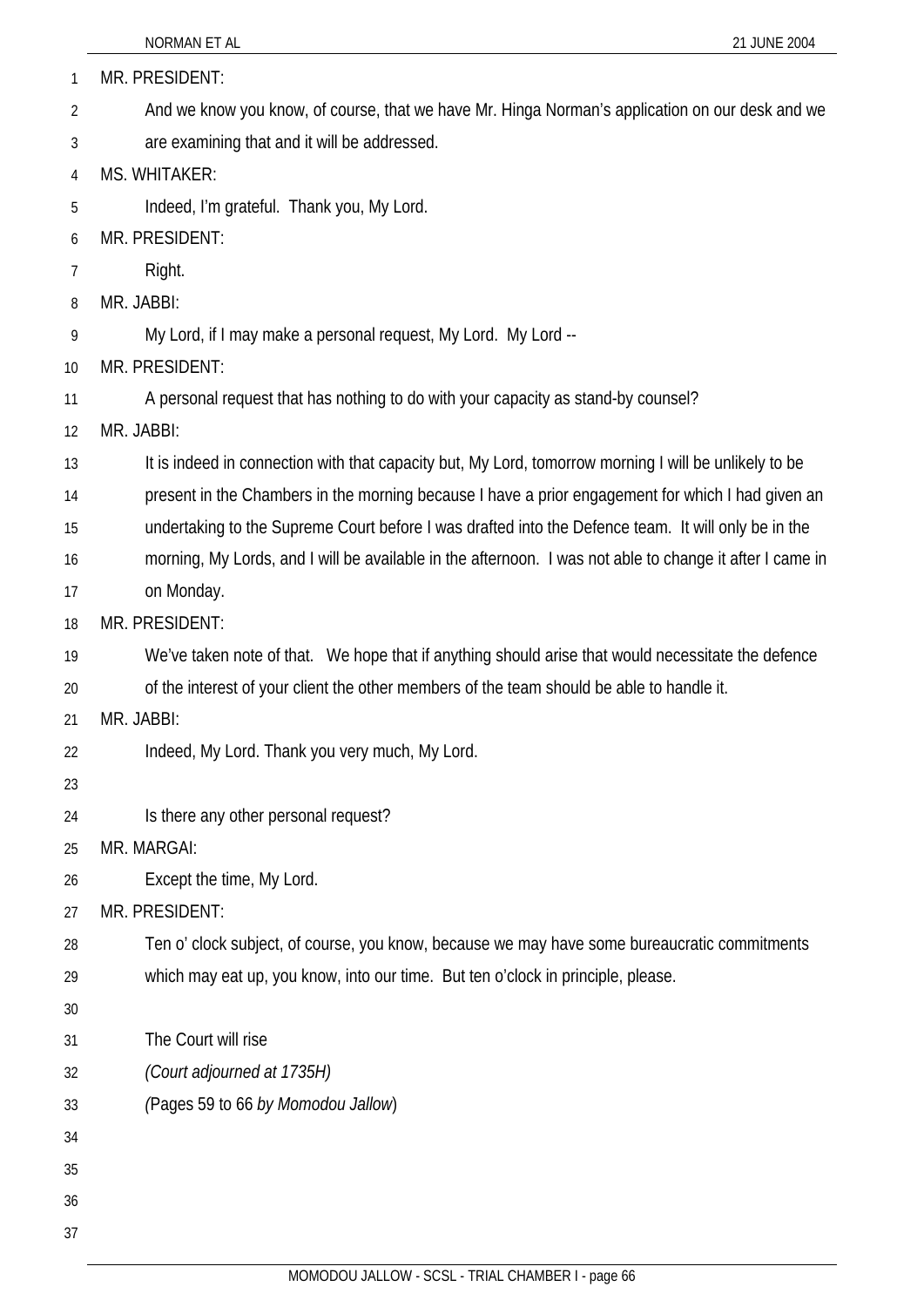MR. PRESIDENT:

And we know you know, of course, that we have Mr. Hinga Norman's application on our desk and we are examining that and it will be addressed.

MS. WHITAKER:

Indeed, I'm grateful. Thank you, My Lord.

MR. PRESIDENT:

Right.

MR. JABBI:

My Lord, if I may make a personal request, My Lord. My Lord --

MR. PRESIDENT:

A personal request that has nothing to do with your capacity as stand-by counsel?

MR. JABBI:

It is indeed in connection with that capacity but, My Lord, tomorrow morning I will be unlikely to be present in the Chambers in the morning because I have a prior engagement for which I had given an undertaking to the Supreme Court before I was drafted into the Defence team. It will only be in the morning, My Lords, and I will be available in the afternoon. I was not able to change it after I came in on Monday.

MR. PRESIDENT:

We've taken note of that. We hope that if anything should arise that would necessitate the defence of the interest of your client the other members of the team should be able to handle it.

MR. JABBI:

Indeed, My Lord. Thank you very much, My Lord.

Is there any other personal request?

MR. MARGAI:

Except the time, My Lord.

MR. PRESIDENT:

Ten o' clock subject, of course, you know, because we may have some bureaucratic commitments which may eat up, you know, into our time. But ten o'clock in principle, please.

The Court will rise

*(Court adjourned at 1735H)*

*(*Pages 59 to 66 *by Momodou Jallow*)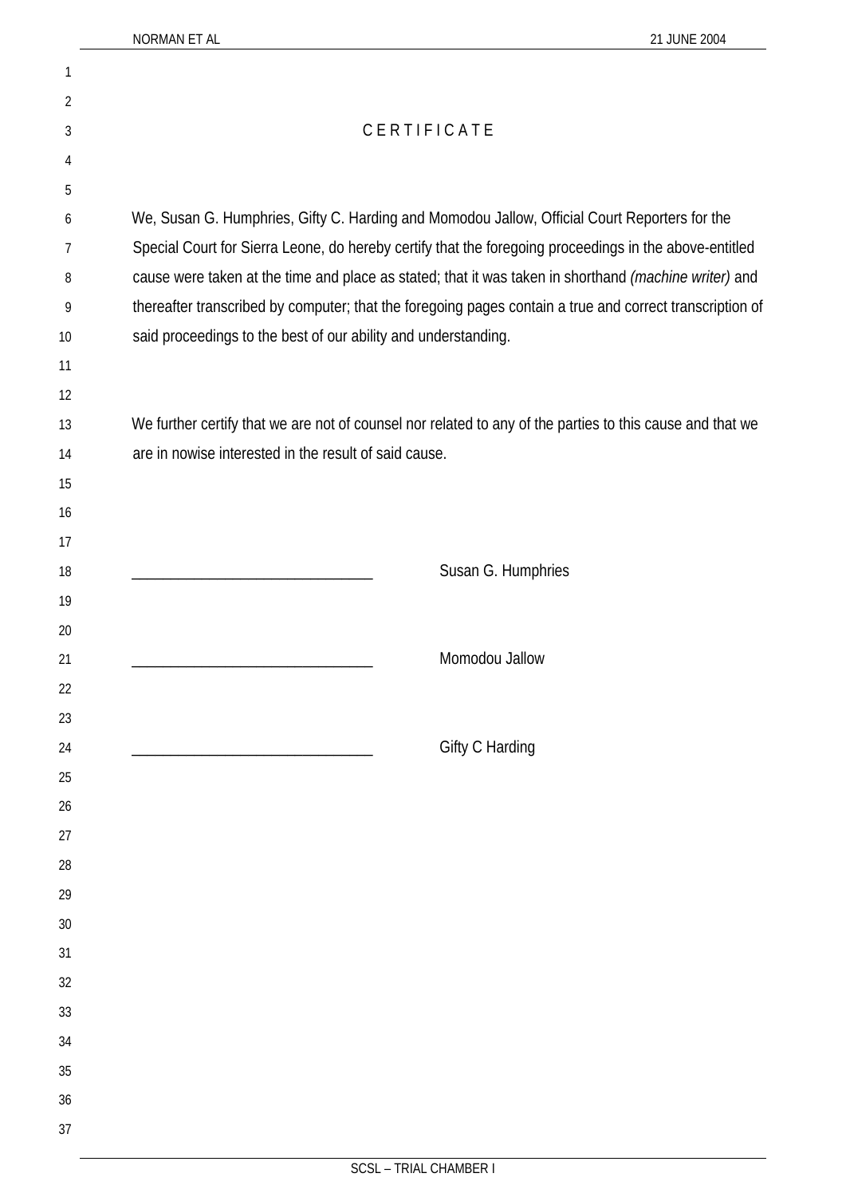# C E R T I F I C A T E

We, Susan G. Humphries, Gifty C. Harding and Momodou Jallow, Official Court Reporters for the Special Court for Sierra Leone, do hereby certify that the foregoing proceedings in the above-entitled cause were taken at the time and place as stated; that it was taken in shorthand *(machine writer)* and thereafter transcribed by computer; that the foregoing pages contain a true and correct transcription of said proceedings to the best of our ability and understanding.

We further certify that we are not of counsel nor related to any of the parties to this cause and that we are in nowise interested in the result of said cause.

_______________________________ Susan G. Humphries

_______________________________ Momodou Jallow

_______________________________ Gifty C Harding